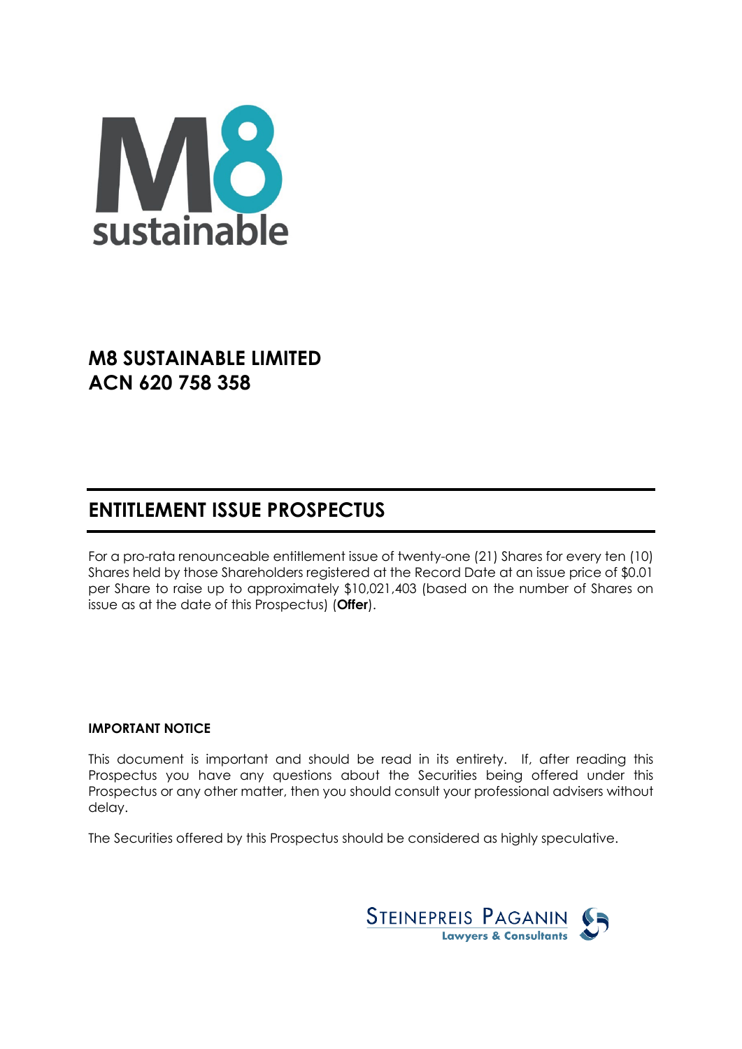# M8 SUSTAINABLE LIMITED
# ACN 620 758 358

## ENTITLEMENT ISSUE PROSPECTUS

For a pro-rata renounceable entitlement issue of twenty-one (21) Shares for every ten (10) Shares held by those Shareholders registered at the Record Date at an issue price of $0.01 per Share to raise up to approximately $10,021,403 (based on the number of Shares on issue as at the date of this Prospectus) (**Offer**).

**IMPORTANT NOTICE**

This document is important and should be read in its entirety. If, after reading this Prospectus you have any questions about the Securities being offered under this Prospectus or any other matter, then you should consult your professional advisers without delay.

The Securities offered by this Prospectus should be considered as highly speculative.

STEINEPREIS PAGANIN
Lawyers & Consultants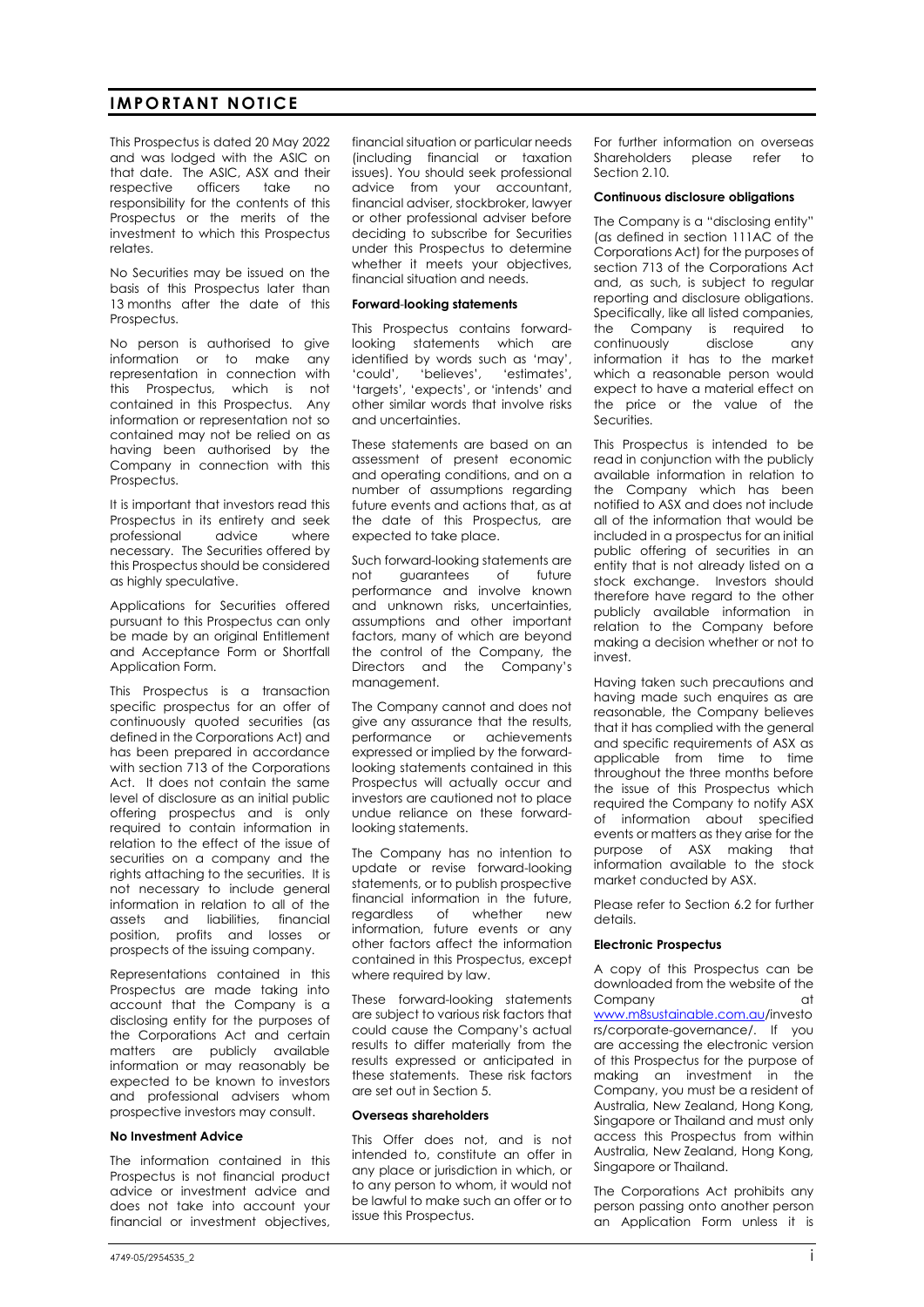## IMPORTANT NOTICE

This Prospectus is dated 20 May 2022 and was lodged with the ASIC on that date. The ASIC, ASX and their respective officers take no responsibility for the contents of this Prospectus or the merits of the investment to which this Prospectus relates.

No Securities may be issued on the basis of this Prospectus later than 13 months after the date of this Prospectus.

No person is authorised to give information or to make any representation in connection with this Prospectus, which is not contained in this Prospectus. Any information or representation not so contained may not be relied on as having been authorised by the Company in connection with this Prospectus.

It is important that investors read this Prospectus in its entirety and seek professional advice where necessary. The Securities offered by this Prospectus should be considered as highly speculative.

Applications for Securities offered pursuant to this Prospectus can only be made by an original Entitlement and Acceptance Form or Shortfall Application Form.

This Prospectus is a transaction specific prospectus for an offer of continuously quoted securities (as defined in the Corporations Act) and has been prepared in accordance with section 713 of the Corporations Act. It does not contain the same level of disclosure as an initial public offering prospectus and is only required to contain information in relation to the effect of the issue of securities on a company and the rights attaching to the securities. It is not necessary to include general information in relation to all of the assets and liabilities, financial position, profits and losses or prospects of the issuing company.

Representations contained in this Prospectus are made taking into account that the Company is a disclosing entity for the purposes of the Corporations Act and certain matters are publicly available information or may reasonably be expected to be known to investors and professional advisers whom prospective investors may consult.

**No Investment Advice**

The information contained in this Prospectus is not financial product advice or investment advice and does not take into account your financial or investment objectives, financial situation or particular needs (including financial or taxation issues). You should seek professional advice from your accountant, financial adviser, stockbroker, lawyer or other professional adviser before deciding to subscribe for Securities under this Prospectus to determine whether it meets your objectives, financial situation and needs.

**Forward-looking statements**

This Prospectus contains forward-looking statements which are identified by words such as 'may', 'could', 'believes', 'estimates', 'targets', 'expects', or 'intends' and other similar words that involve risks and uncertainties.

These statements are based on an assessment of present economic and operating conditions, and on a number of assumptions regarding future events and actions that, as at the date of this Prospectus, are expected to take place.

Such forward-looking statements are not guarantees of future performance and involve known and unknown risks, uncertainties, assumptions and other important factors, many of which are beyond the control of the Company, the Directors and the Company's management.

The Company cannot and does not give any assurance that the results, performance or achievements expressed or implied by the forward-looking statements contained in this Prospectus will actually occur and investors are cautioned not to place undue reliance on these forward-looking statements.

The Company has no intention to update or revise forward-looking statements, or to publish prospective financial information in the future, regardless of whether new information, future events or any other factors affect the information contained in this Prospectus, except where required by law.

These forward-looking statements are subject to various risk factors that could cause the Company's actual results to differ materially from the results expressed or anticipated in these statements. These risk factors are set out in Section 5.

**Overseas shareholders**

This Offer does not, and is not intended to, constitute an offer in any place or jurisdiction in which, or to any person to whom, it would not be lawful to make such an offer or to issue this Prospectus.

For further information on overseas Shareholders please refer to Section 2.10.

**Continuous disclosure obligations**

The Company is a "disclosing entity" (as defined in section 111AC of the Corporations Act) for the purposes of section 713 of the Corporations Act and, as such, is subject to regular reporting and disclosure obligations. Specifically, like all listed companies, the Company is required to continuously disclose any information it has to the market which a reasonable person would expect to have a material effect on the price or the value of the Securities.

This Prospectus is intended to be read in conjunction with the publicly available information in relation to the Company which has been notified to ASX and does not include all of the information that would be included in a prospectus for an initial public offering of securities in an entity that is not already listed on a stock exchange. Investors should therefore have regard to the other publicly available information in relation to the Company before making a decision whether or not to invest.

Having taken such precautions and having made such enquires as are reasonable, the Company believes that it has complied with the general and specific requirements of ASX as applicable from time to time throughout the three months before the issue of this Prospectus which required the Company to notify ASX of information about specified events or matters as they arise for the purpose of ASX making that information available to the stock market conducted by ASX.

Please refer to Section 6.2 for further details.

**Electronic Prospectus**

A copy of this Prospectus can be downloaded from the website of the Company at www.m8sustainable.com.au/investors/corporate-governance/. If you are accessing the electronic version of this Prospectus for the purpose of making an investment in the Company, you must be a resident of Australia, New Zealand, Hong Kong, Singapore or Thailand and must only access this Prospectus from within Australia, New Zealand, Hong Kong, Singapore or Thailand.

The Corporations Act prohibits any person passing onto another person an Application Form unless it is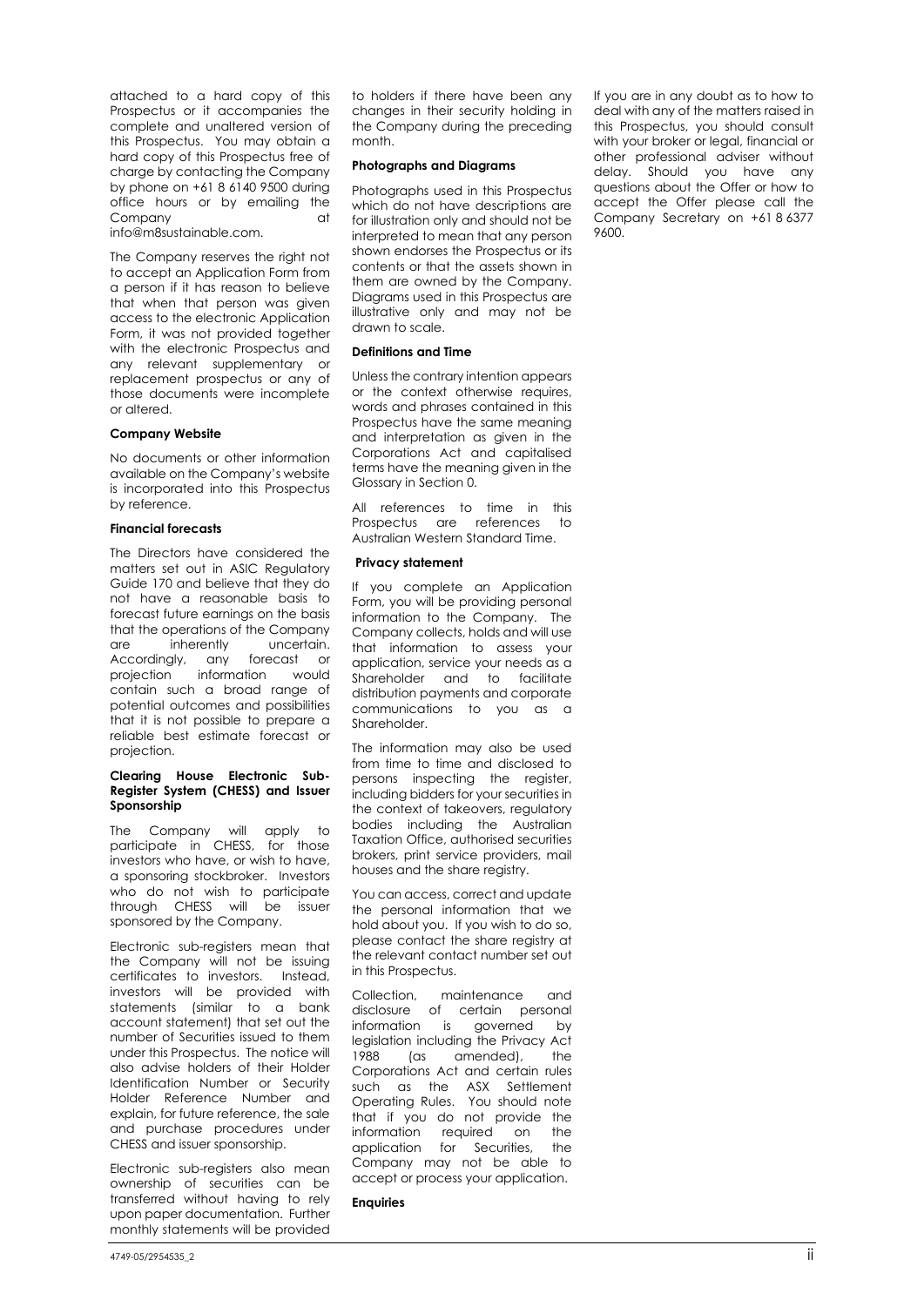attached to a hard copy of this Prospectus or it accompanies the complete and unaltered version of this Prospectus. You may obtain a hard copy of this Prospectus free of charge by contacting the Company by phone on +61 8 6140 9500 during office hours or by emailing the Company at info@m8sustainable.com.

The Company reserves the right not to accept an Application Form from a person if it has reason to believe that when that person was given access to the electronic Application Form, it was not provided together with the electronic Prospectus and any relevant supplementary or replacement prospectus or any of those documents were incomplete or altered.

**Company Website**

No documents or other information available on the Company's website is incorporated into this Prospectus by reference.

**Financial forecasts**

The Directors have considered the matters set out in ASIC Regulatory Guide 170 and believe that they do not have a reasonable basis to forecast future earnings on the basis that the operations of the Company are inherently uncertain. Accordingly, any forecast or projection information would contain such a broad range of potential outcomes and possibilities that it is not possible to prepare a reliable best estimate forecast or projection.

**Clearing House Electronic Sub-Register System (CHESS) and Issuer Sponsorship**

The Company will apply to participate in CHESS, for those investors who have, or wish to have, a sponsoring stockbroker. Investors who do not wish to participate through CHESS will be issuer sponsored by the Company.

Electronic sub-registers mean that the Company will not be issuing certificates to investors. Instead, investors will be provided with statements (similar to a bank account statement) that set out the number of Securities issued to them under this Prospectus. The notice will also advise holders of their Holder Identification Number or Security Holder Reference Number and explain, for future reference, the sale and purchase procedures under CHESS and issuer sponsorship.

Electronic sub-registers also mean ownership of securities can be transferred without having to rely upon paper documentation. Further monthly statements will be provided to holders if there have been any changes in their security holding in the Company during the preceding month.

**Photographs and Diagrams**

Photographs used in this Prospectus which do not have descriptions are for illustration only and should not be interpreted to mean that any person shown endorses the Prospectus or its contents or that the assets shown in them are owned by the Company. Diagrams used in this Prospectus are illustrative only and may not be drawn to scale.

**Definitions and Time**

Unless the contrary intention appears or the context otherwise requires, words and phrases contained in this Prospectus have the same meaning and interpretation as given in the Corporations Act and capitalised terms have the meaning given in the Glossary in Section 0.

All references to time in this Prospectus are references to Australian Western Standard Time.

**Privacy statement**

If you complete an Application Form, you will be providing personal information to the Company. The Company collects, holds and will use that information to assess your application, service your needs as a Shareholder and to facilitate distribution payments and corporate communications to you as a Shareholder.

The information may also be used from time to time and disclosed to persons inspecting the register, including bidders for your securities in the context of takeovers, regulatory bodies including the Australian Taxation Office, authorised securities brokers, print service providers, mail houses and the share registry.

You can access, correct and update the personal information that we hold about you. If you wish to do so, please contact the share registry at the relevant contact number set out in this Prospectus.

Collection, maintenance and disclosure of certain personal information is governed by legislation including the Privacy Act 1988 (as amended), the Corporations Act and certain rules such as the ASX Settlement Operating Rules. You should note that if you do not provide the information required on the application for Securities, the Company may not be able to accept or process your application.

**Enquiries**

If you are in any doubt as to how to deal with any of the matters raised in this Prospectus, you should consult with your broker or legal, financial or other professional adviser without delay. Should you have any questions about the Offer or how to accept the Offer please call the Company Secretary on +61 8 6377 9600.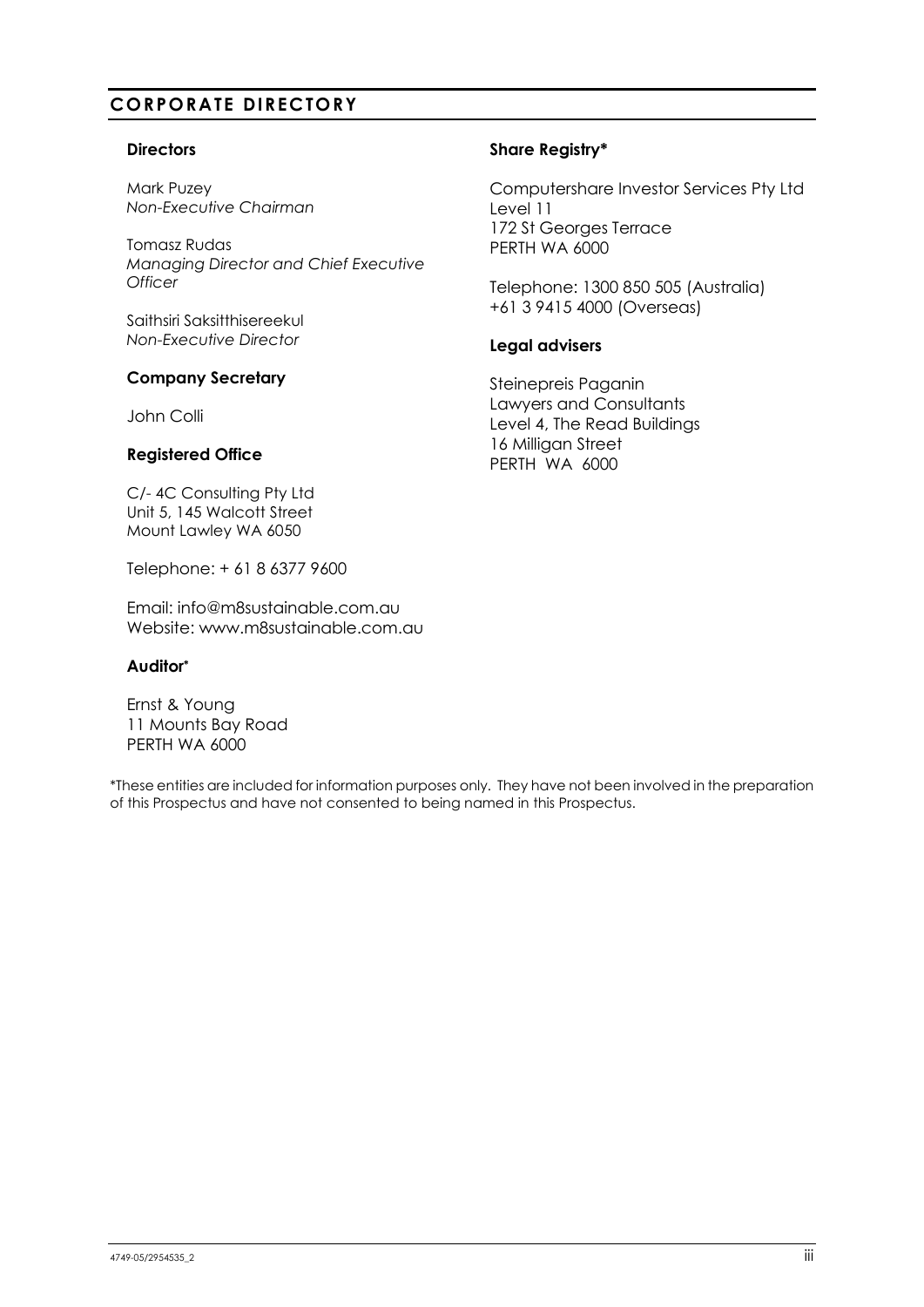## CORPORATE DIRECTORY

**Directors**

Mark Puzey
*Non-Executive Chairman*

Tomasz Rudas
*Managing Director and Chief Executive Officer*

Saithsiri Saksitthisereekul
*Non-Executive Director*

**Company Secretary**

John Colli

**Registered Office**

C/- 4C Consulting Pty Ltd
Unit 5, 145 Walcott Street
Mount Lawley WA 6050

Telephone: + 61 8 6377 9600

Email: info@m8sustainable.com.au
Website: www.m8sustainable.com.au

**Auditor***

Ernst & Young
11 Mounts Bay Road
PERTH WA 6000

**Share Registry***

Computershare Investor Services Pty Ltd
Level 11
172 St Georges Terrace
PERTH WA 6000

Telephone: 1300 850 505 (Australia)
+61 3 9415 4000 (Overseas)

**Legal advisers**

Steinepreis Paganin
Lawyers and Consultants
Level 4, The Read Buildings
16 Milligan Street
PERTH WA 6000

*These entities are included for information purposes only. They have not been involved in the preparation of this Prospectus and have not consented to being named in this Prospectus.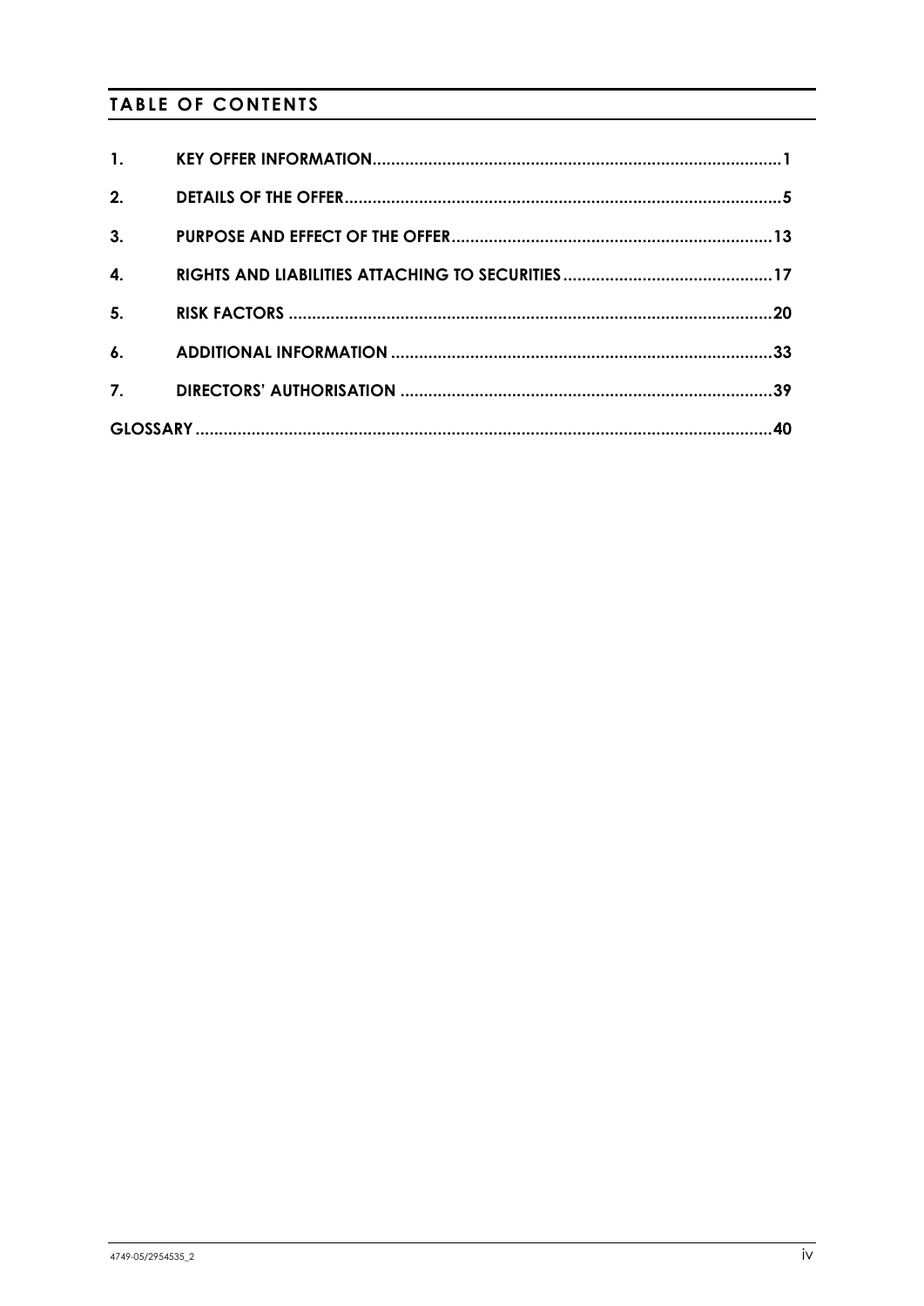## TABLE OF CONTENTS

| | | |
|---|---|---|
| 1. | KEY OFFER INFORMATION | 1 |
| 2. | DETAILS OF THE OFFER | 5 |
| 3. | PURPOSE AND EFFECT OF THE OFFER | 13 |
| 4. | RIGHTS AND LIABILITIES ATTACHING TO SECURITIES | 17 |
| 5. | RISK FACTORS | 20 |
| 6. | ADDITIONAL INFORMATION | 33 |
| 7. | DIRECTORS' AUTHORISATION | 39 |
| GLOSSARY | | 40 |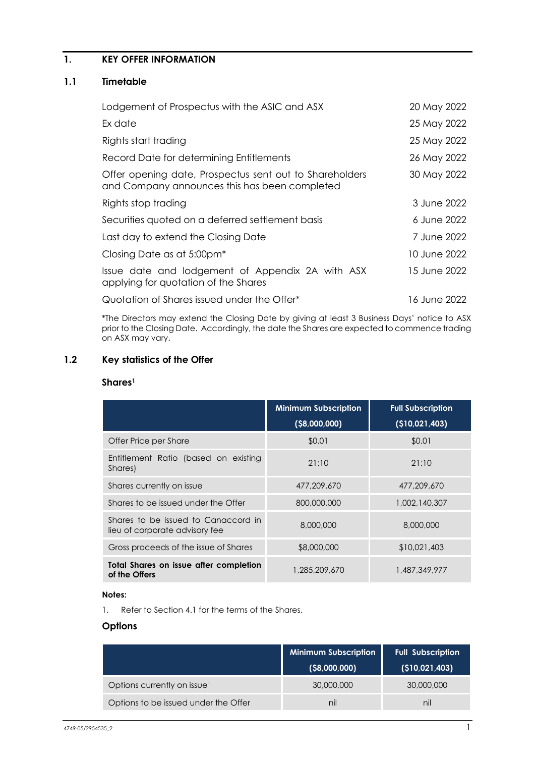# 1. KEY OFFER INFORMATION

## 1.1 Timetable

| | |
|---|---|
| Lodgement of Prospectus with the ASIC and ASX | 20 May 2022 |
| Ex date | 25 May 2022 |
| Rights start trading | 25 May 2022 |
| Record Date for determining Entitlements | 26 May 2022 |
| Offer opening date, Prospectus sent out to Shareholders and Company announces this has been completed | 30 May 2022 |
| Rights stop trading | 3 June 2022 |
| Securities quoted on a deferred settlement basis | 6 June 2022 |
| Last day to extend the Closing Date | 7 June 2022 |
| Closing Date as at 5:00pm* | 10 June 2022 |
| Issue date and lodgement of Appendix 2A with ASX applying for quotation of the Shares | 15 June 2022 |
| Quotation of Shares issued under the Offer* | 16 June 2022 |

*The Directors may extend the Closing Date by giving at least 3 Business Days' notice to ASX prior to the Closing Date. Accordingly, the date the Shares are expected to commence trading on ASX may vary.

## 1.2 Key statistics of the Offer

### Shares[1]

| | Minimum Subscription ($8,000,000) | Full Subscription ($10,021,403) |
|---|---|---|
| Offer Price per Share | $0.01 | $0.01 |
| Entitlement Ratio (based on existing Shares) | 21:10 | 21:10 |
| Shares currently on issue | 477,209,670 | 477,209,670 |
| Shares to be issued under the Offer | 800,000,000 | 1,002,140,307 |
| Shares to be issued to Canaccord in lieu of corporate advisory fee | 8,000,000 | 8,000,000 |
| Gross proceeds of the issue of Shares | $8,000,000 | $10,021,403 |
| **Total Shares on issue after completion of the Offers** | 1,285,209,670 | 1,487,349,977 |

**Notes:**

1. Refer to Section 4.1 for the terms of the Shares.

### Options

| | Minimum Subscription ($8,000,000) | Full Subscription ($10,021,403) |
|---|---|---|
| Options currently on issue[1] | 30,000,000 | 30,000,000 |
| Options to be issued under the Offer | nil | nil |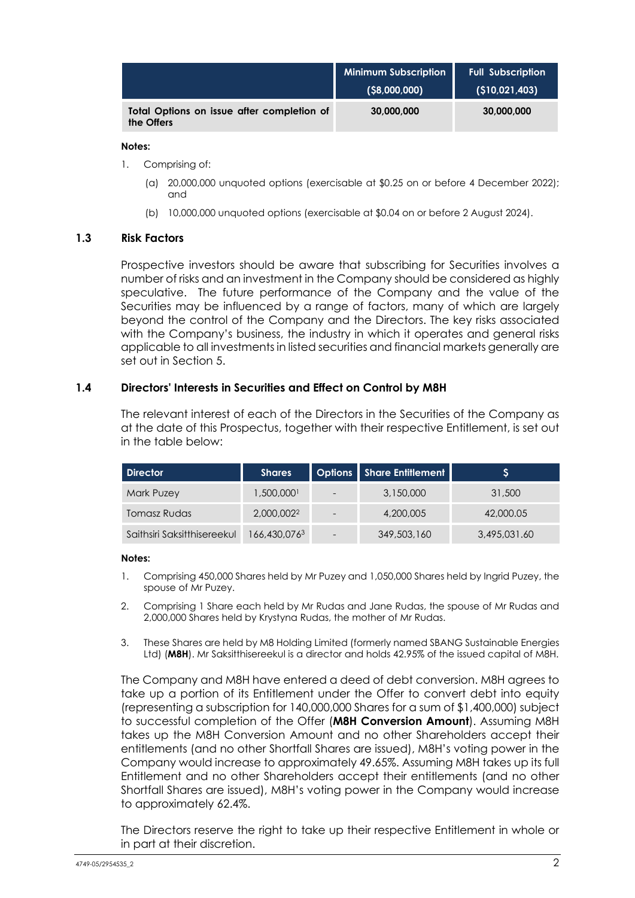| | Minimum Subscription ($8,000,000) | Full Subscription ($10,021,403) |
|---|---|---|
| **Total Options on issue after completion of the Offers** | **30,000,000** | **30,000,000** |

**Notes:**

1. Comprising of:
   (a) 20,000,000 unquoted options (exercisable at $0.25 on or before 4 December 2022); and
   (b) 10,000,000 unquoted options (exercisable at $0.04 on or before 2 August 2024).

### 1.3 Risk Factors

Prospective investors should be aware that subscribing for Securities involves a number of risks and an investment in the Company should be considered as highly speculative. The future performance of the Company and the value of the Securities may be influenced by a range of factors, many of which are largely beyond the control of the Company and the Directors. The key risks associated with the Company's business, the industry in which it operates and general risks applicable to all investments in listed securities and financial markets generally are set out in Section 5.

### 1.4 Directors' Interests in Securities and Effect on Control by M8H

The relevant interest of each of the Directors in the Securities of the Company as at the date of this Prospectus, together with their respective Entitlement, is set out in the table below:

| Director | Shares | Options | Share Entitlement | $ |
|---|---|---|---|---|
| Mark Puzey | 1,500,000[1] | - | 3,150,000 | 31,500 |
| Tomasz Rudas | 2,000,002[2] | - | 4,200,005 | 42,000.05 |
| Saithsiri Saksitthisereekul | 166,430,076[3] | - | 349,503,160 | 3,495,031.60 |

**Notes:**

1. Comprising 450,000 Shares held by Mr Puzey and 1,050,000 Shares held by Ingrid Puzey, the spouse of Mr Puzey.
2. Comprising 1 Share each held by Mr Rudas and Jane Rudas, the spouse of Mr Rudas and 2,000,000 Shares held by Krystyna Rudas, the mother of Mr Rudas.
3. These Shares are held by M8 Holding Limited (formerly named SBANG Sustainable Energies Ltd) (**M8H**). Mr Saksitthisereekul is a director and holds 42.95% of the issued capital of M8H.

The Company and M8H have entered a deed of debt conversion. M8H agrees to take up a portion of its Entitlement under the Offer to convert debt into equity (representing a subscription for 140,000,000 Shares for a sum of $1,400,000) subject to successful completion of the Offer (**M8H Conversion Amount**). Assuming M8H takes up the M8H Conversion Amount and no other Shareholders accept their entitlements (and no other Shortfall Shares are issued), M8H's voting power in the Company would increase to approximately 49.65%. Assuming M8H takes up its full Entitlement and no other Shareholders accept their entitlements (and no other Shortfall Shares are issued), M8H's voting power in the Company would increase to approximately 62.4%.

The Directors reserve the right to take up their respective Entitlement in whole or in part at their discretion.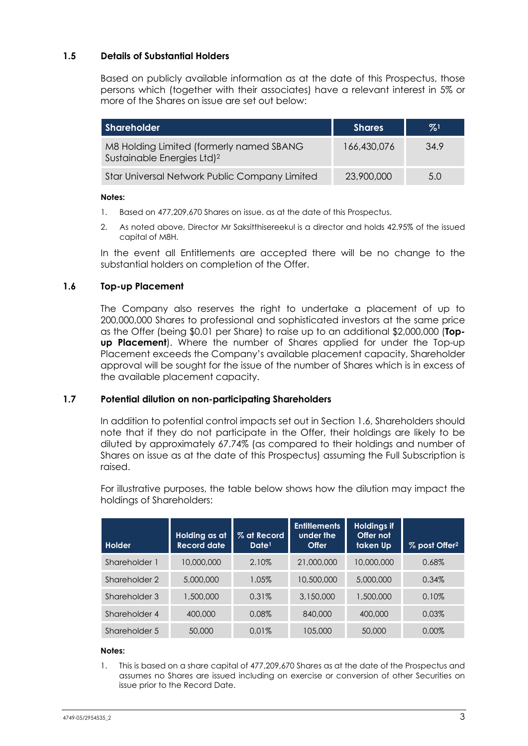### 1.5 Details of Substantial Holders

Based on publicly available information as at the date of this Prospectus, those persons which (together with their associates) have a relevant interest in 5% or more of the Shares on issue are set out below:

| Shareholder | Shares | %[1] |
|---|---|---|
| M8 Holding Limited (formerly named SBANG Sustainable Energies Ltd)[2] | 166,430,076 | 34.9 |
| Star Universal Network Public Company Limited | 23,900,000 | 5.0 |

**Notes:**

1. Based on 477,209,670 Shares on issue. as at the date of this Prospectus.
2. As noted above, Director Mr Saksitthisereekul is a director and holds 42.95% of the issued capital of M8H.

In the event all Entitlements are accepted there will be no change to the substantial holders on completion of the Offer.

### 1.6 Top-up Placement

The Company also reserves the right to undertake a placement of up to 200,000,000 Shares to professional and sophisticated investors at the same price as the Offer (being $0.01 per Share) to raise up to an additional $2,000,000 (**Top-up Placement**). Where the number of Shares applied for under the Top-up Placement exceeds the Company's available placement capacity, Shareholder approval will be sought for the issue of the number of Shares which is in excess of the available placement capacity.

### 1.7 Potential dilution on non-participating Shareholders

In addition to potential control impacts set out in Section 1.6, Shareholders should note that if they do not participate in the Offer, their holdings are likely to be diluted by approximately 67.74% (as compared to their holdings and number of Shares on issue as at the date of this Prospectus) assuming the Full Subscription is raised.

For illustrative purposes, the table below shows how the dilution may impact the holdings of Shareholders:

| Holder | Holding as at Record date | % at Record Date[1] | Entitlements under the Offer | Holdings if Offer not taken Up | % post Offer[2] |
|---|---|---|---|---|---|
| Shareholder 1 | 10,000,000 | 2.10% | 21,000,000 | 10,000,000 | 0.68% |
| Shareholder 2 | 5,000,000 | 1.05% | 10,500,000 | 5,000,000 | 0.34% |
| Shareholder 3 | 1,500,000 | 0.31% | 3,150,000 | 1,500,000 | 0.10% |
| Shareholder 4 | 400,000 | 0.08% | 840,000 | 400,000 | 0.03% |
| Shareholder 5 | 50,000 | 0.01% | 105,000 | 50,000 | 0.00% |

**Notes:**

1. This is based on a share capital of 477,209,670 Shares as at the date of the Prospectus and assumes no Shares are issued including on exercise or conversion of other Securities on issue prior to the Record Date.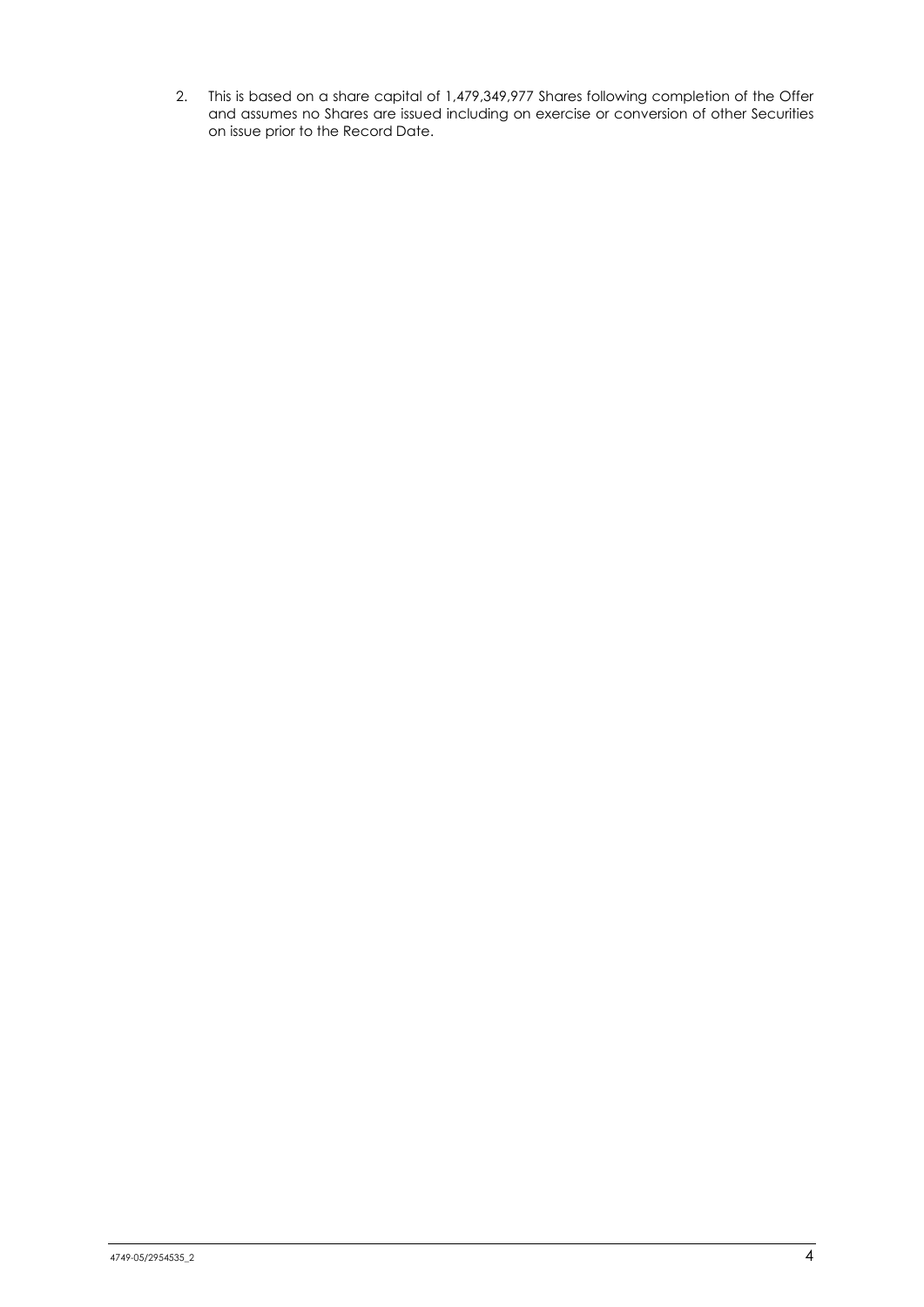2. This is based on a share capital of 1,479,349,977 Shares following completion of the Offer and assumes no Shares are issued including on exercise or conversion of other Securities on issue prior to the Record Date.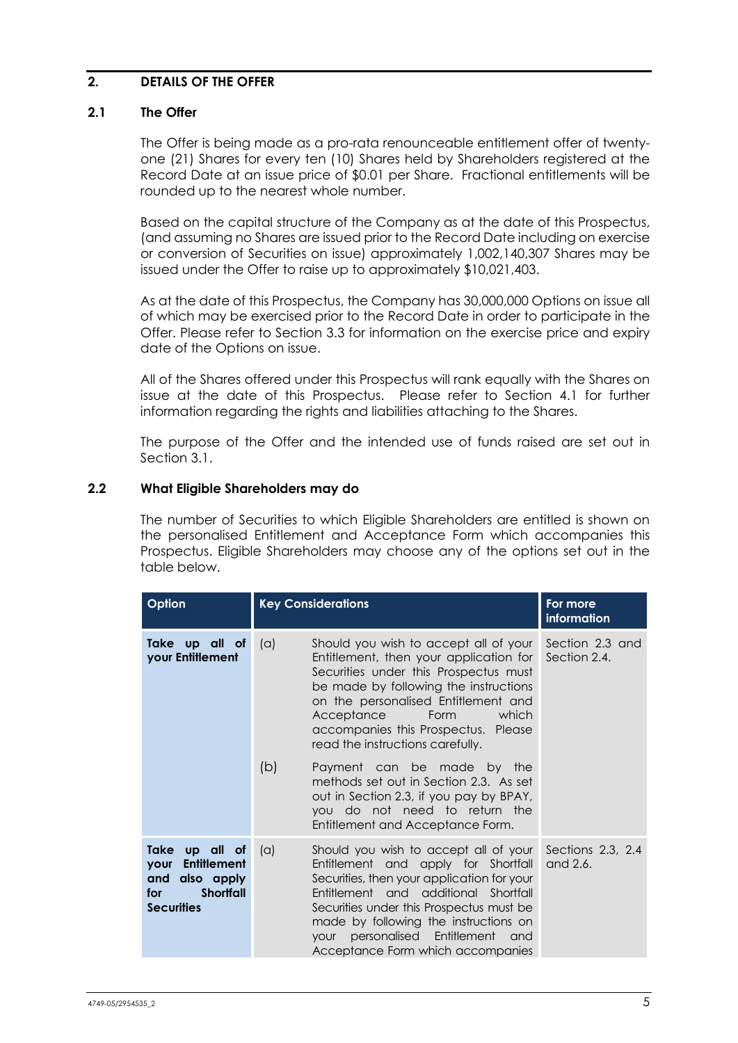## 2. DETAILS OF THE OFFER

### 2.1 The Offer

The Offer is being made as a pro-rata renounceable entitlement offer of twenty-one (21) Shares for every ten (10) Shares held by Shareholders registered at the Record Date at an issue price of $0.01 per Share. Fractional entitlements will be rounded up to the nearest whole number.

Based on the capital structure of the Company as at the date of this Prospectus, (and assuming no Shares are issued prior to the Record Date including on exercise or conversion of Securities on issue) approximately 1,002,140,307 Shares may be issued under the Offer to raise up to approximately $10,021,403.

As at the date of this Prospectus, the Company has 30,000,000 Options on issue all of which may be exercised prior to the Record Date in order to participate in the Offer. Please refer to Section 3.3 for information on the exercise price and expiry date of the Options on issue.

All of the Shares offered under this Prospectus will rank equally with the Shares on issue at the date of this Prospectus. Please refer to Section 4.1 for further information regarding the rights and liabilities attaching to the Shares.

The purpose of the Offer and the intended use of funds raised are set out in Section 3.1.

### 2.2 What Eligible Shareholders may do

The number of Securities to which Eligible Shareholders are entitled is shown on the personalised Entitlement and Acceptance Form which accompanies this Prospectus. Eligible Shareholders may choose any of the options set out in the table below.

| Option | Key Considerations | | For more information |
|---|---|---|---|
| **Take up all of your Entitlement** | (a) | Should you wish to accept all of your Entitlement, then your application for Securities under this Prospectus must be made by following the instructions on the personalised Entitlement and Acceptance Form which accompanies this Prospectus. Please read the instructions carefully. | Section 2.3 and Section 2.4. |
| | (b) | Payment can be made by the methods set out in Section 2.3. As set out in Section 2.3, if you pay by BPAY, you do not need to return the Entitlement and Acceptance Form. | |
| **Take up all of your Entitlement and also apply for Shortfall Securities** | (a) | Should you wish to accept all of your Entitlement and apply for Shortfall Securities, then your application for your Entitlement and additional Shortfall Securities under this Prospectus must be made by following the instructions on your personalised Entitlement and Acceptance Form which accompanies | Sections 2.3, 2.4 and 2.6. |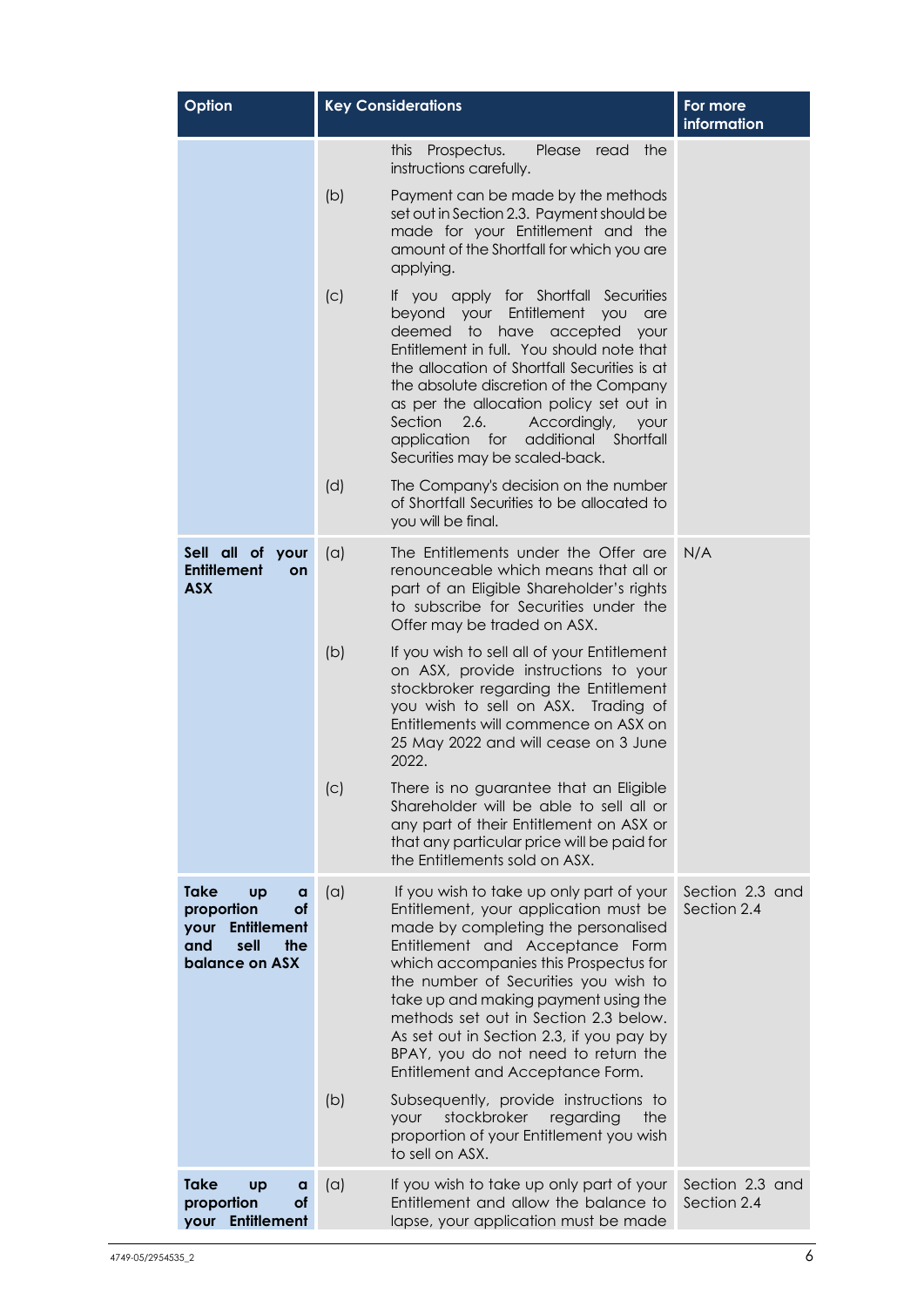| Option | Key Considerations | For more information |
|---|---|---|
| | this Prospectus. Please read the instructions carefully.<br><br>(b) Payment can be made by the methods set out in Section 2.3. Payment should be made for your Entitlement and the amount of the Shortfall for which you are applying.<br><br>(c) If you apply for Shortfall Securities beyond your Entitlement you are deemed to have accepted your Entitlement in full. You should note that the allocation of Shortfall Securities is at the absolute discretion of the Company as per the allocation policy set out in Section 2.6. Accordingly, your application for additional Shortfall Securities may be scaled-back.<br><br>(d) The Company's decision on the number of Shortfall Securities to be allocated to you will be final. | |
| **Sell all of your Entitlement on ASX** | (a) The Entitlements under the Offer are renounceable which means that all or part of an Eligible Shareholder's rights to subscribe for Securities under the Offer may be traded on ASX.<br><br>(b) If you wish to sell all of your Entitlement on ASX, provide instructions to your stockbroker regarding the Entitlement you wish to sell on ASX. Trading of Entitlements will commence on ASX on 25 May 2022 and will cease on 3 June 2022.<br><br>(c) There is no guarantee that an Eligible Shareholder will be able to sell all or any part of their Entitlement on ASX or that any particular price will be paid for the Entitlements sold on ASX. | N/A |
| **Take up a proportion of your Entitlement and sell the balance on ASX** | (a) If you wish to take up only part of your Entitlement, your application must be made by completing the personalised Entitlement and Acceptance Form which accompanies this Prospectus for the number of Securities you wish to take up and making payment using the methods set out in Section 2.3 below. As set out in Section 2.3, if you pay by BPAY, you do not need to return the Entitlement and Acceptance Form.<br><br>(b) Subsequently, provide instructions to your stockbroker regarding the proportion of your Entitlement you wish to sell on ASX. | Section 2.3 and Section 2.4 |
| **Take up a proportion of your Entitlement** | (a) If you wish to take up only part of your Entitlement and allow the balance to lapse, your application must be made | Section 2.3 and Section 2.4 |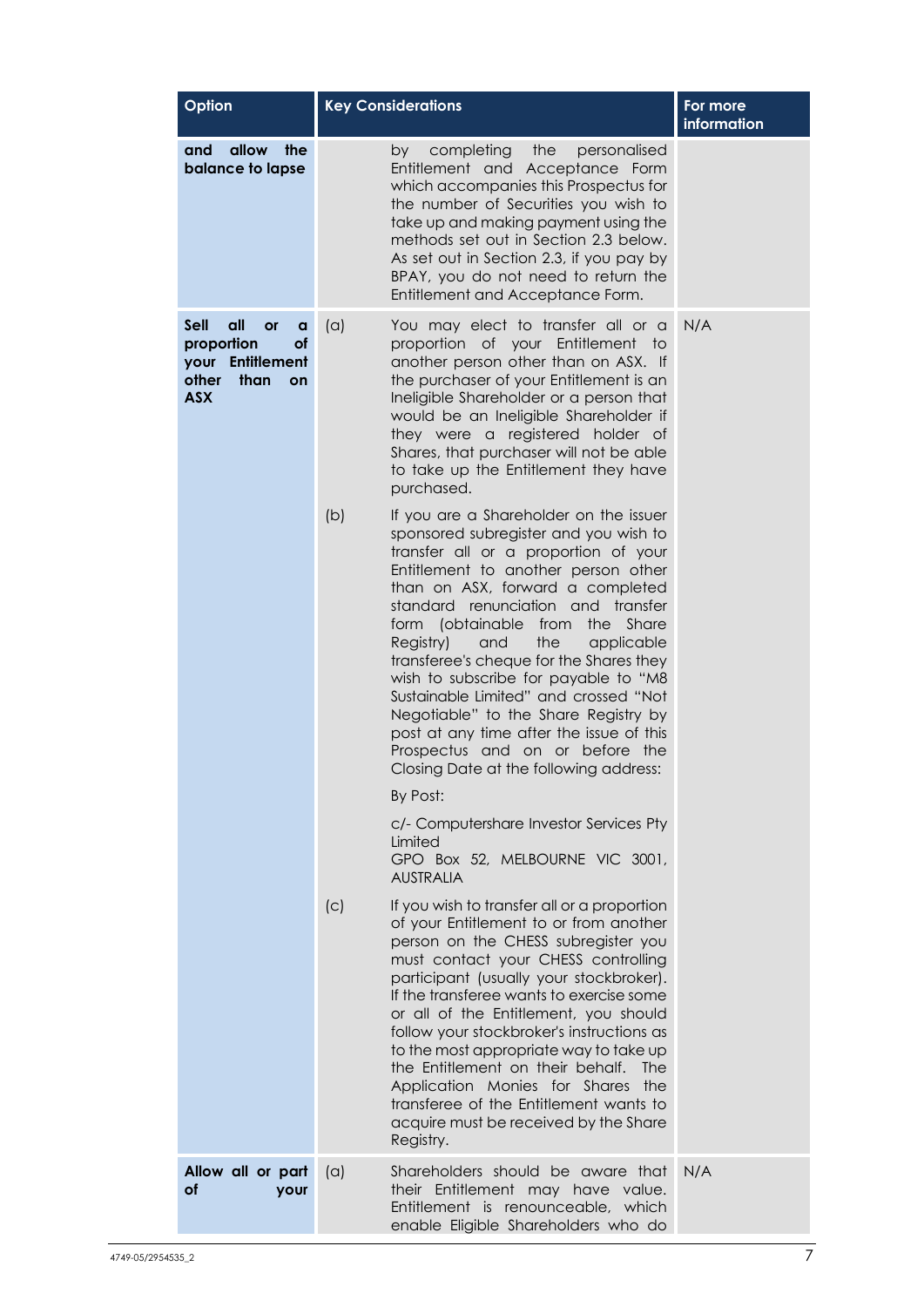| Option | Key Considerations | For more information |
|---|---|---|
| **and allow the balance to lapse** | by completing the personalised Entitlement and Acceptance Form which accompanies this Prospectus for the number of Securities you wish to take up and making payment using the methods set out in Section 2.3 below. As set out in Section 2.3, if you pay by BPAY, you do not need to return the Entitlement and Acceptance Form. | |
| **Sell all or a proportion of your Entitlement other than on ASX** | (a) You may elect to transfer all or a proportion of your Entitlement to another person other than on ASX. If the purchaser of your Entitlement is an Ineligible Shareholder or a person that would be an Ineligible Shareholder if they were a registered holder of Shares, that purchaser will not be able to take up the Entitlement they have purchased.<br><br>(b) If you are a Shareholder on the issuer sponsored subregister and you wish to transfer all or a proportion of your Entitlement to another person other than on ASX, forward a completed standard renunciation and transfer form (obtainable from the Share Registry) and the applicable transferee's cheque for the Shares they wish to subscribe for payable to "M8 Sustainable Limited" and crossed "Not Negotiable" to the Share Registry by post at any time after the issue of this Prospectus and on or before the Closing Date at the following address:<br><br>By Post:<br><br>c/- Computershare Investor Services Pty Limited<br>GPO Box 52, MELBOURNE VIC 3001, AUSTRALIA<br><br>(c) If you wish to transfer all or a proportion of your Entitlement to or from another person on the CHESS subregister you must contact your CHESS controlling participant (usually your stockbroker). If the transferee wants to exercise some or all of the Entitlement, you should follow your stockbroker's instructions as to the most appropriate way to take up the Entitlement on their behalf. The Application Monies for Shares the transferee of the Entitlement wants to acquire must be received by the Share Registry. | N/A |
| **Allow all or part of your** | (a) Shareholders should be aware that their Entitlement may have value. Entitlement is renounceable, which enable Eligible Shareholders who do | N/A |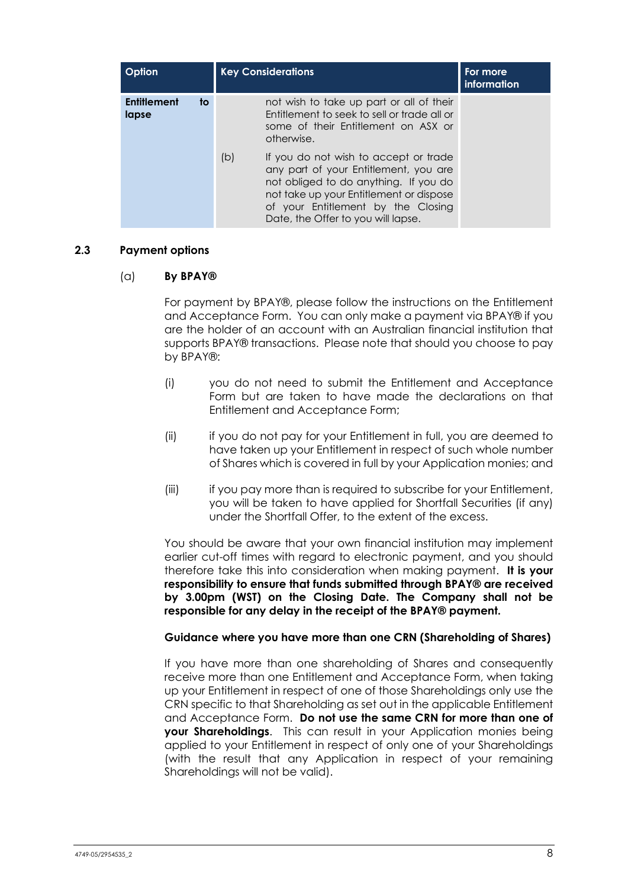| Option | Key Considerations | For more information |
|---|---|---|
| **Entitlement to lapse** | not wish to take up part or all of their Entitlement to seek to sell or trade all or some of their Entitlement on ASX or otherwise.<br><br>(b) If you do not wish to accept or trade any part of your Entitlement, you are not obliged to do anything. If you do not take up your Entitlement or dispose of your Entitlement by the Closing Date, the Offer to you will lapse. | |

## 2.3 Payment options

### (a) By BPAY®

For payment by BPAY®, please follow the instructions on the Entitlement and Acceptance Form. You can only make a payment via BPAY® if you are the holder of an account with an Australian financial institution that supports BPAY® transactions. Please note that should you choose to pay by BPAY®:

(i) you do not need to submit the Entitlement and Acceptance Form but are taken to have made the declarations on that Entitlement and Acceptance Form;

(ii) if you do not pay for your Entitlement in full, you are deemed to have taken up your Entitlement in respect of such whole number of Shares which is covered in full by your Application monies; and

(iii) if you pay more than is required to subscribe for your Entitlement, you will be taken to have applied for Shortfall Securities (if any) under the Shortfall Offer, to the extent of the excess.

You should be aware that your own financial institution may implement earlier cut-off times with regard to electronic payment, and you should therefore take this into consideration when making payment. **It is your responsibility to ensure that funds submitted through BPAY® are received by 3.00pm (WST) on the Closing Date. The Company shall not be responsible for any delay in the receipt of the BPAY® payment.**

**Guidance where you have more than one CRN (Shareholding of Shares)**

If you have more than one shareholding of Shares and consequently receive more than one Entitlement and Acceptance Form, when taking up your Entitlement in respect of one of those Shareholdings only use the CRN specific to that Shareholding as set out in the applicable Entitlement and Acceptance Form. **Do not use the same CRN for more than one of your Shareholdings**. This can result in your Application monies being applied to your Entitlement in respect of only one of your Shareholdings (with the result that any Application in respect of your remaining Shareholdings will not be valid).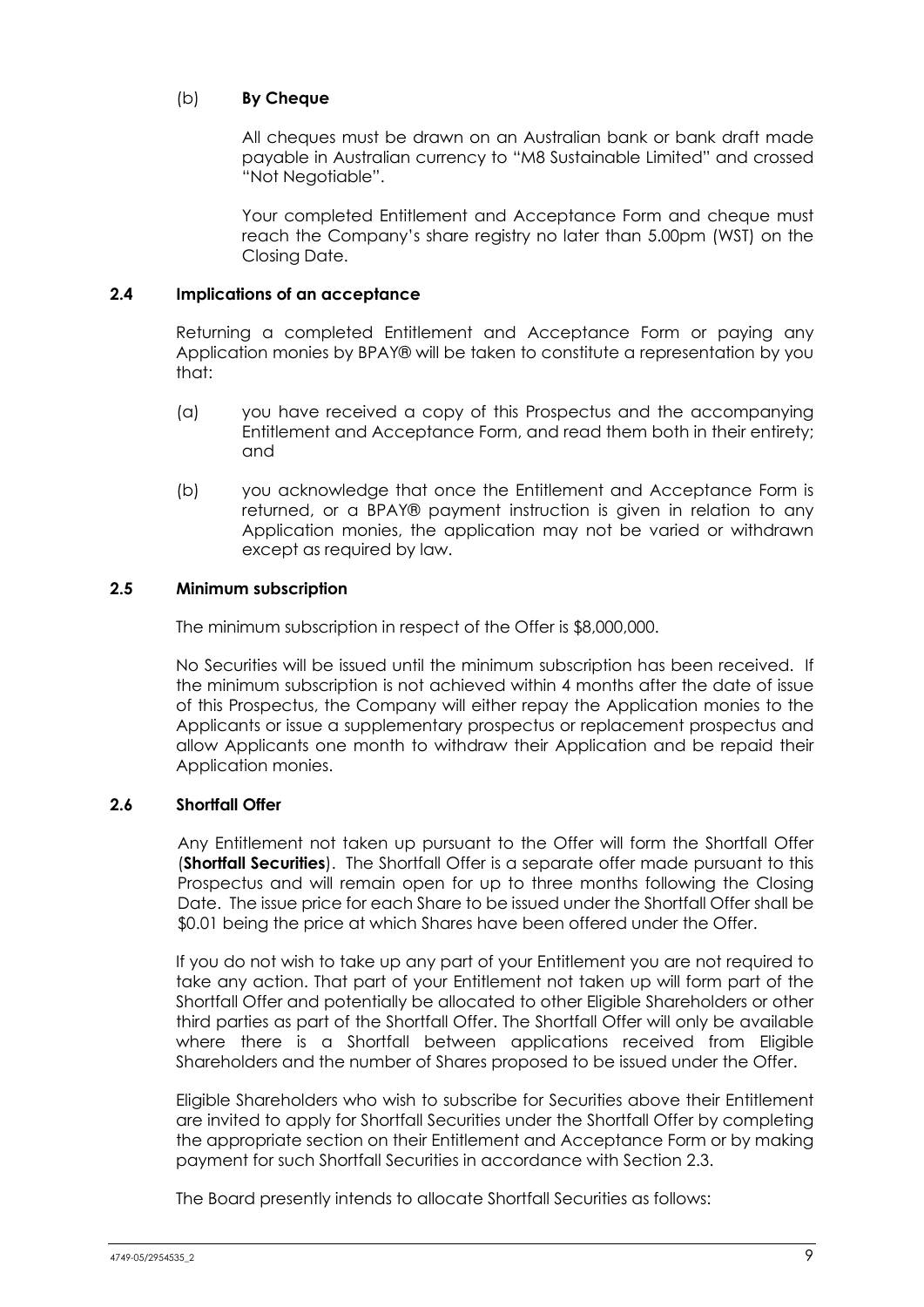(b) **By Cheque**

All cheques must be drawn on an Australian bank or bank draft made payable in Australian currency to "M8 Sustainable Limited" and crossed "Not Negotiable".

Your completed Entitlement and Acceptance Form and cheque must reach the Company's share registry no later than 5.00pm (WST) on the Closing Date.

### 2.4 Implications of an acceptance

Returning a completed Entitlement and Acceptance Form or paying any Application monies by BPAY® will be taken to constitute a representation by you that:

(a) you have received a copy of this Prospectus and the accompanying Entitlement and Acceptance Form, and read them both in their entirety; and

(b) you acknowledge that once the Entitlement and Acceptance Form is returned, or a BPAY® payment instruction is given in relation to any Application monies, the application may not be varied or withdrawn except as required by law.

### 2.5 Minimum subscription

The minimum subscription in respect of the Offer is $8,000,000.

No Securities will be issued until the minimum subscription has been received. If the minimum subscription is not achieved within 4 months after the date of issue of this Prospectus, the Company will either repay the Application monies to the Applicants or issue a supplementary prospectus or replacement prospectus and allow Applicants one month to withdraw their Application and be repaid their Application monies.

### 2.6 Shortfall Offer

Any Entitlement not taken up pursuant to the Offer will form the Shortfall Offer (**Shortfall Securities**). The Shortfall Offer is a separate offer made pursuant to this Prospectus and will remain open for up to three months following the Closing Date. The issue price for each Share to be issued under the Shortfall Offer shall be $0.01 being the price at which Shares have been offered under the Offer.

If you do not wish to take up any part of your Entitlement you are not required to take any action. That part of your Entitlement not taken up will form part of the Shortfall Offer and potentially be allocated to other Eligible Shareholders or other third parties as part of the Shortfall Offer. The Shortfall Offer will only be available where there is a Shortfall between applications received from Eligible Shareholders and the number of Shares proposed to be issued under the Offer.

Eligible Shareholders who wish to subscribe for Securities above their Entitlement are invited to apply for Shortfall Securities under the Shortfall Offer by completing the appropriate section on their Entitlement and Acceptance Form or by making payment for such Shortfall Securities in accordance with Section 2.3.

The Board presently intends to allocate Shortfall Securities as follows: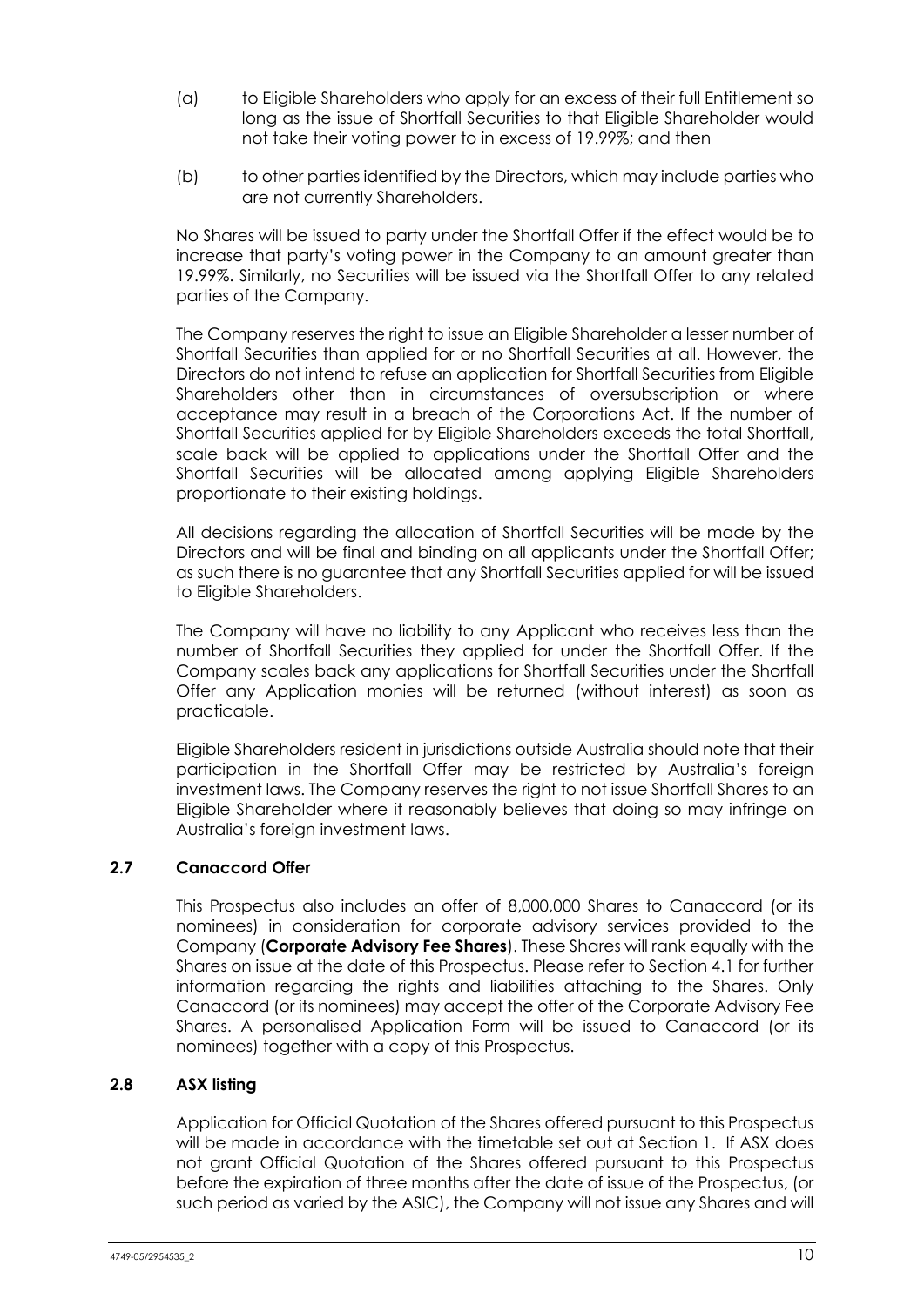(a) to Eligible Shareholders who apply for an excess of their full Entitlement so long as the issue of Shortfall Securities to that Eligible Shareholder would not take their voting power to in excess of 19.99%; and then

(b) to other parties identified by the Directors, which may include parties who are not currently Shareholders.

No Shares will be issued to party under the Shortfall Offer if the effect would be to increase that party's voting power in the Company to an amount greater than 19.99%. Similarly, no Securities will be issued via the Shortfall Offer to any related parties of the Company.

The Company reserves the right to issue an Eligible Shareholder a lesser number of Shortfall Securities than applied for or no Shortfall Securities at all. However, the Directors do not intend to refuse an application for Shortfall Securities from Eligible Shareholders other than in circumstances of oversubscription or where acceptance may result in a breach of the Corporations Act. If the number of Shortfall Securities applied for by Eligible Shareholders exceeds the total Shortfall, scale back will be applied to applications under the Shortfall Offer and the Shortfall Securities will be allocated among applying Eligible Shareholders proportionate to their existing holdings.

All decisions regarding the allocation of Shortfall Securities will be made by the Directors and will be final and binding on all applicants under the Shortfall Offer; as such there is no guarantee that any Shortfall Securities applied for will be issued to Eligible Shareholders.

The Company will have no liability to any Applicant who receives less than the number of Shortfall Securities they applied for under the Shortfall Offer. If the Company scales back any applications for Shortfall Securities under the Shortfall Offer any Application monies will be returned (without interest) as soon as practicable.

Eligible Shareholders resident in jurisdictions outside Australia should note that their participation in the Shortfall Offer may be restricted by Australia's foreign investment laws. The Company reserves the right to not issue Shortfall Shares to an Eligible Shareholder where it reasonably believes that doing so may infringe on Australia's foreign investment laws.

## 2.7 Canaccord Offer

This Prospectus also includes an offer of 8,000,000 Shares to Canaccord (or its nominees) in consideration for corporate advisory services provided to the Company (**Corporate Advisory Fee Shares**). These Shares will rank equally with the Shares on issue at the date of this Prospectus. Please refer to Section 4.1 for further information regarding the rights and liabilities attaching to the Shares. Only Canaccord (or its nominees) may accept the offer of the Corporate Advisory Fee Shares. A personalised Application Form will be issued to Canaccord (or its nominees) together with a copy of this Prospectus.

## 2.8 ASX listing

Application for Official Quotation of the Shares offered pursuant to this Prospectus will be made in accordance with the timetable set out at Section 1. If ASX does not grant Official Quotation of the Shares offered pursuant to this Prospectus before the expiration of three months after the date of issue of the Prospectus, (or such period as varied by the ASIC), the Company will not issue any Shares and will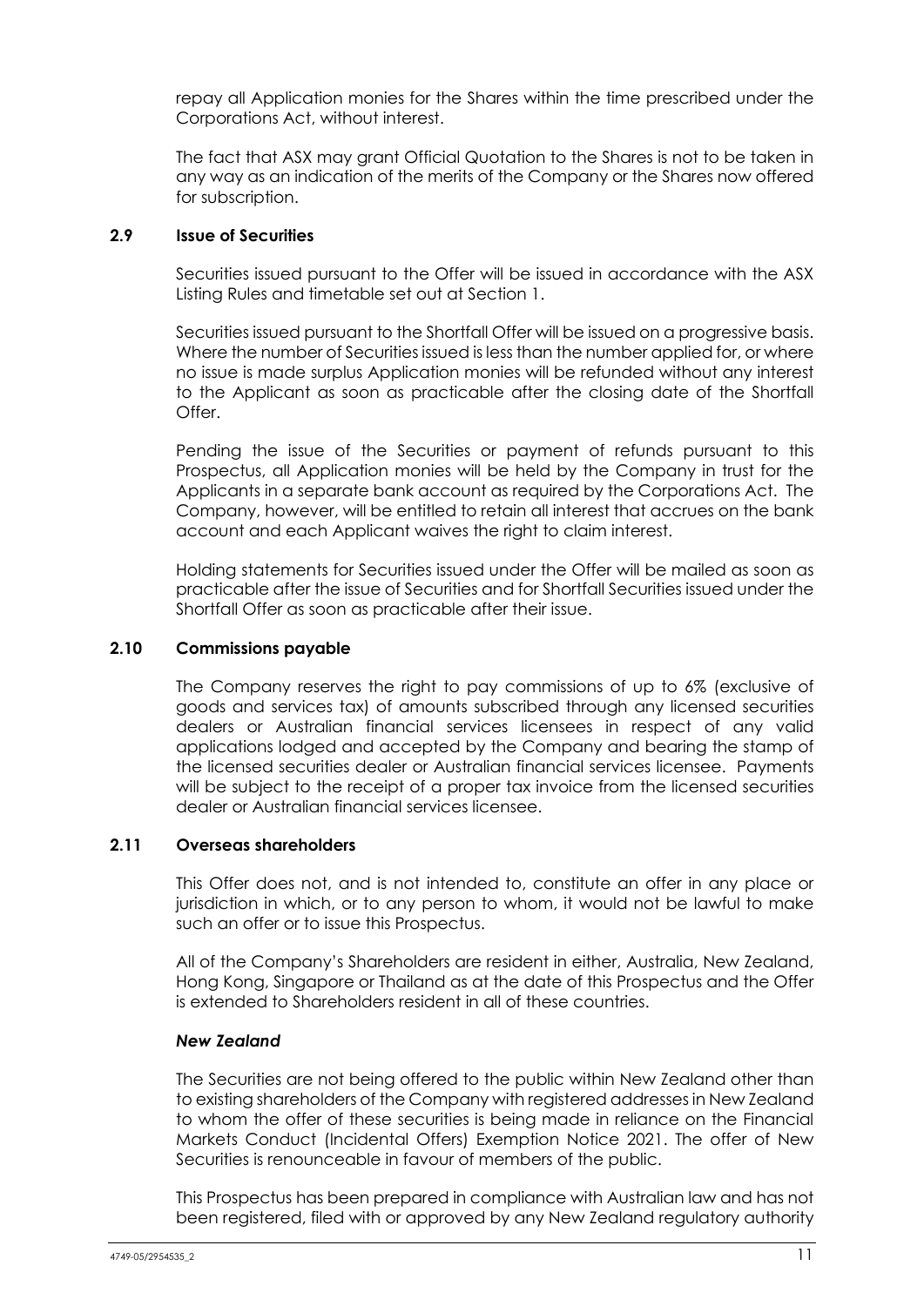repay all Application monies for the Shares within the time prescribed under the Corporations Act, without interest.

The fact that ASX may grant Official Quotation to the Shares is not to be taken in any way as an indication of the merits of the Company or the Shares now offered for subscription.

### 2.9 Issue of Securities

Securities issued pursuant to the Offer will be issued in accordance with the ASX Listing Rules and timetable set out at Section 1.

Securities issued pursuant to the Shortfall Offer will be issued on a progressive basis. Where the number of Securities issued is less than the number applied for, or where no issue is made surplus Application monies will be refunded without any interest to the Applicant as soon as practicable after the closing date of the Shortfall Offer.

Pending the issue of the Securities or payment of refunds pursuant to this Prospectus, all Application monies will be held by the Company in trust for the Applicants in a separate bank account as required by the Corporations Act. The Company, however, will be entitled to retain all interest that accrues on the bank account and each Applicant waives the right to claim interest.

Holding statements for Securities issued under the Offer will be mailed as soon as practicable after the issue of Securities and for Shortfall Securities issued under the Shortfall Offer as soon as practicable after their issue.

### 2.10 Commissions payable

The Company reserves the right to pay commissions of up to 6% (exclusive of goods and services tax) of amounts subscribed through any licensed securities dealers or Australian financial services licensees in respect of any valid applications lodged and accepted by the Company and bearing the stamp of the licensed securities dealer or Australian financial services licensee. Payments will be subject to the receipt of a proper tax invoice from the licensed securities dealer or Australian financial services licensee.

### 2.11 Overseas shareholders

This Offer does not, and is not intended to, constitute an offer in any place or jurisdiction in which, or to any person to whom, it would not be lawful to make such an offer or to issue this Prospectus.

All of the Company's Shareholders are resident in either, Australia, New Zealand, Hong Kong, Singapore or Thailand as at the date of this Prospectus and the Offer is extended to Shareholders resident in all of these countries.

***New Zealand***

The Securities are not being offered to the public within New Zealand other than to existing shareholders of the Company with registered addresses in New Zealand to whom the offer of these securities is being made in reliance on the Financial Markets Conduct (Incidental Offers) Exemption Notice 2021. The offer of New Securities is renounceable in favour of members of the public.

This Prospectus has been prepared in compliance with Australian law and has not been registered, filed with or approved by any New Zealand regulatory authority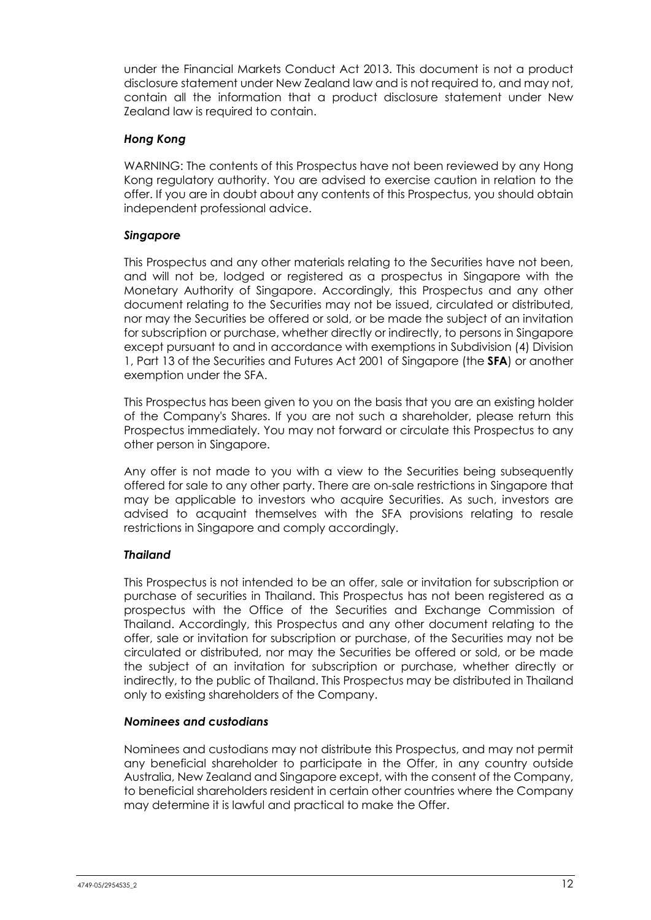under the Financial Markets Conduct Act 2013. This document is not a product disclosure statement under New Zealand law and is not required to, and may not, contain all the information that a product disclosure statement under New Zealand law is required to contain.

### *Hong Kong*

WARNING: The contents of this Prospectus have not been reviewed by any Hong Kong regulatory authority. You are advised to exercise caution in relation to the offer. If you are in doubt about any contents of this Prospectus, you should obtain independent professional advice.

### *Singapore*

This Prospectus and any other materials relating to the Securities have not been, and will not be, lodged or registered as a prospectus in Singapore with the Monetary Authority of Singapore. Accordingly, this Prospectus and any other document relating to the Securities may not be issued, circulated or distributed, nor may the Securities be offered or sold, or be made the subject of an invitation for subscription or purchase, whether directly or indirectly, to persons in Singapore except pursuant to and in accordance with exemptions in Subdivision (4) Division 1, Part 13 of the Securities and Futures Act 2001 of Singapore (the **SFA**) or another exemption under the SFA.

This Prospectus has been given to you on the basis that you are an existing holder of the Company's Shares. If you are not such a shareholder, please return this Prospectus immediately. You may not forward or circulate this Prospectus to any other person in Singapore.

Any offer is not made to you with a view to the Securities being subsequently offered for sale to any other party. There are on-sale restrictions in Singapore that may be applicable to investors who acquire Securities. As such, investors are advised to acquaint themselves with the SFA provisions relating to resale restrictions in Singapore and comply accordingly.

### *Thailand*

This Prospectus is not intended to be an offer, sale or invitation for subscription or purchase of securities in Thailand. This Prospectus has not been registered as a prospectus with the Office of the Securities and Exchange Commission of Thailand. Accordingly, this Prospectus and any other document relating to the offer, sale or invitation for subscription or purchase, of the Securities may not be circulated or distributed, nor may the Securities be offered or sold, or be made the subject of an invitation for subscription or purchase, whether directly or indirectly, to the public of Thailand. This Prospectus may be distributed in Thailand only to existing shareholders of the Company.

### *Nominees and custodians*

Nominees and custodians may not distribute this Prospectus, and may not permit any beneficial shareholder to participate in the Offer, in any country outside Australia, New Zealand and Singapore except, with the consent of the Company, to beneficial shareholders resident in certain other countries where the Company may determine it is lawful and practical to make the Offer.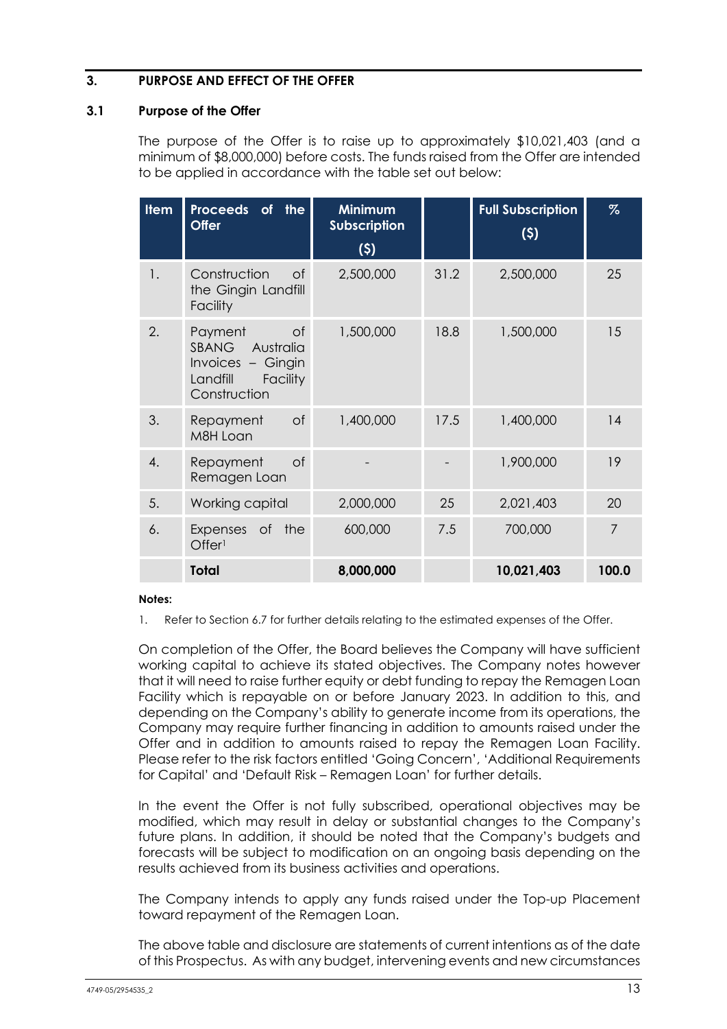## 3. PURPOSE AND EFFECT OF THE OFFER

### 3.1 Purpose of the Offer

The purpose of the Offer is to raise up to approximately $10,021,403 (and a minimum of $8,000,000) before costs. The funds raised from the Offer are intended to be applied in accordance with the table set out below:

| Item | Proceeds of the Offer | Minimum Subscription ($) | | Full Subscription ($) | % |
|---|---|---|---|---|---|
| 1. | Construction of the Gingin Landfill Facility | 2,500,000 | 31.2 | 2,500,000 | 25 |
| 2. | Payment of SBANG Australia Invoices – Gingin Landfill Facility Construction | 1,500,000 | 18.8 | 1,500,000 | 15 |
| 3. | Repayment of M8H Loan | 1,400,000 | 17.5 | 1,400,000 | 14 |
| 4. | Repayment of Remagen Loan | - | - | 1,900,000 | 19 |
| 5. | Working capital | 2,000,000 | 25 | 2,021,403 | 20 |
| 6. | Expenses of the Offer[1] | 600,000 | 7.5 | 700,000 | 7 |
| | **Total** | **8,000,000** | | **10,021,403** | **100.0** |

**Notes:**

1. Refer to Section 6.7 for further details relating to the estimated expenses of the Offer.

On completion of the Offer, the Board believes the Company will have sufficient working capital to achieve its stated objectives. The Company notes however that it will need to raise further equity or debt funding to repay the Remagen Loan Facility which is repayable on or before January 2023. In addition to this, and depending on the Company's ability to generate income from its operations, the Company may require further financing in addition to amounts raised under the Offer and in addition to amounts raised to repay the Remagen Loan Facility. Please refer to the risk factors entitled 'Going Concern', 'Additional Requirements for Capital' and 'Default Risk – Remagen Loan' for further details.

In the event the Offer is not fully subscribed, operational objectives may be modified, which may result in delay or substantial changes to the Company's future plans. In addition, it should be noted that the Company's budgets and forecasts will be subject to modification on an ongoing basis depending on the results achieved from its business activities and operations.

The Company intends to apply any funds raised under the Top-up Placement toward repayment of the Remagen Loan.

The above table and disclosure are statements of current intentions as of the date of this Prospectus. As with any budget, intervening events and new circumstances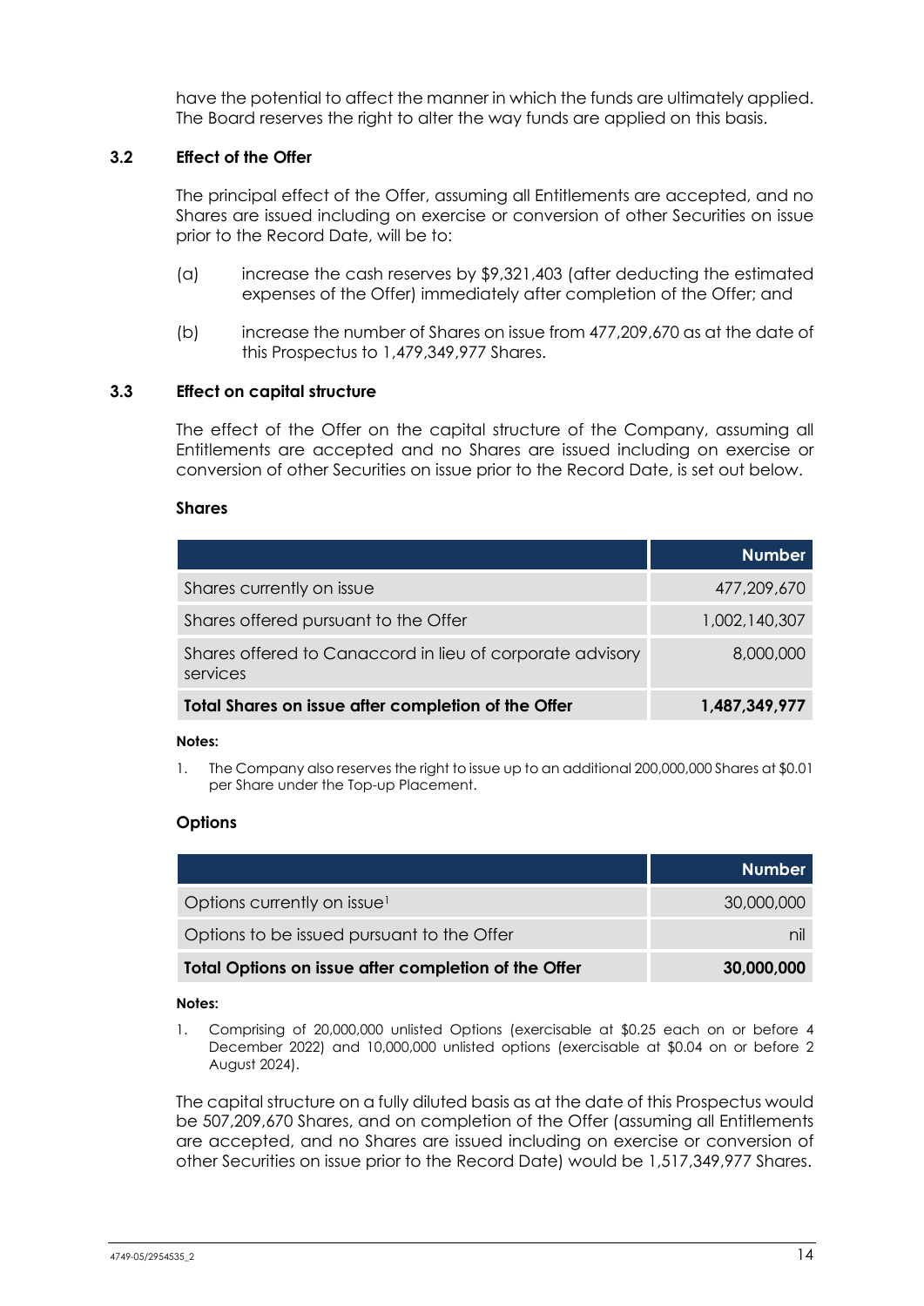have the potential to affect the manner in which the funds are ultimately applied. The Board reserves the right to alter the way funds are applied on this basis.

### 3.2 Effect of the Offer

The principal effect of the Offer, assuming all Entitlements are accepted, and no Shares are issued including on exercise or conversion of other Securities on issue prior to the Record Date, will be to:

(a) increase the cash reserves by $9,321,403 (after deducting the estimated expenses of the Offer) immediately after completion of the Offer; and

(b) increase the number of Shares on issue from 477,209,670 as at the date of this Prospectus to 1,479,349,977 Shares.

### 3.3 Effect on capital structure

The effect of the Offer on the capital structure of the Company, assuming all Entitlements are accepted and no Shares are issued including on exercise or conversion of other Securities on issue prior to the Record Date, is set out below.

**Shares**

| | Number |
|---|---|
| Shares currently on issue | 477,209,670 |
| Shares offered pursuant to the Offer | 1,002,140,307 |
| Shares offered to Canaccord in lieu of corporate advisory services | 8,000,000 |
| **Total Shares on issue after completion of the Offer** | **1,487,349,977** |

**Notes:**

1. The Company also reserves the right to issue up to an additional 200,000,000 Shares at $0.01 per Share under the Top-up Placement.

**Options**

| | Number |
|---|---|
| Options currently on issue[1] | 30,000,000 |
| Options to be issued pursuant to the Offer | nil |
| **Total Options on issue after completion of the Offer** | **30,000,000** |

**Notes:**

1. Comprising of 20,000,000 unlisted Options (exercisable at $0.25 each on or before 4 December 2022) and 10,000,000 unlisted options (exercisable at $0.04 on or before 2 August 2024).

The capital structure on a fully diluted basis as at the date of this Prospectus would be 507,209,670 Shares, and on completion of the Offer (assuming all Entitlements are accepted, and no Shares are issued including on exercise or conversion of other Securities on issue prior to the Record Date) would be 1,517,349,977 Shares.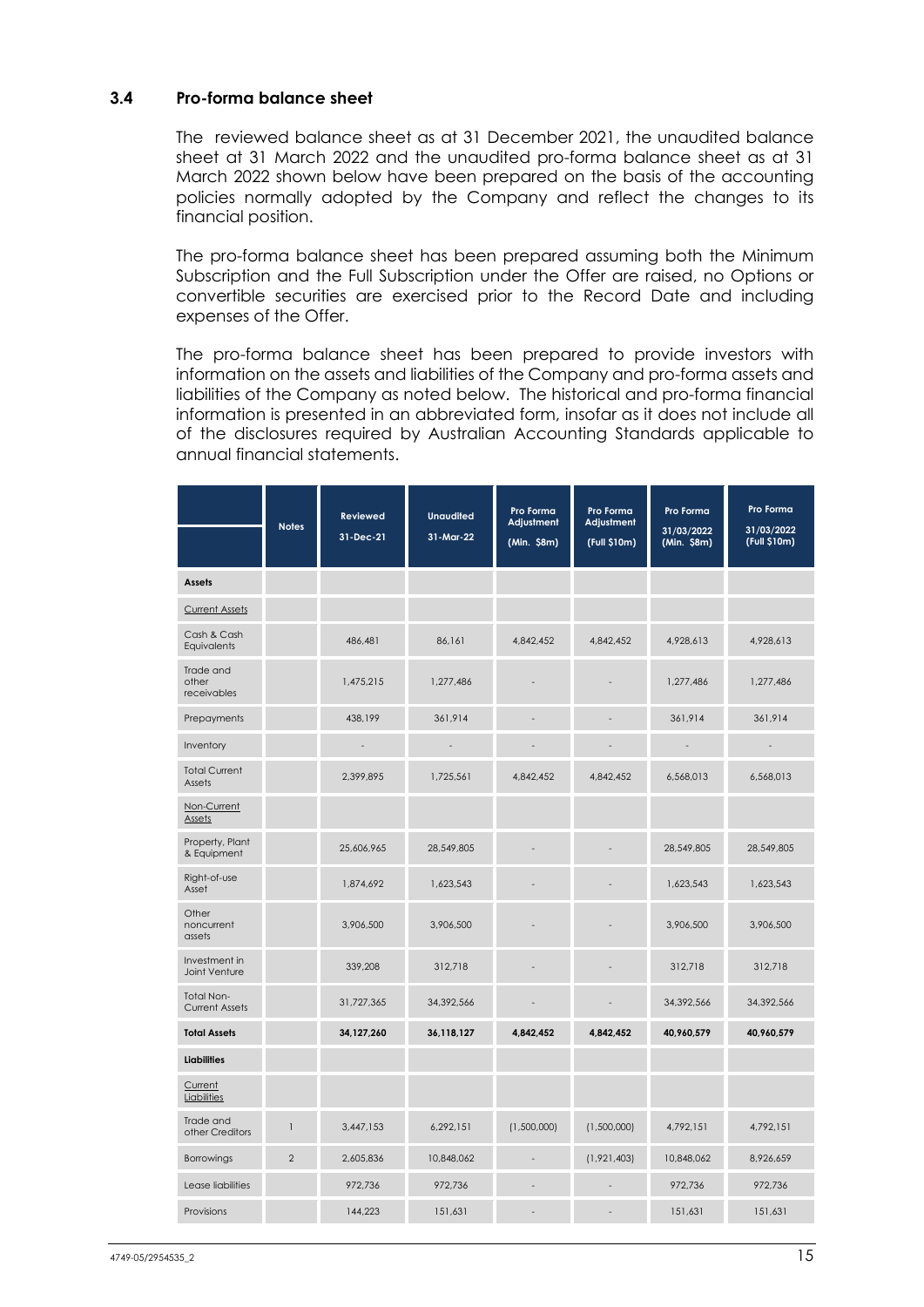### 3.4 Pro-forma balance sheet

The reviewed balance sheet as at 31 December 2021, the unaudited balance sheet at 31 March 2022 and the unaudited pro-forma balance sheet as at 31 March 2022 shown below have been prepared on the basis of the accounting policies normally adopted by the Company and reflect the changes to its financial position.

The pro-forma balance sheet has been prepared assuming both the Minimum Subscription and the Full Subscription under the Offer are raised, no Options or convertible securities are exercised prior to the Record Date and including expenses of the Offer.

The pro-forma balance sheet has been prepared to provide investors with information on the assets and liabilities of the Company and pro-forma assets and liabilities of the Company as noted below. The historical and pro-forma financial information is presented in an abbreviated form, insofar as it does not include all of the disclosures required by Australian Accounting Standards applicable to annual financial statements.

| | Notes | Reviewed 31-Dec-21 | Unaudited 31-Mar-22 | Pro Forma Adjustment (Min. $8m) | Pro Forma Adjustment (Full $10m) | Pro Forma 31/03/2022 (Min. $8m) | Pro Forma 31/03/2022 (Full $10m) |
|---|---|---|---|---|---|---|---|
| **Assets** | | | | | | | |
| Current Assets | | | | | | | |
| Cash & Cash Equivalents | | 486,481 | 86,161 | 4,842,452 | 4,842,452 | 4,928,613 | 4,928,613 |
| Trade and other receivables | | 1,475,215 | 1,277,486 | - | - | 1,277,486 | 1,277,486 |
| Prepayments | | 438,199 | 361,914 | - | - | 361,914 | 361,914 |
| Inventory | | - | - | - | - | - | - |
| Total Current Assets | | 2,399,895 | 1,725,561 | 4,842,452 | 4,842,452 | 6,568,013 | 6,568,013 |
| Non-Current Assets | | | | | | | |
| Property, Plant & Equipment | | 25,606,965 | 28,549,805 | - | - | 28,549,805 | 28,549,805 |
| Right-of-use Asset | | 1,874,692 | 1,623,543 | - | - | 1,623,543 | 1,623,543 |
| Other noncurrent assets | | 3,906,500 | 3,906,500 | - | - | 3,906,500 | 3,906,500 |
| Investment in Joint Venture | | 339,208 | 312,718 | - | - | 312,718 | 312,718 |
| Total Non-Current Assets | | 31,727,365 | 34,392,566 | - | - | 34,392,566 | 34,392,566 |
| **Total Assets** | | **34,127,260** | **36,118,127** | **4,842,452** | **4,842,452** | **40,960,579** | **40,960,579** |
| **Liabilities** | | | | | | | |
| Current Liabilities | | | | | | | |
| Trade and other Creditors | 1 | 3,447,153 | 6,292,151 | (1,500,000) | (1,500,000) | 4,792,151 | 4,792,151 |
| Borrowings | 2 | 2,605,836 | 10,848,062 | - | (1,921,403) | 10,848,062 | 8,926,659 |
| Lease liabilities | | 972,736 | 972,736 | - | - | 972,736 | 972,736 |
| Provisions | | 144,223 | 151,631 | - | - | 151,631 | 151,631 |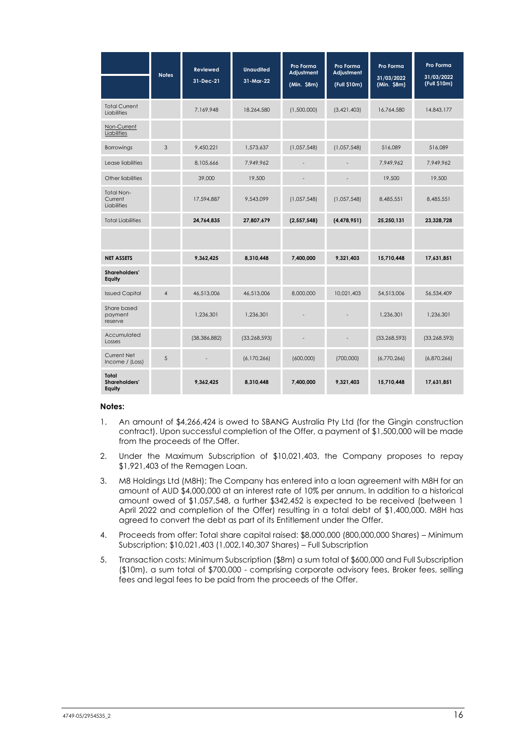| | Notes | Reviewed 31-Dec-21 | Unaudited 31-Mar-22 | Pro Forma Adjustment (Min. $8m) | Pro Forma Adjustment (Full $10m) | Pro Forma 31/03/2022 (Min. $8m) | Pro Forma 31/03/2022 (Full $10m) |
|---|---|---|---|---|---|---|---|
| Total Current Liabilities | | 7,169,948 | 18,264,580 | (1,500,000) | (3,421,403) | 16,764,580 | 14,843,177 |
| Non-Current Liabilities | | | | | | | |
| Borrowings | 3 | 9,450,221 | 1,573,637 | (1,057,548) | (1,057,548) | 516,089 | 516,089 |
| Lease liabilities | | 8,105,666 | 7,949,962 | - | - | 7,949,962 | 7,949,962 |
| Other liabilities | | 39,000 | 19,500 | - | - | 19,500 | 19,500 |
| Total Non-Current Liabilities | | 17,594,887 | 9,543,099 | (1,057,548) | (1,057,548) | 8,485,551 | 8,485,551 |
| Total Liabilities | | **24,764,835** | **27,807,679** | **(2,557,548)** | **(4,478,951)** | **25,250,131** | **23,328,728** |
| | | | | | | | |
| **NET ASSETS** | | **9,362,425** | **8,310,448** | **7,400,000** | **9,321,403** | **15,710,448** | **17,631,851** |
| **Shareholders' Equity** | | | | | | | |
| Issued Capital | 4 | 46,513,006 | 46,513,006 | 8,000,000 | 10,021,403 | 54,513,006 | 56,534,409 |
| Share based payment reserve | | 1,236,301 | 1,236,301 | - | - | 1,236,301 | 1,236,301 |
| Accumulated Losses | | (38,386,882) | (33,268,593) | - | - | (33,268,593) | (33,268,593) |
| Current Net Income / (Loss) | 5 | - | (6,170,266) | (600,000) | (700,000) | (6,770,266) | (6,870,266) |
| **Total Shareholders' Equity** | | **9,362,425** | **8,310,448** | **7,400,000** | **9,321,403** | **15,710,448** | **17,631,851** |

**Notes:**

1. An amount of $4,266,424 is owed to SBANG Australia Pty Ltd (for the Gingin construction contract). Upon successful completion of the Offer, a payment of $1,500,000 will be made from the proceeds of the Offer.
2. Under the Maximum Subscription of $10,021,403, the Company proposes to repay $1,921,403 of the Remagen Loan.
3. M8 Holdings Ltd (M8H): The Company has entered into a loan agreement with M8H for an amount of AUD $4,000,000 at an interest rate of 10% per annum. In addition to a historical amount owed of $1,057,548, a further $342,452 is expected to be received (between 1 April 2022 and completion of the Offer) resulting in a total debt of $1,400,000. M8H has agreed to convert the debt as part of its Entitlement under the Offer.
4. Proceeds from offer: Total share capital raised: $8,000,000 (800,000,000 Shares) – Minimum Subscription; $10,021,403 (1,002,140,307 Shares) – Full Subscription
5. Transaction costs: Minimum Subscription ($8m) a sum total of $600,000 and Full Subscription ($10m), a sum total of $700,000 - comprising corporate advisory fees, Broker fees, selling fees and legal fees to be paid from the proceeds of the Offer.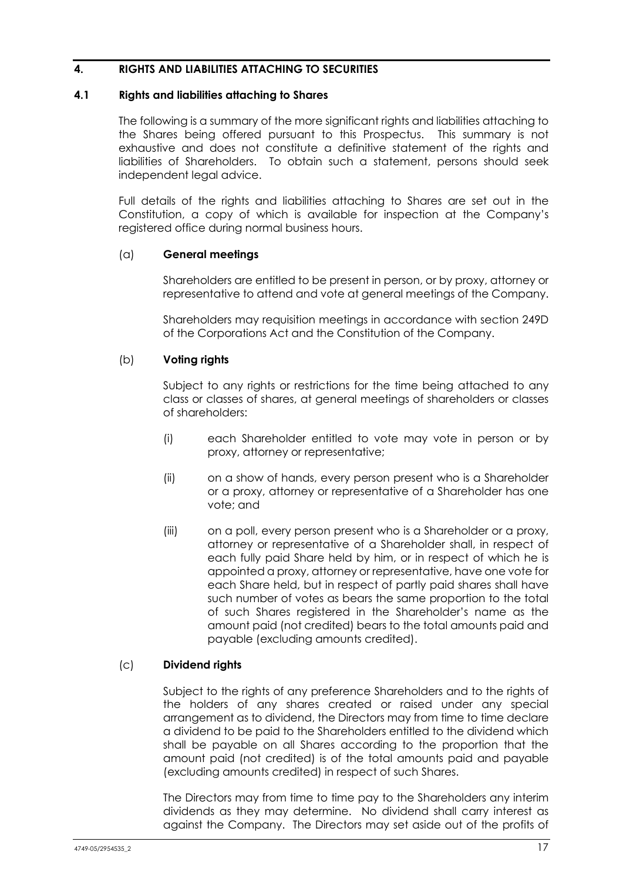## 4. RIGHTS AND LIABILITIES ATTACHING TO SECURITIES

### 4.1 Rights and liabilities attaching to Shares

The following is a summary of the more significant rights and liabilities attaching to the Shares being offered pursuant to this Prospectus. This summary is not exhaustive and does not constitute a definitive statement of the rights and liabilities of Shareholders. To obtain such a statement, persons should seek independent legal advice.

Full details of the rights and liabilities attaching to Shares are set out in the Constitution, a copy of which is available for inspection at the Company's registered office during normal business hours.

(a) **General meetings**

Shareholders are entitled to be present in person, or by proxy, attorney or representative to attend and vote at general meetings of the Company.

Shareholders may requisition meetings in accordance with section 249D of the Corporations Act and the Constitution of the Company.

(b) **Voting rights**

Subject to any rights or restrictions for the time being attached to any class or classes of shares, at general meetings of shareholders or classes of shareholders:

(i) each Shareholder entitled to vote may vote in person or by proxy, attorney or representative;

(ii) on a show of hands, every person present who is a Shareholder or a proxy, attorney or representative of a Shareholder has one vote; and

(iii) on a poll, every person present who is a Shareholder or a proxy, attorney or representative of a Shareholder shall, in respect of each fully paid Share held by him, or in respect of which he is appointed a proxy, attorney or representative, have one vote for each Share held, but in respect of partly paid shares shall have such number of votes as bears the same proportion to the total of such Shares registered in the Shareholder's name as the amount paid (not credited) bears to the total amounts paid and payable (excluding amounts credited).

(c) **Dividend rights**

Subject to the rights of any preference Shareholders and to the rights of the holders of any shares created or raised under any special arrangement as to dividend, the Directors may from time to time declare a dividend to be paid to the Shareholders entitled to the dividend which shall be payable on all Shares according to the proportion that the amount paid (not credited) is of the total amounts paid and payable (excluding amounts credited) in respect of such Shares.

The Directors may from time to time pay to the Shareholders any interim dividends as they may determine. No dividend shall carry interest as against the Company. The Directors may set aside out of the profits of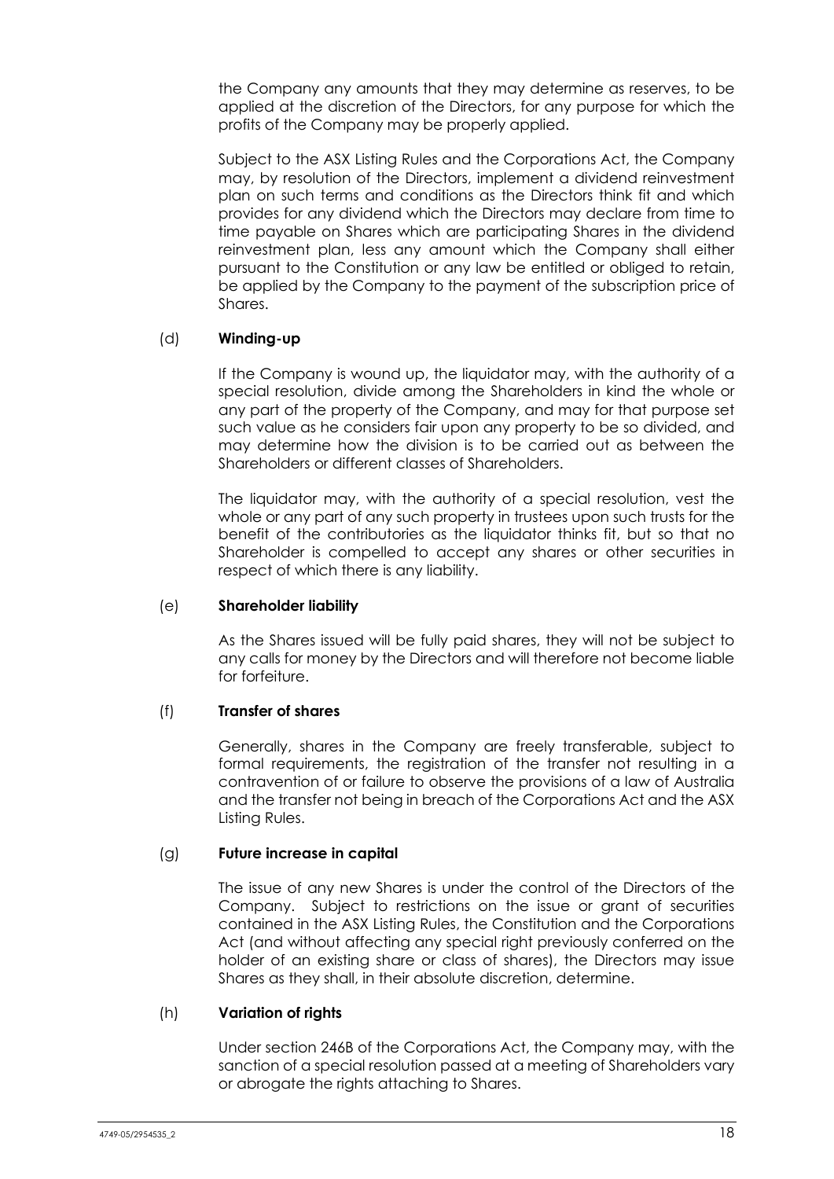the Company any amounts that they may determine as reserves, to be applied at the discretion of the Directors, for any purpose for which the profits of the Company may be properly applied.

Subject to the ASX Listing Rules and the Corporations Act, the Company may, by resolution of the Directors, implement a dividend reinvestment plan on such terms and conditions as the Directors think fit and which provides for any dividend which the Directors may declare from time to time payable on Shares which are participating Shares in the dividend reinvestment plan, less any amount which the Company shall either pursuant to the Constitution or any law be entitled or obliged to retain, be applied by the Company to the payment of the subscription price of Shares.

(d) **Winding-up**

If the Company is wound up, the liquidator may, with the authority of a special resolution, divide among the Shareholders in kind the whole or any part of the property of the Company, and may for that purpose set such value as he considers fair upon any property to be so divided, and may determine how the division is to be carried out as between the Shareholders or different classes of Shareholders.

The liquidator may, with the authority of a special resolution, vest the whole or any part of any such property in trustees upon such trusts for the benefit of the contributories as the liquidator thinks fit, but so that no Shareholder is compelled to accept any shares or other securities in respect of which there is any liability.

(e) **Shareholder liability**

As the Shares issued will be fully paid shares, they will not be subject to any calls for money by the Directors and will therefore not become liable for forfeiture.

(f) **Transfer of shares**

Generally, shares in the Company are freely transferable, subject to formal requirements, the registration of the transfer not resulting in a contravention of or failure to observe the provisions of a law of Australia and the transfer not being in breach of the Corporations Act and the ASX Listing Rules.

(g) **Future increase in capital**

The issue of any new Shares is under the control of the Directors of the Company. Subject to restrictions on the issue or grant of securities contained in the ASX Listing Rules, the Constitution and the Corporations Act (and without affecting any special right previously conferred on the holder of an existing share or class of shares), the Directors may issue Shares as they shall, in their absolute discretion, determine.

(h) **Variation of rights**

Under section 246B of the Corporations Act, the Company may, with the sanction of a special resolution passed at a meeting of Shareholders vary or abrogate the rights attaching to Shares.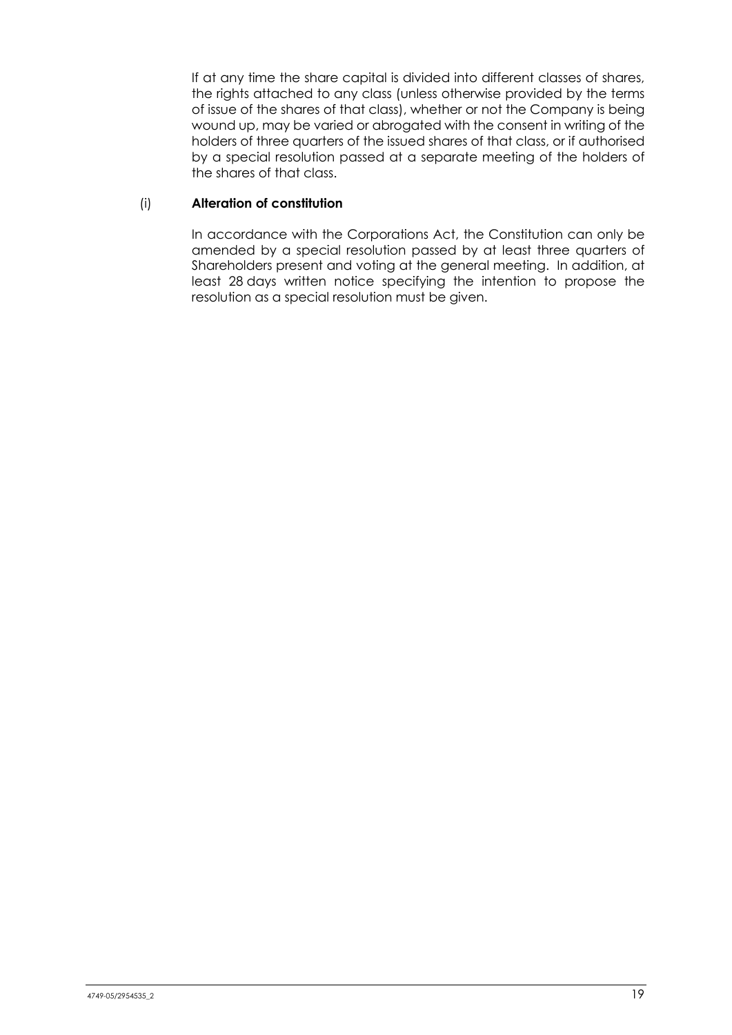If at any time the share capital is divided into different classes of shares, the rights attached to any class (unless otherwise provided by the terms of issue of the shares of that class), whether or not the Company is being wound up, may be varied or abrogated with the consent in writing of the holders of three quarters of the issued shares of that class, or if authorised by a special resolution passed at a separate meeting of the holders of the shares of that class.

(i) **Alteration of constitution**

In accordance with the Corporations Act, the Constitution can only be amended by a special resolution passed by at least three quarters of Shareholders present and voting at the general meeting. In addition, at least 28 days written notice specifying the intention to propose the resolution as a special resolution must be given.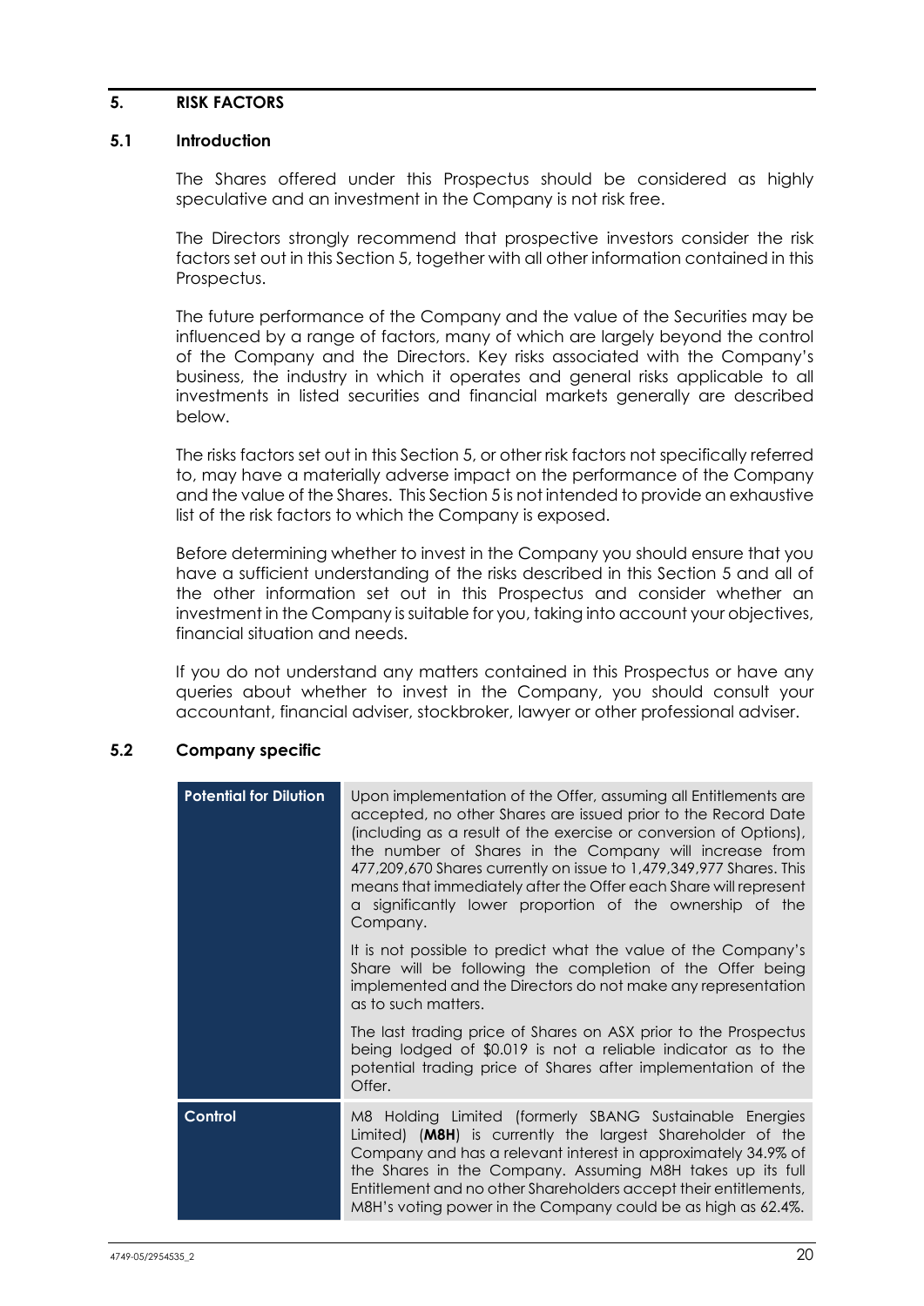## 5. RISK FACTORS

### 5.1 Introduction

The Shares offered under this Prospectus should be considered as highly speculative and an investment in the Company is not risk free.

The Directors strongly recommend that prospective investors consider the risk factors set out in this Section 5, together with all other information contained in this Prospectus.

The future performance of the Company and the value of the Securities may be influenced by a range of factors, many of which are largely beyond the control of the Company and the Directors. Key risks associated with the Company's business, the industry in which it operates and general risks applicable to all investments in listed securities and financial markets generally are described below.

The risks factors set out in this Section 5, or other risk factors not specifically referred to, may have a materially adverse impact on the performance of the Company and the value of the Shares. This Section 5 is not intended to provide an exhaustive list of the risk factors to which the Company is exposed.

Before determining whether to invest in the Company you should ensure that you have a sufficient understanding of the risks described in this Section 5 and all of the other information set out in this Prospectus and consider whether an investment in the Company is suitable for you, taking into account your objectives, financial situation and needs.

If you do not understand any matters contained in this Prospectus or have any queries about whether to invest in the Company, you should consult your accountant, financial adviser, stockbroker, lawyer or other professional adviser.

### 5.2 Company specific

| | |
|---|---|
| **Potential for Dilution** | Upon implementation of the Offer, assuming all Entitlements are accepted, no other Shares are issued prior to the Record Date (including as a result of the exercise or conversion of Options), the number of Shares in the Company will increase from 477,209,670 Shares currently on issue to 1,479,349,977 Shares. This means that immediately after the Offer each Share will represent a significantly lower proportion of the ownership of the Company.<br><br>It is not possible to predict what the value of the Company's Share will be following the completion of the Offer being implemented and the Directors do not make any representation as to such matters.<br><br>The last trading price of Shares on ASX prior to the Prospectus being lodged of $0.019 is not a reliable indicator as to the potential trading price of Shares after implementation of the Offer. |
| **Control** | M8 Holding Limited (formerly SBANG Sustainable Energies Limited) (**M8H**) is currently the largest Shareholder of the Company and has a relevant interest in approximately 34.9% of the Shares in the Company. Assuming M8H takes up its full Entitlement and no other Shareholders accept their entitlements, M8H's voting power in the Company could be as high as 62.4%. |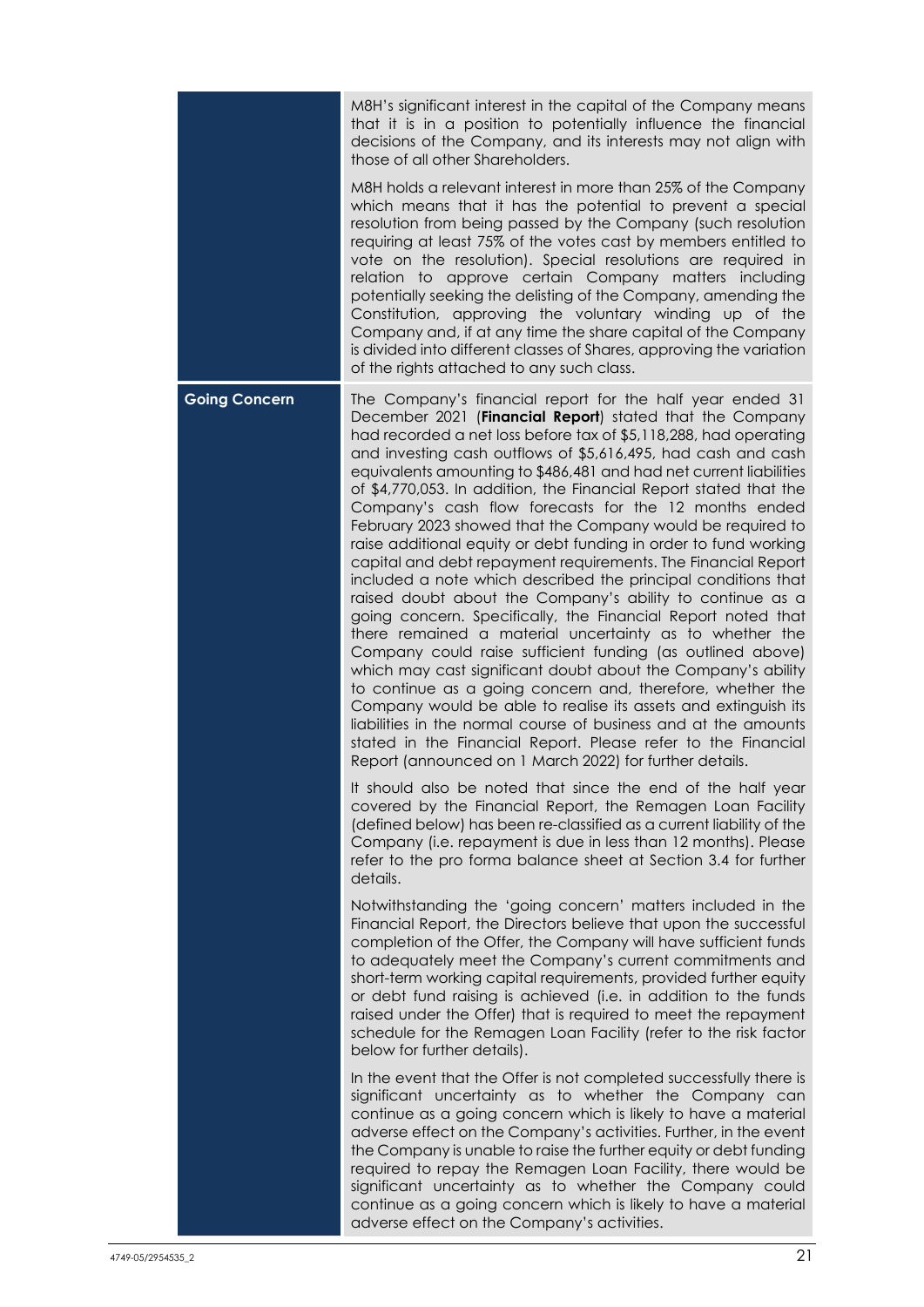| | |
|---|---|
| | M8H's significant interest in the capital of the Company means that it is in a position to potentially influence the financial decisions of the Company, and its interests may not align with those of all other Shareholders.<br><br>M8H holds a relevant interest in more than 25% of the Company which means that it has the potential to prevent a special resolution from being passed by the Company (such resolution requiring at least 75% of the votes cast by members entitled to vote on the resolution). Special resolutions are required in relation to approve certain Company matters including potentially seeking the delisting of the Company, amending the Constitution, approving the voluntary winding up of the Company and, if at any time the share capital of the Company is divided into different classes of Shares, approving the variation of the rights attached to any such class. |
| **Going Concern** | The Company's financial report for the half year ended 31 December 2021 (**Financial Report**) stated that the Company had recorded a net loss before tax of $5,118,288, had operating and investing cash outflows of $5,616,495, had cash and cash equivalents amounting to $486,481 and had net current liabilities of $4,770,053. In addition, the Financial Report stated that the Company's cash flow forecasts for the 12 months ended February 2023 showed that the Company would be required to raise additional equity or debt funding in order to fund working capital and debt repayment requirements. The Financial Report included a note which described the principal conditions that raised doubt about the Company's ability to continue as a going concern. Specifically, the Financial Report noted that there remained a material uncertainty as to whether the Company could raise sufficient funding (as outlined above) which may cast significant doubt about the Company's ability to continue as a going concern and, therefore, whether the Company would be able to realise its assets and extinguish its liabilities in the normal course of business and at the amounts stated in the Financial Report. Please refer to the Financial Report (announced on 1 March 2022) for further details.<br><br>It should also be noted that since the end of the half year covered by the Financial Report, the Remagen Loan Facility (defined below) has been re-classified as a current liability of the Company (i.e. repayment is due in less than 12 months). Please refer to the pro forma balance sheet at Section 3.4 for further details.<br><br>Notwithstanding the 'going concern' matters included in the Financial Report, the Directors believe that upon the successful completion of the Offer, the Company will have sufficient funds to adequately meet the Company's current commitments and short-term working capital requirements, provided further equity or debt fund raising is achieved (i.e. in addition to the funds raised under the Offer) that is required to meet the repayment schedule for the Remagen Loan Facility (refer to the risk factor below for further details).<br><br>In the event that the Offer is not completed successfully there is significant uncertainty as to whether the Company can continue as a going concern which is likely to have a material adverse effect on the Company's activities. Further, in the event the Company is unable to raise the further equity or debt funding required to repay the Remagen Loan Facility, there would be significant uncertainty as to whether the Company could continue as a going concern which is likely to have a material adverse effect on the Company's activities. |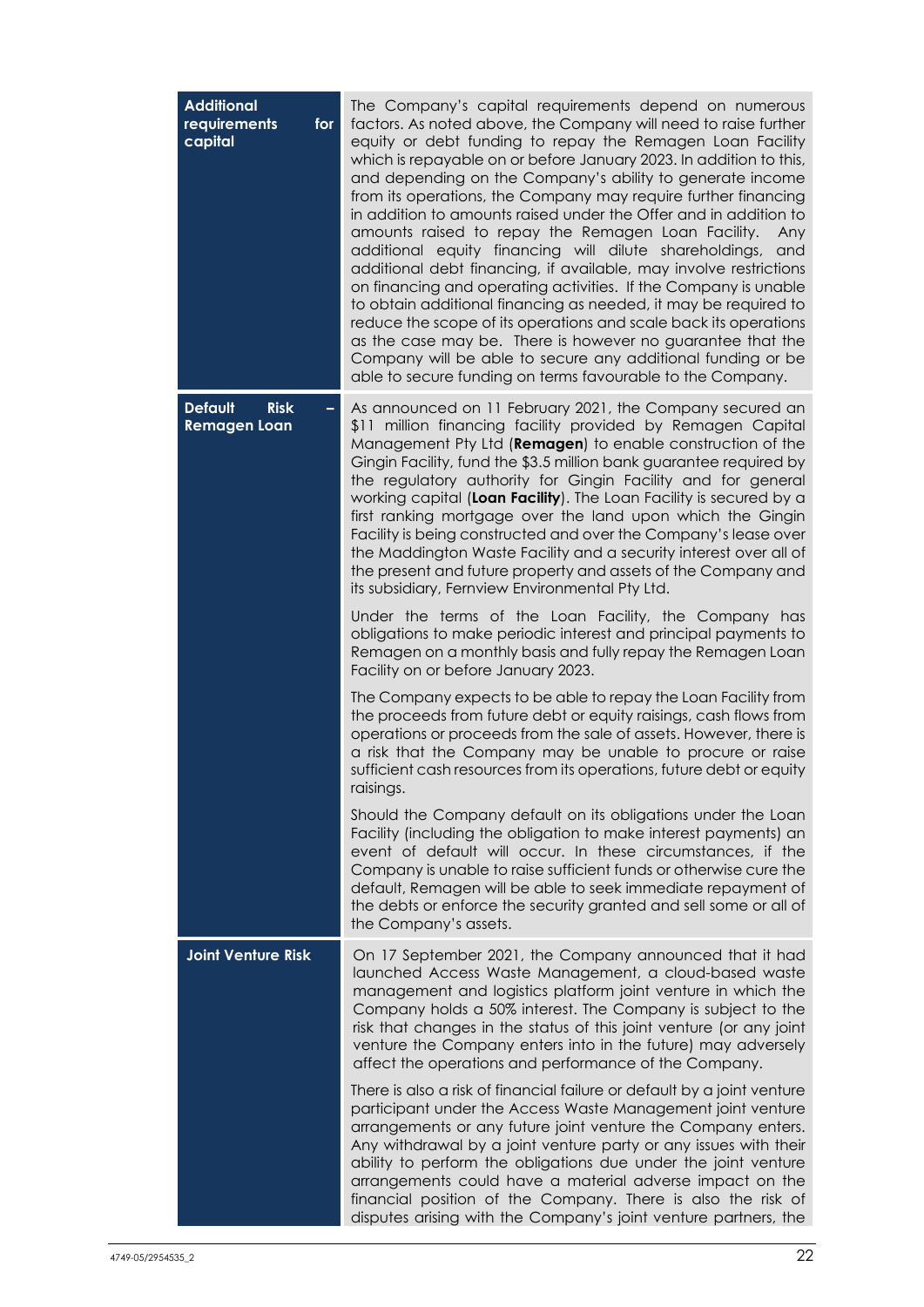| | |
|---|---|
| **Additional requirements for capital** | The Company's capital requirements depend on numerous factors. As noted above, the Company will need to raise further equity or debt funding to repay the Remagen Loan Facility which is repayable on or before January 2023. In addition to this, and depending on the Company's ability to generate income from its operations, the Company may require further financing in addition to amounts raised under the Offer and in addition to amounts raised to repay the Remagen Loan Facility. Any additional equity financing will dilute shareholdings, and additional debt financing, if available, may involve restrictions on financing and operating activities. If the Company is unable to obtain additional financing as needed, it may be required to reduce the scope of its operations and scale back its operations as the case may be. There is however no guarantee that the Company will be able to secure any additional funding or be able to secure funding on terms favourable to the Company. |
| **Default Risk – Remagen Loan** | As announced on 11 February 2021, the Company secured an $11 million financing facility provided by Remagen Capital Management Pty Ltd (**Remagen**) to enable construction of the Gingin Facility, fund the $3.5 million bank guarantee required by the regulatory authority for Gingin Facility and for general working capital (**Loan Facility**). The Loan Facility is secured by a first ranking mortgage over the land upon which the Gingin Facility is being constructed and over the Company's lease over the Maddington Waste Facility and a security interest over all of the present and future property and assets of the Company and its subsidiary, Fernview Environmental Pty Ltd.<br><br>Under the terms of the Loan Facility, the Company has obligations to make periodic interest and principal payments to Remagen on a monthly basis and fully repay the Remagen Loan Facility on or before January 2023.<br><br>The Company expects to be able to repay the Loan Facility from the proceeds from future debt or equity raisings, cash flows from operations or proceeds from the sale of assets. However, there is a risk that the Company may be unable to procure or raise sufficient cash resources from its operations, future debt or equity raisings.<br><br>Should the Company default on its obligations under the Loan Facility (including the obligation to make interest payments) an event of default will occur. In these circumstances, if the Company is unable to raise sufficient funds or otherwise cure the default, Remagen will be able to seek immediate repayment of the debts or enforce the security granted and sell some or all of the Company's assets. |
| **Joint Venture Risk** | On 17 September 2021, the Company announced that it had launched Access Waste Management, a cloud-based waste management and logistics platform joint venture in which the Company holds a 50% interest. The Company is subject to the risk that changes in the status of this joint venture (or any joint venture the Company enters into in the future) may adversely affect the operations and performance of the Company.<br><br>There is also a risk of financial failure or default by a joint venture participant under the Access Waste Management joint venture arrangements or any future joint venture the Company enters. Any withdrawal by a joint venture party or any issues with their ability to perform the obligations due under the joint venture arrangements could have a material adverse impact on the financial position of the Company. There is also the risk of disputes arising with the Company's joint venture partners, the |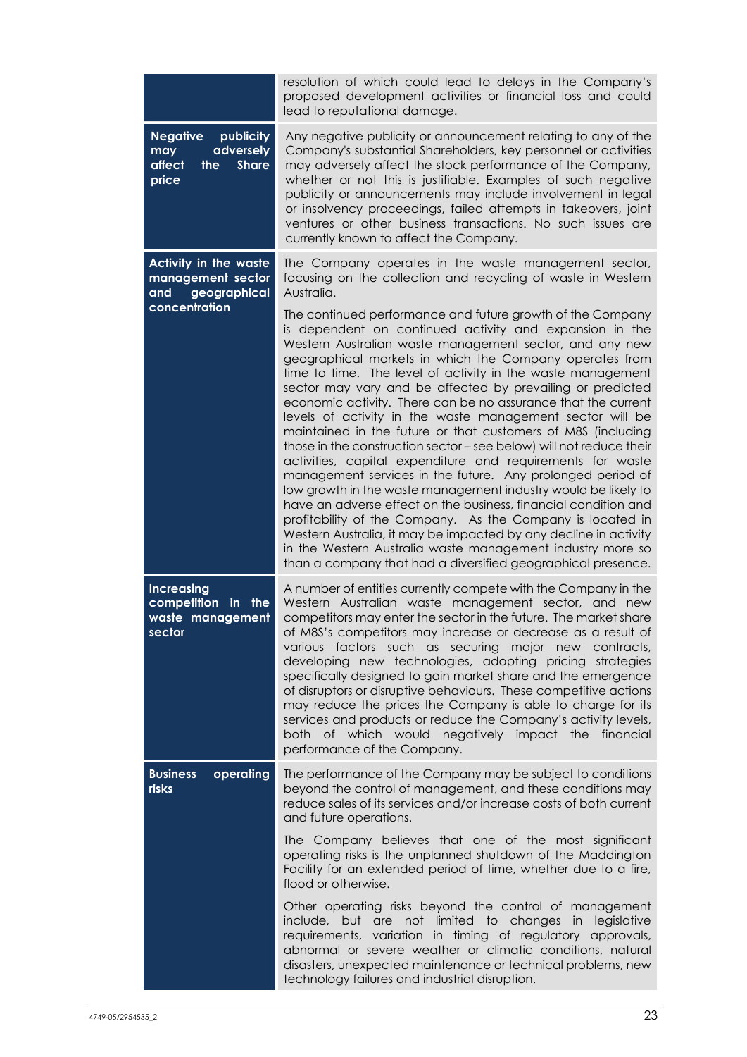| | |
|---|---|
| | resolution of which could lead to delays in the Company's proposed development activities or financial loss and could lead to reputational damage. |
| **Negative publicity may adversely affect the Share price** | Any negative publicity or announcement relating to any of the Company's substantial Shareholders, key personnel or activities may adversely affect the stock performance of the Company, whether or not this is justifiable. Examples of such negative publicity or announcements may include involvement in legal or insolvency proceedings, failed attempts in takeovers, joint ventures or other business transactions. No such issues are currently known to affect the Company. |
| **Activity in the waste management sector and geographical concentration** | The Company operates in the waste management sector, focusing on the collection and recycling of waste in Western Australia.<br><br>The continued performance and future growth of the Company is dependent on continued activity and expansion in the Western Australian waste management sector, and any new geographical markets in which the Company operates from time to time. The level of activity in the waste management sector may vary and be affected by prevailing or predicted economic activity. There can be no assurance that the current levels of activity in the waste management sector will be maintained in the future or that customers of M8S (including those in the construction sector – see below) will not reduce their activities, capital expenditure and requirements for waste management services in the future. Any prolonged period of low growth in the waste management industry would be likely to have an adverse effect on the business, financial condition and profitability of the Company. As the Company is located in Western Australia, it may be impacted by any decline in activity in the Western Australia waste management industry more so than a company that had a diversified geographical presence. |
| **Increasing competition in the waste management sector** | A number of entities currently compete with the Company in the Western Australian waste management sector, and new competitors may enter the sector in the future. The market share of M8S's competitors may increase or decrease as a result of various factors such as securing major new contracts, developing new technologies, adopting pricing strategies specifically designed to gain market share and the emergence of disruptors or disruptive behaviours. These competitive actions may reduce the prices the Company is able to charge for its services and products or reduce the Company's activity levels, both of which would negatively impact the financial performance of the Company. |
| **Business operating risks** | The performance of the Company may be subject to conditions beyond the control of management, and these conditions may reduce sales of its services and/or increase costs of both current and future operations.<br><br>The Company believes that one of the most significant operating risks is the unplanned shutdown of the Maddington Facility for an extended period of time, whether due to a fire, flood or otherwise.<br><br>Other operating risks beyond the control of management include, but are not limited to changes in legislative requirements, variation in timing of regulatory approvals, abnormal or severe weather or climatic conditions, natural disasters, unexpected maintenance or technical problems, new technology failures and industrial disruption. |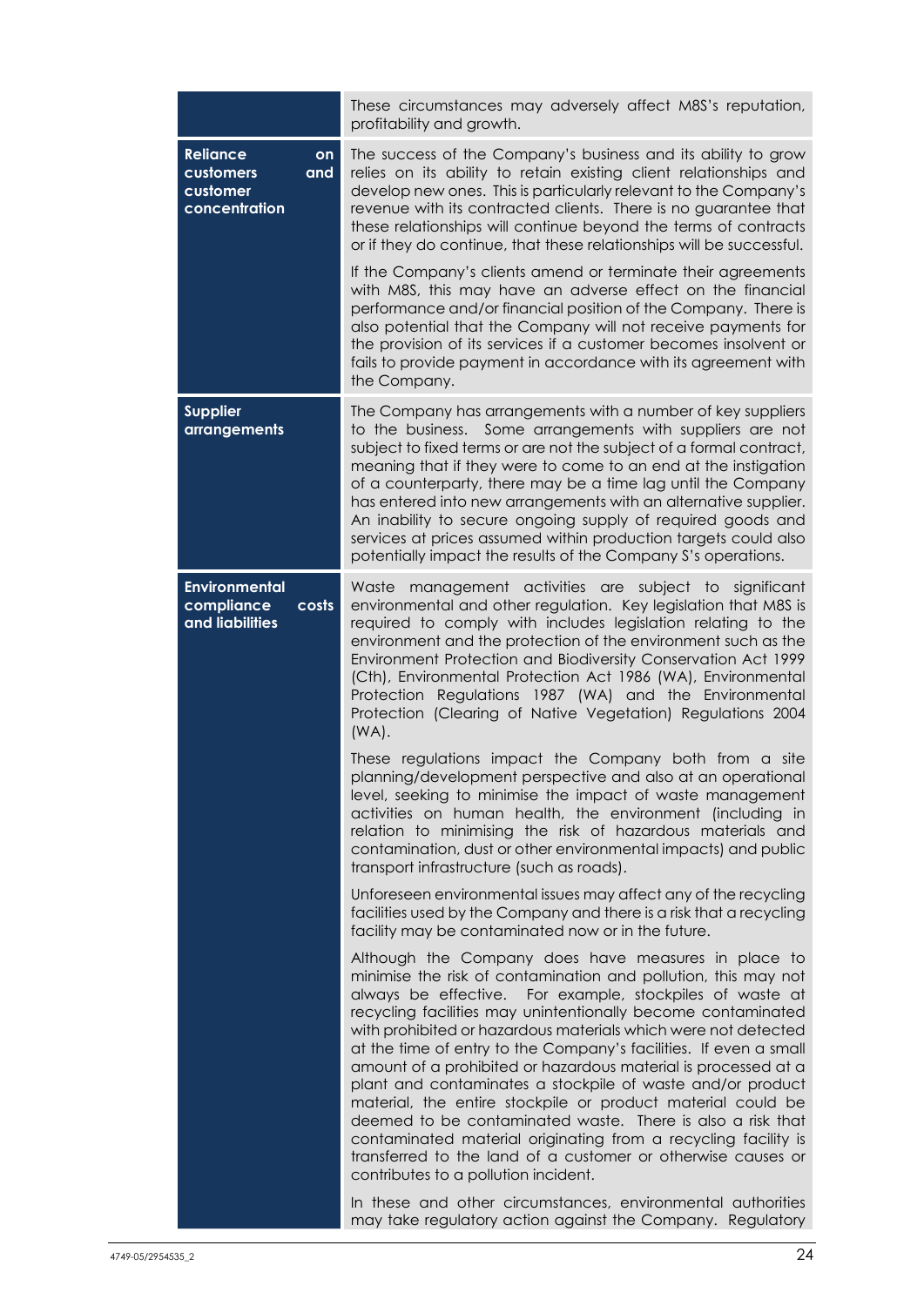| | |
|---|---|
| | These circumstances may adversely affect M8S's reputation, profitability and growth. |
| **Reliance on customers and customer concentration** | The success of the Company's business and its ability to grow relies on its ability to retain existing client relationships and develop new ones. This is particularly relevant to the Company's revenue with its contracted clients. There is no guarantee that these relationships will continue beyond the terms of contracts or if they do continue, that these relationships will be successful.<br><br>If the Company's clients amend or terminate their agreements with M8S, this may have an adverse effect on the financial performance and/or financial position of the Company. There is also potential that the Company will not receive payments for the provision of its services if a customer becomes insolvent or fails to provide payment in accordance with its agreement with the Company. |
| **Supplier arrangements** | The Company has arrangements with a number of key suppliers to the business. Some arrangements with suppliers are not subject to fixed terms or are not the subject of a formal contract, meaning that if they were to come to an end at the instigation of a counterparty, there may be a time lag until the Company has entered into new arrangements with an alternative supplier. An inability to secure ongoing supply of required goods and services at prices assumed within production targets could also potentially impact the results of the Company S's operations. |
| **Environmental compliance costs and liabilities** | Waste management activities are subject to significant environmental and other regulation. Key legislation that M8S is required to comply with includes legislation relating to the environment and the protection of the environment such as the Environment Protection and Biodiversity Conservation Act 1999 (Cth), Environmental Protection Act 1986 (WA), Environmental Protection Regulations 1987 (WA) and the Environmental Protection (Clearing of Native Vegetation) Regulations 2004 (WA).<br><br>These regulations impact the Company both from a site planning/development perspective and also at an operational level, seeking to minimise the impact of waste management activities on human health, the environment (including in relation to minimising the risk of hazardous materials and contamination, dust or other environmental impacts) and public transport infrastructure (such as roads).<br><br>Unforeseen environmental issues may affect any of the recycling facilities used by the Company and there is a risk that a recycling facility may be contaminated now or in the future.<br><br>Although the Company does have measures in place to minimise the risk of contamination and pollution, this may not always be effective. For example, stockpiles of waste at recycling facilities may unintentionally become contaminated with prohibited or hazardous materials which were not detected at the time of entry to the Company's facilities. If even a small amount of a prohibited or hazardous material is processed at a plant and contaminates a stockpile of waste and/or product material, the entire stockpile or product material could be deemed to be contaminated waste. There is also a risk that contaminated material originating from a recycling facility is transferred to the land of a customer or otherwise causes or contributes to a pollution incident.<br><br>In these and other circumstances, environmental authorities may take regulatory action against the Company. Regulatory |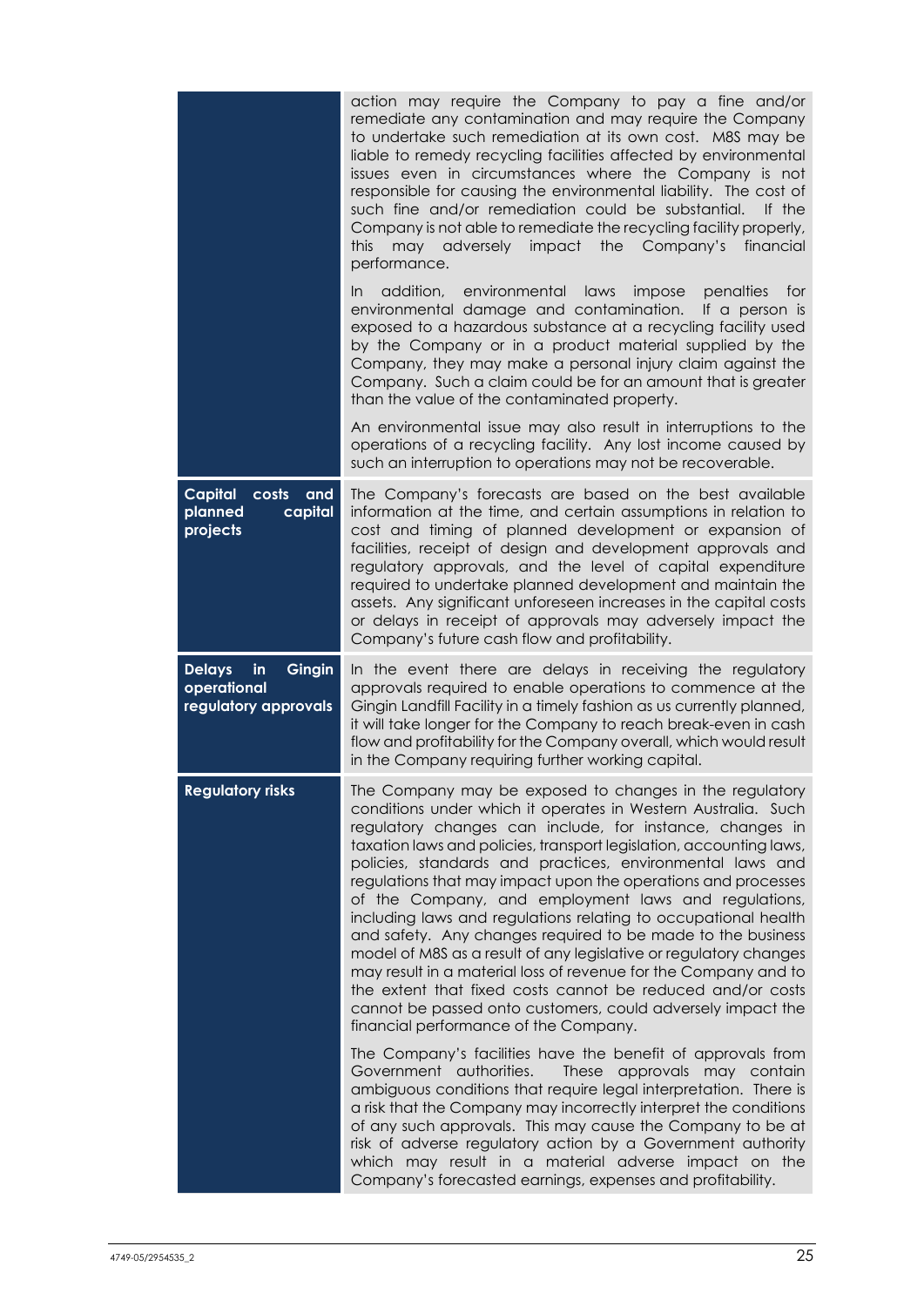| | |
|---|---|
| | action may require the Company to pay a fine and/or remediate any contamination and may require the Company to undertake such remediation at its own cost. M8S may be liable to remedy recycling facilities affected by environmental issues even in circumstances where the Company is not responsible for causing the environmental liability. The cost of such fine and/or remediation could be substantial. If the Company is not able to remediate the recycling facility properly, this may adversely impact the Company's financial performance.<br><br>In addition, environmental laws impose penalties for environmental damage and contamination. If a person is exposed to a hazardous substance at a recycling facility used by the Company or in a product material supplied by the Company, they may make a personal injury claim against the Company. Such a claim could be for an amount that is greater than the value of the contaminated property.<br><br>An environmental issue may also result in interruptions to the operations of a recycling facility. Any lost income caused by such an interruption to operations may not be recoverable. |
| **Capital costs and planned capital projects** | The Company's forecasts are based on the best available information at the time, and certain assumptions in relation to cost and timing of planned development or expansion of facilities, receipt of design and development approvals and regulatory approvals, and the level of capital expenditure required to undertake planned development and maintain the assets. Any significant unforeseen increases in the capital costs or delays in receipt of approvals may adversely impact the Company's future cash flow and profitability. |
| **Delays in Gingin operational regulatory approvals** | In the event there are delays in receiving the regulatory approvals required to enable operations to commence at the Gingin Landfill Facility in a timely fashion as us currently planned, it will take longer for the Company to reach break-even in cash flow and profitability for the Company overall, which would result in the Company requiring further working capital. |
| **Regulatory risks** | The Company may be exposed to changes in the regulatory conditions under which it operates in Western Australia. Such regulatory changes can include, for instance, changes in taxation laws and policies, transport legislation, accounting laws, policies, standards and practices, environmental laws and regulations that may impact upon the operations and processes of the Company, and employment laws and regulations, including laws and regulations relating to occupational health and safety. Any changes required to be made to the business model of M8S as a result of any legislative or regulatory changes may result in a material loss of revenue for the Company and to the extent that fixed costs cannot be reduced and/or costs cannot be passed onto customers, could adversely impact the financial performance of the Company.<br><br>The Company's facilities have the benefit of approvals from Government authorities. These approvals may contain ambiguous conditions that require legal interpretation. There is a risk that the Company may incorrectly interpret the conditions of any such approvals. This may cause the Company to be at risk of adverse regulatory action by a Government authority which may result in a material adverse impact on the Company's forecasted earnings, expenses and profitability. |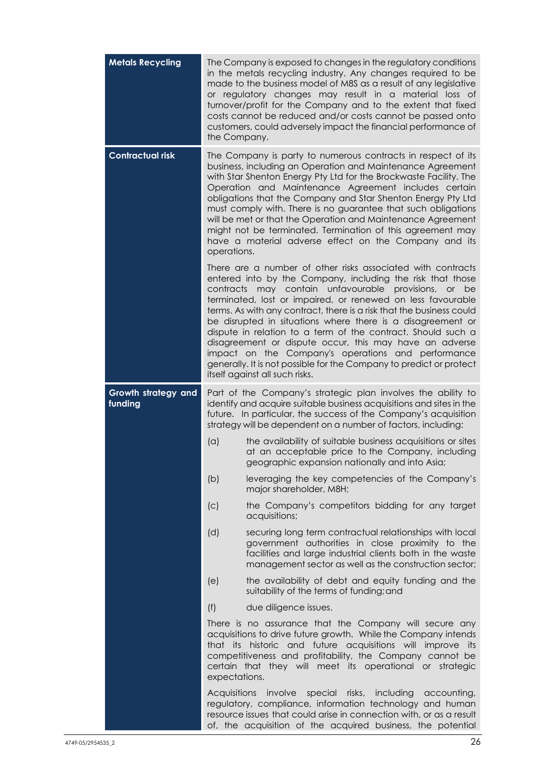| | |
|---|---|
| **Metals Recycling** | The Company is exposed to changes in the regulatory conditions in the metals recycling industry. Any changes required to be made to the business model of M8S as a result of any legislative or regulatory changes may result in a material loss of turnover/profit for the Company and to the extent that fixed costs cannot be reduced and/or costs cannot be passed onto customers, could adversely impact the financial performance of the Company. |
| **Contractual risk** | The Company is party to numerous contracts in respect of its business, including an Operation and Maintenance Agreement with Star Shenton Energy Pty Ltd for the Brockwaste Facility. The Operation and Maintenance Agreement includes certain obligations that the Company and Star Shenton Energy Pty Ltd must comply with. There is no guarantee that such obligations will be met or that the Operation and Maintenance Agreement might not be terminated. Termination of this agreement may have a material adverse effect on the Company and its operations.<br><br>There are a number of other risks associated with contracts entered into by the Company, including the risk that those contracts may contain unfavourable provisions, or be terminated, lost or impaired, or renewed on less favourable terms. As with any contract, there is a risk that the business could be disrupted in situations where there is a disagreement or dispute in relation to a term of the contract. Should such a disagreement or dispute occur, this may have an adverse impact on the Company's operations and performance generally. It is not possible for the Company to predict or protect itself against all such risks. |
| **Growth strategy and funding** | Part of the Company's strategic plan involves the ability to identify and acquire suitable business acquisitions and sites in the future. In particular, the success of the Company's acquisition strategy will be dependent on a number of factors, including:<br><br>(a) the availability of suitable business acquisitions or sites at an acceptable price to the Company, including geographic expansion nationally and into Asia;<br><br>(b) leveraging the key competencies of the Company's major shareholder, M8H;<br><br>(c) the Company's competitors bidding for any target acquisitions;<br><br>(d) securing long term contractual relationships with local government authorities in close proximity to the facilities and large industrial clients both in the waste management sector as well as the construction sector;<br><br>(e) the availability of debt and equity funding and the suitability of the terms of funding; and<br><br>(f) due diligence issues.<br><br>There is no assurance that the Company will secure any acquisitions to drive future growth. While the Company intends that its historic and future acquisitions will improve its competitiveness and profitability, the Company cannot be certain that they will meet its operational or strategic expectations.<br><br>Acquisitions involve special risks, including accounting, regulatory, compliance, information technology and human resource issues that could arise in connection with, or as a result of, the acquisition of the acquired business, the potential |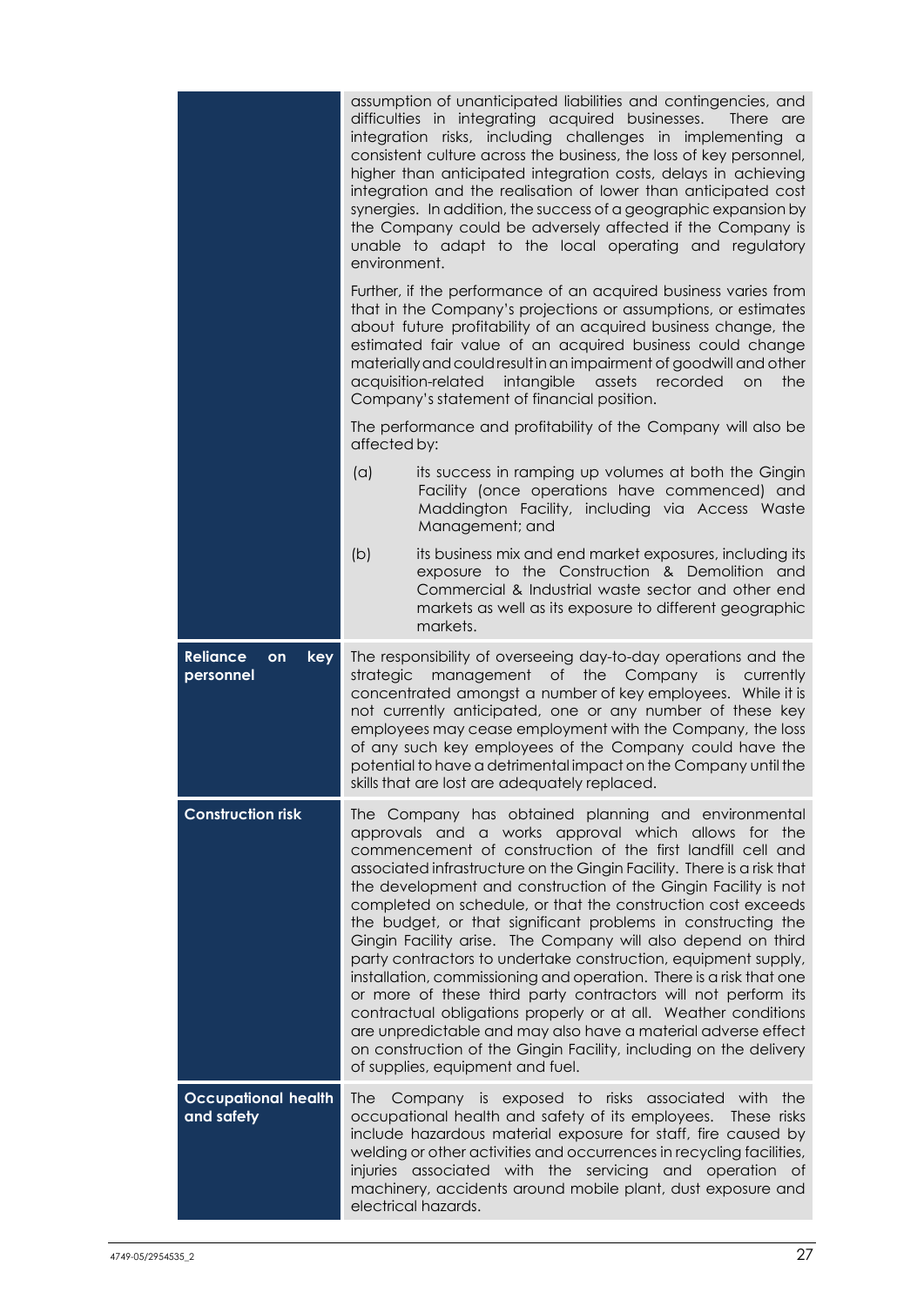| | |
|---|---|
| | assumption of unanticipated liabilities and contingencies, and difficulties in integrating acquired businesses. There are integration risks, including challenges in implementing a consistent culture across the business, the loss of key personnel, higher than anticipated integration costs, delays in achieving integration and the realisation of lower than anticipated cost synergies. In addition, the success of a geographic expansion by the Company could be adversely affected if the Company is unable to adapt to the local operating and regulatory environment.<br><br>Further, if the performance of an acquired business varies from that in the Company's projections or assumptions, or estimates about future profitability of an acquired business change, the estimated fair value of an acquired business could change materially and could result in an impairment of goodwill and other acquisition-related intangible assets recorded on the Company's statement of financial position.<br><br>The performance and profitability of the Company will also be affected by:<br><br>(a) its success in ramping up volumes at both the Gingin Facility (once operations have commenced) and Maddington Facility, including via Access Waste Management; and<br><br>(b) its business mix and end market exposures, including its exposure to the Construction & Demolition and Commercial & Industrial waste sector and other end markets as well as its exposure to different geographic markets. |
| **Reliance on key personnel** | The responsibility of overseeing day-to-day operations and the strategic management of the Company is currently concentrated amongst a number of key employees. While it is not currently anticipated, one or any number of these key employees may cease employment with the Company, the loss of any such key employees of the Company could have the potential to have a detrimental impact on the Company until the skills that are lost are adequately replaced. |
| **Construction risk** | The Company has obtained planning and environmental approvals and a works approval which allows for the commencement of construction of the first landfill cell and associated infrastructure on the Gingin Facility. There is a risk that the development and construction of the Gingin Facility is not completed on schedule, or that the construction cost exceeds the budget, or that significant problems in constructing the Gingin Facility arise. The Company will also depend on third party contractors to undertake construction, equipment supply, installation, commissioning and operation. There is a risk that one or more of these third party contractors will not perform its contractual obligations properly or at all. Weather conditions are unpredictable and may also have a material adverse effect on construction of the Gingin Facility, including on the delivery of supplies, equipment and fuel. |
| **Occupational health and safety** | The Company is exposed to risks associated with the occupational health and safety of its employees. These risks include hazardous material exposure for staff, fire caused by welding or other activities and occurrences in recycling facilities, injuries associated with the servicing and operation of machinery, accidents around mobile plant, dust exposure and electrical hazards. |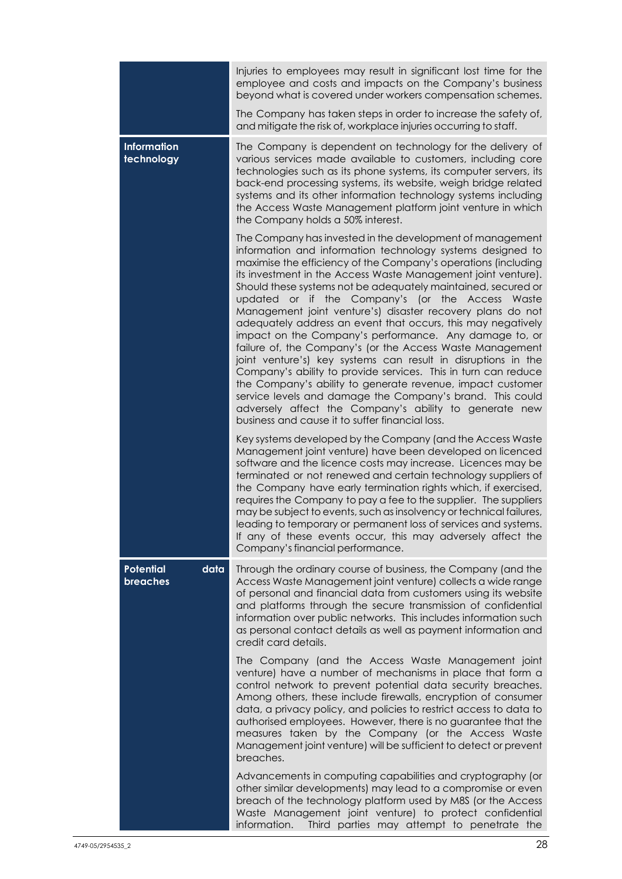| | |
|---|---|
| | Injuries to employees may result in significant lost time for the employee and costs and impacts on the Company's business beyond what is covered under workers compensation schemes.<br><br>The Company has taken steps in order to increase the safety of, and mitigate the risk of, workplace injuries occurring to staff. |
| **Information technology** | The Company is dependent on technology for the delivery of various services made available to customers, including core technologies such as its phone systems, its computer servers, its back-end processing systems, its website, weigh bridge related systems and its other information technology systems including the Access Waste Management platform joint venture in which the Company holds a 50% interest.<br><br>The Company has invested in the development of management information and information technology systems designed to maximise the efficiency of the Company's operations (including its investment in the Access Waste Management joint venture). Should these systems not be adequately maintained, secured or updated or if the Company's (or the Access Waste Management joint venture's) disaster recovery plans do not adequately address an event that occurs, this may negatively impact on the Company's performance. Any damage to, or failure of, the Company's (or the Access Waste Management joint venture's) key systems can result in disruptions in the Company's ability to provide services. This in turn can reduce the Company's ability to generate revenue, impact customer service levels and damage the Company's brand. This could adversely affect the Company's ability to generate new business and cause it to suffer financial loss.<br><br>Key systems developed by the Company (and the Access Waste Management joint venture) have been developed on licenced software and the licence costs may increase. Licences may be terminated or not renewed and certain technology suppliers of the Company have early termination rights which, if exercised, requires the Company to pay a fee to the supplier. The suppliers may be subject to events, such as insolvency or technical failures, leading to temporary or permanent loss of services and systems. If any of these events occur, this may adversely affect the Company's financial performance. |
| **Potential data breaches** | Through the ordinary course of business, the Company (and the Access Waste Management joint venture) collects a wide range of personal and financial data from customers using its website and platforms through the secure transmission of confidential information over public networks. This includes information such as personal contact details as well as payment information and credit card details.<br><br>The Company (and the Access Waste Management joint venture) have a number of mechanisms in place that form a control network to prevent potential data security breaches. Among others, these include firewalls, encryption of consumer data, a privacy policy, and policies to restrict access to data to authorised employees. However, there is no guarantee that the measures taken by the Company (or the Access Waste Management joint venture) will be sufficient to detect or prevent breaches.<br><br>Advancements in computing capabilities and cryptography (or other similar developments) may lead to a compromise or even breach of the technology platform used by M8S (or the Access Waste Management joint venture) to protect confidential information. Third parties may attempt to penetrate the |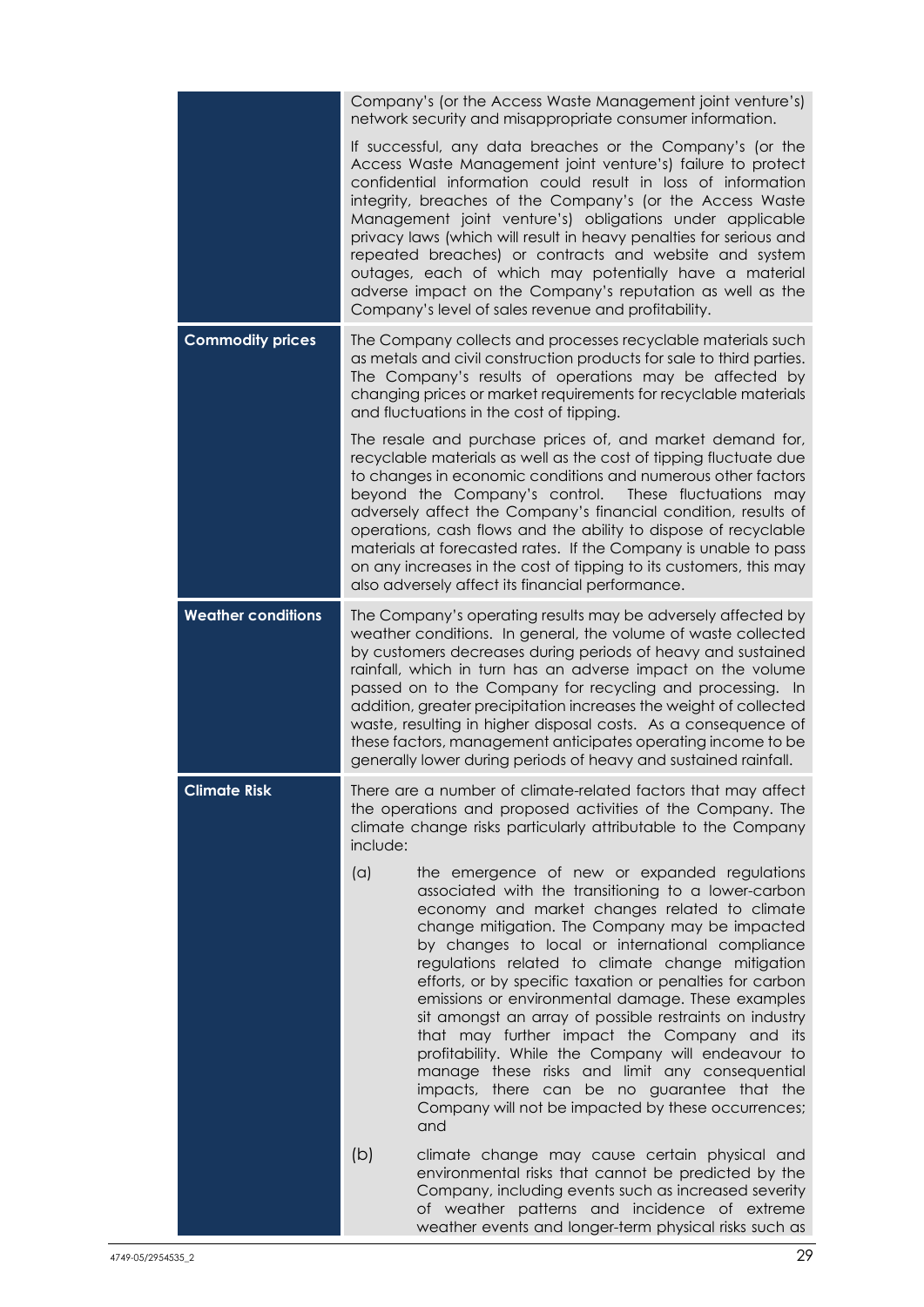| | |
|---|---|
| | Company's (or the Access Waste Management joint venture's) network security and misappropriate consumer information.<br><br>If successful, any data breaches or the Company's (or the Access Waste Management joint venture's) failure to protect confidential information could result in loss of information integrity, breaches of the Company's (or the Access Waste Management joint venture's) obligations under applicable privacy laws (which will result in heavy penalties for serious and repeated breaches) or contracts and website and system outages, each of which may potentially have a material adverse impact on the Company's reputation as well as the Company's level of sales revenue and profitability. |
| **Commodity prices** | The Company collects and processes recyclable materials such as metals and civil construction products for sale to third parties. The Company's results of operations may be affected by changing prices or market requirements for recyclable materials and fluctuations in the cost of tipping.<br><br>The resale and purchase prices of, and market demand for, recyclable materials as well as the cost of tipping fluctuate due to changes in economic conditions and numerous other factors beyond the Company's control. These fluctuations may adversely affect the Company's financial condition, results of operations, cash flows and the ability to dispose of recyclable materials at forecasted rates. If the Company is unable to pass on any increases in the cost of tipping to its customers, this may also adversely affect its financial performance. |
| **Weather conditions** | The Company's operating results may be adversely affected by weather conditions. In general, the volume of waste collected by customers decreases during periods of heavy and sustained rainfall, which in turn has an adverse impact on the volume passed on to the Company for recycling and processing. In addition, greater precipitation increases the weight of collected waste, resulting in higher disposal costs. As a consequence of these factors, management anticipates operating income to be generally lower during periods of heavy and sustained rainfall. |
| **Climate Risk** | There are a number of climate-related factors that may affect the operations and proposed activities of the Company. The climate change risks particularly attributable to the Company include:<br><br>(a) the emergence of new or expanded regulations associated with the transitioning to a lower-carbon economy and market changes related to climate change mitigation. The Company may be impacted by changes to local or international compliance regulations related to climate change mitigation efforts, or by specific taxation or penalties for carbon emissions or environmental damage. These examples sit amongst an array of possible restraints on industry that may further impact the Company and its profitability. While the Company will endeavour to manage these risks and limit any consequential impacts, there can be no guarantee that the Company will not be impacted by these occurrences; and<br><br>(b) climate change may cause certain physical and environmental risks that cannot be predicted by the Company, including events such as increased severity of weather patterns and incidence of extreme weather events and longer-term physical risks such as |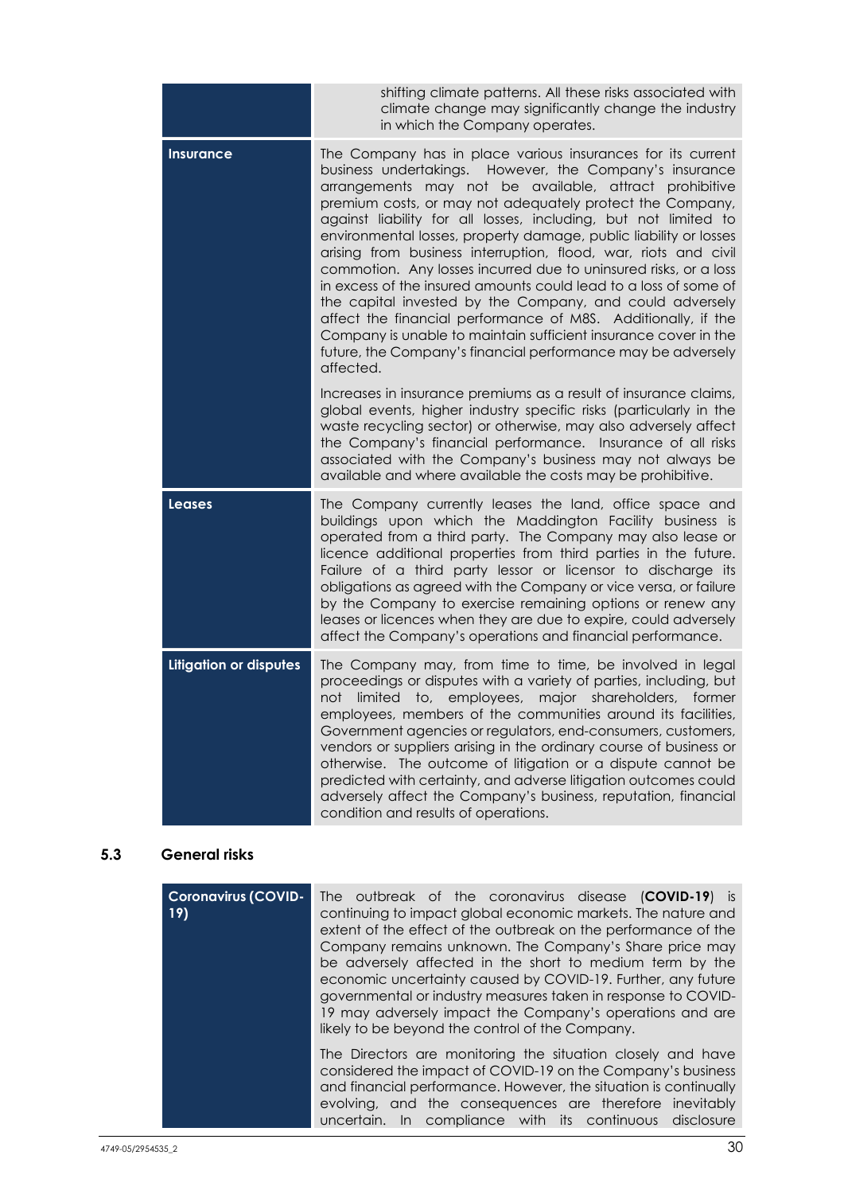| | |
|---|---|
| | shifting climate patterns. All these risks associated with climate change may significantly change the industry in which the Company operates. |
| **Insurance** | The Company has in place various insurances for its current business undertakings. However, the Company's insurance arrangements may not be available, attract prohibitive premium costs, or may not adequately protect the Company, against liability for all losses, including, but not limited to environmental losses, property damage, public liability or losses arising from business interruption, flood, war, riots and civil commotion. Any losses incurred due to uninsured risks, or a loss in excess of the insured amounts could lead to a loss of some of the capital invested by the Company, and could adversely affect the financial performance of M8S. Additionally, if the Company is unable to maintain sufficient insurance cover in the future, the Company's financial performance may be adversely affected.<br><br>Increases in insurance premiums as a result of insurance claims, global events, higher industry specific risks (particularly in the waste recycling sector) or otherwise, may also adversely affect the Company's financial performance. Insurance of all risks associated with the Company's business may not always be available and where available the costs may be prohibitive. |
| **Leases** | The Company currently leases the land, office space and buildings upon which the Maddington Facility business is operated from a third party. The Company may also lease or licence additional properties from third parties in the future. Failure of a third party lessor or licensor to discharge its obligations as agreed with the Company or vice versa, or failure by the Company to exercise remaining options or renew any leases or licences when they are due to expire, could adversely affect the Company's operations and financial performance. |
| **Litigation or disputes** | The Company may, from time to time, be involved in legal proceedings or disputes with a variety of parties, including, but not limited to, employees, major shareholders, former employees, members of the communities around its facilities, Government agencies or regulators, end-consumers, customers, vendors or suppliers arising in the ordinary course of business or otherwise. The outcome of litigation or a dispute cannot be predicted with certainty, and adverse litigation outcomes could adversely affect the Company's business, reputation, financial condition and results of operations. |

### 5.3 General risks

| | |
|---|---|
| **Coronavirus (COVID-19)** | The outbreak of the coronavirus disease (**COVID-19**) is continuing to impact global economic markets. The nature and extent of the effect of the outbreak on the performance of the Company remains unknown. The Company's Share price may be adversely affected in the short to medium term by the economic uncertainty caused by COVID-19. Further, any future governmental or industry measures taken in response to COVID-19 may adversely impact the Company's operations and are likely to be beyond the control of the Company.<br><br>The Directors are monitoring the situation closely and have considered the impact of COVID-19 on the Company's business and financial performance. However, the situation is continually evolving, and the consequences are therefore inevitably uncertain. In compliance with its continuous disclosure |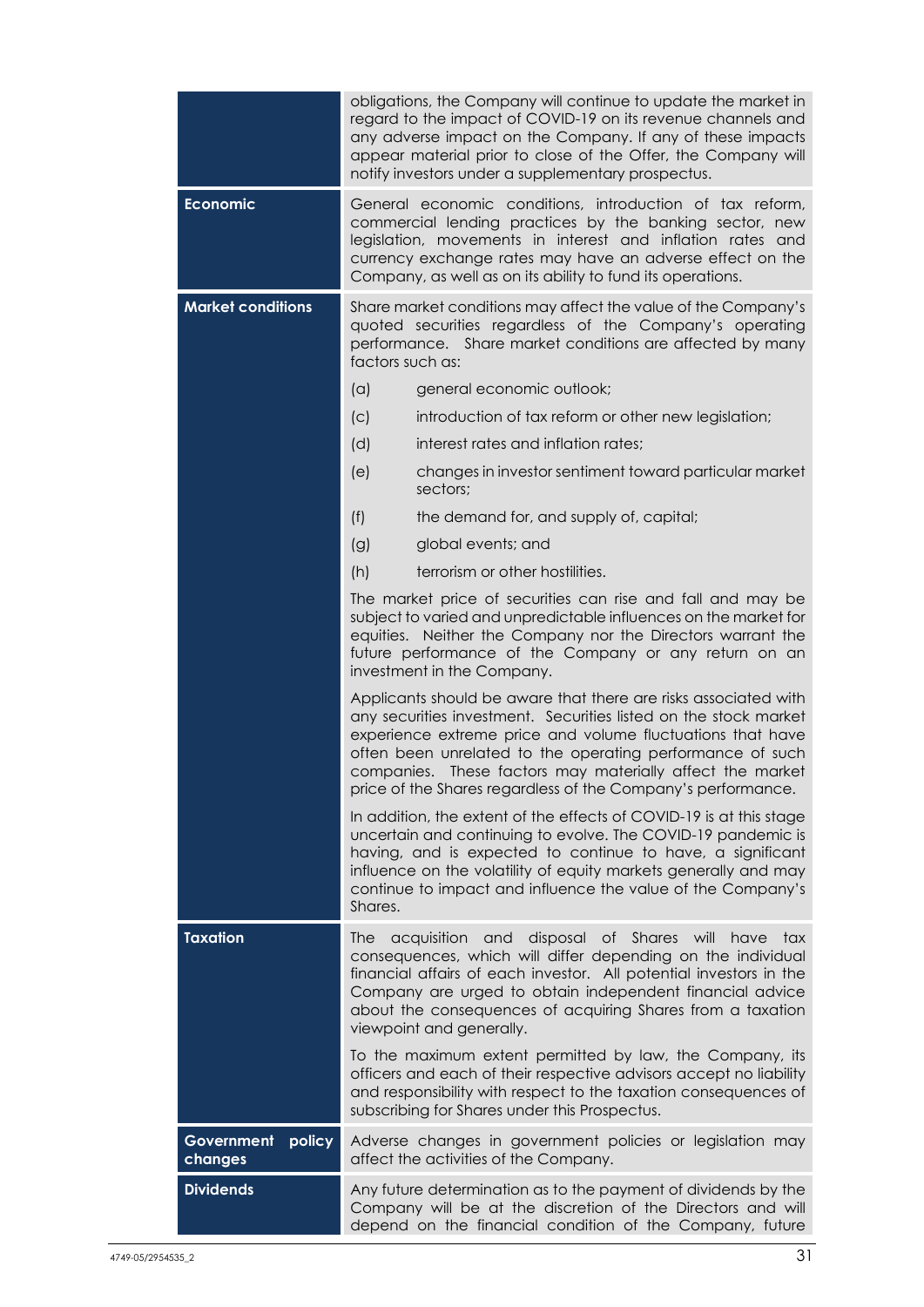| | |
|---|---|
| | obligations, the Company will continue to update the market in regard to the impact of COVID-19 on its revenue channels and any adverse impact on the Company. If any of these impacts appear material prior to close of the Offer, the Company will notify investors under a supplementary prospectus. |
| **Economic** | General economic conditions, introduction of tax reform, commercial lending practices by the banking sector, new legislation, movements in interest and inflation rates and currency exchange rates may have an adverse effect on the Company, as well as on its ability to fund its operations. |
| **Market conditions** | Share market conditions may affect the value of the Company's quoted securities regardless of the Company's operating performance. Share market conditions are affected by many factors such as:<br><br>(a) general economic outlook;<br>(c) introduction of tax reform or other new legislation;<br>(d) interest rates and inflation rates;<br>(e) changes in investor sentiment toward particular market sectors;<br>(f) the demand for, and supply of, capital;<br>(g) global events; and<br>(h) terrorism or other hostilities.<br><br>The market price of securities can rise and fall and may be subject to varied and unpredictable influences on the market for equities. Neither the Company nor the Directors warrant the future performance of the Company or any return on an investment in the Company.<br><br>Applicants should be aware that there are risks associated with any securities investment. Securities listed on the stock market experience extreme price and volume fluctuations that have often been unrelated to the operating performance of such companies. These factors may materially affect the market price of the Shares regardless of the Company's performance.<br><br>In addition, the extent of the effects of COVID-19 is at this stage uncertain and continuing to evolve. The COVID-19 pandemic is having, and is expected to continue to have, a significant influence on the volatility of equity markets generally and may continue to impact and influence the value of the Company's Shares. |
| **Taxation** | The acquisition and disposal of Shares will have tax consequences, which will differ depending on the individual financial affairs of each investor. All potential investors in the Company are urged to obtain independent financial advice about the consequences of acquiring Shares from a taxation viewpoint and generally.<br><br>To the maximum extent permitted by law, the Company, its officers and each of their respective advisors accept no liability and responsibility with respect to the taxation consequences of subscribing for Shares under this Prospectus. |
| **Government policy changes** | Adverse changes in government policies or legislation may affect the activities of the Company. |
| **Dividends** | Any future determination as to the payment of dividends by the Company will be at the discretion of the Directors and will depend on the financial condition of the Company, future |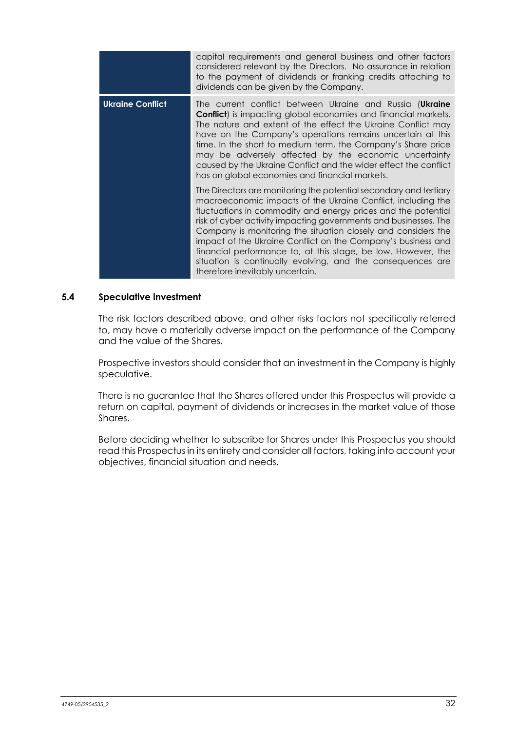| | |
|---|---|
| | capital requirements and general business and other factors considered relevant by the Directors. No assurance in relation to the payment of dividends or franking credits attaching to dividends can be given by the Company. |
| **Ukraine Conflict** | The current conflict between Ukraine and Russia (**Ukraine Conflict**) is impacting global economies and financial markets. The nature and extent of the effect the Ukraine Conflict may have on the Company's operations remains uncertain at this time. In the short to medium term, the Company's Share price may be adversely affected by the economic uncertainty caused by the Ukraine Conflict and the wider effect the conflict has on global economies and financial markets.<br><br>The Directors are monitoring the potential secondary and tertiary macroeconomic impacts of the Ukraine Conflict, including the fluctuations in commodity and energy prices and the potential risk of cyber activity impacting governments and businesses. The Company is monitoring the situation closely and considers the impact of the Ukraine Conflict on the Company's business and financial performance to, at this stage, be low. However, the situation is continually evolving, and the consequences are therefore inevitably uncertain. |

## 5.4 Speculative investment

The risk factors described above, and other risks factors not specifically referred to, may have a materially adverse impact on the performance of the Company and the value of the Shares.

Prospective investors should consider that an investment in the Company is highly speculative.

There is no guarantee that the Shares offered under this Prospectus will provide a return on capital, payment of dividends or increases in the market value of those Shares.

Before deciding whether to subscribe for Shares under this Prospectus you should read this Prospectus in its entirety and consider all factors, taking into account your objectives, financial situation and needs.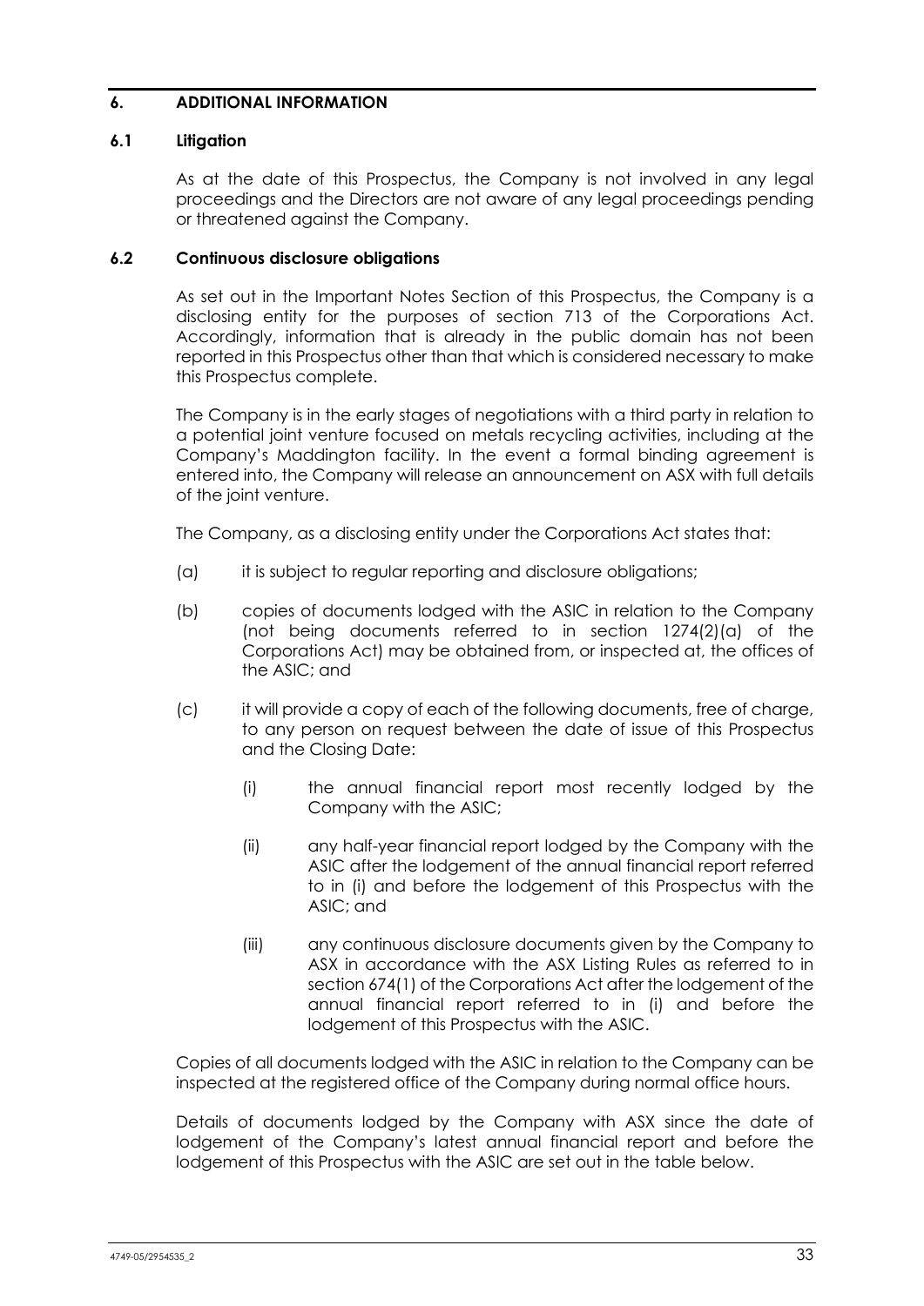## 6. ADDITIONAL INFORMATION

### 6.1 Litigation

As at the date of this Prospectus, the Company is not involved in any legal proceedings and the Directors are not aware of any legal proceedings pending or threatened against the Company.

### 6.2 Continuous disclosure obligations

As set out in the Important Notes Section of this Prospectus, the Company is a disclosing entity for the purposes of section 713 of the Corporations Act. Accordingly, information that is already in the public domain has not been reported in this Prospectus other than that which is considered necessary to make this Prospectus complete.

The Company is in the early stages of negotiations with a third party in relation to a potential joint venture focused on metals recycling activities, including at the Company's Maddington facility. In the event a formal binding agreement is entered into, the Company will release an announcement on ASX with full details of the joint venture.

The Company, as a disclosing entity under the Corporations Act states that:

(a) it is subject to regular reporting and disclosure obligations;

(b) copies of documents lodged with the ASIC in relation to the Company (not being documents referred to in section 1274(2)(a) of the Corporations Act) may be obtained from, or inspected at, the offices of the ASIC; and

(c) it will provide a copy of each of the following documents, free of charge, to any person on request between the date of issue of this Prospectus and the Closing Date:

 (i) the annual financial report most recently lodged by the Company with the ASIC;

 (ii) any half-year financial report lodged by the Company with the ASIC after the lodgement of the annual financial report referred to in (i) and before the lodgement of this Prospectus with the ASIC; and

 (iii) any continuous disclosure documents given by the Company to ASX in accordance with the ASX Listing Rules as referred to in section 674(1) of the Corporations Act after the lodgement of the annual financial report referred to in (i) and before the lodgement of this Prospectus with the ASIC.

Copies of all documents lodged with the ASIC in relation to the Company can be inspected at the registered office of the Company during normal office hours.

Details of documents lodged by the Company with ASX since the date of lodgement of the Company's latest annual financial report and before the lodgement of this Prospectus with the ASIC are set out in the table below.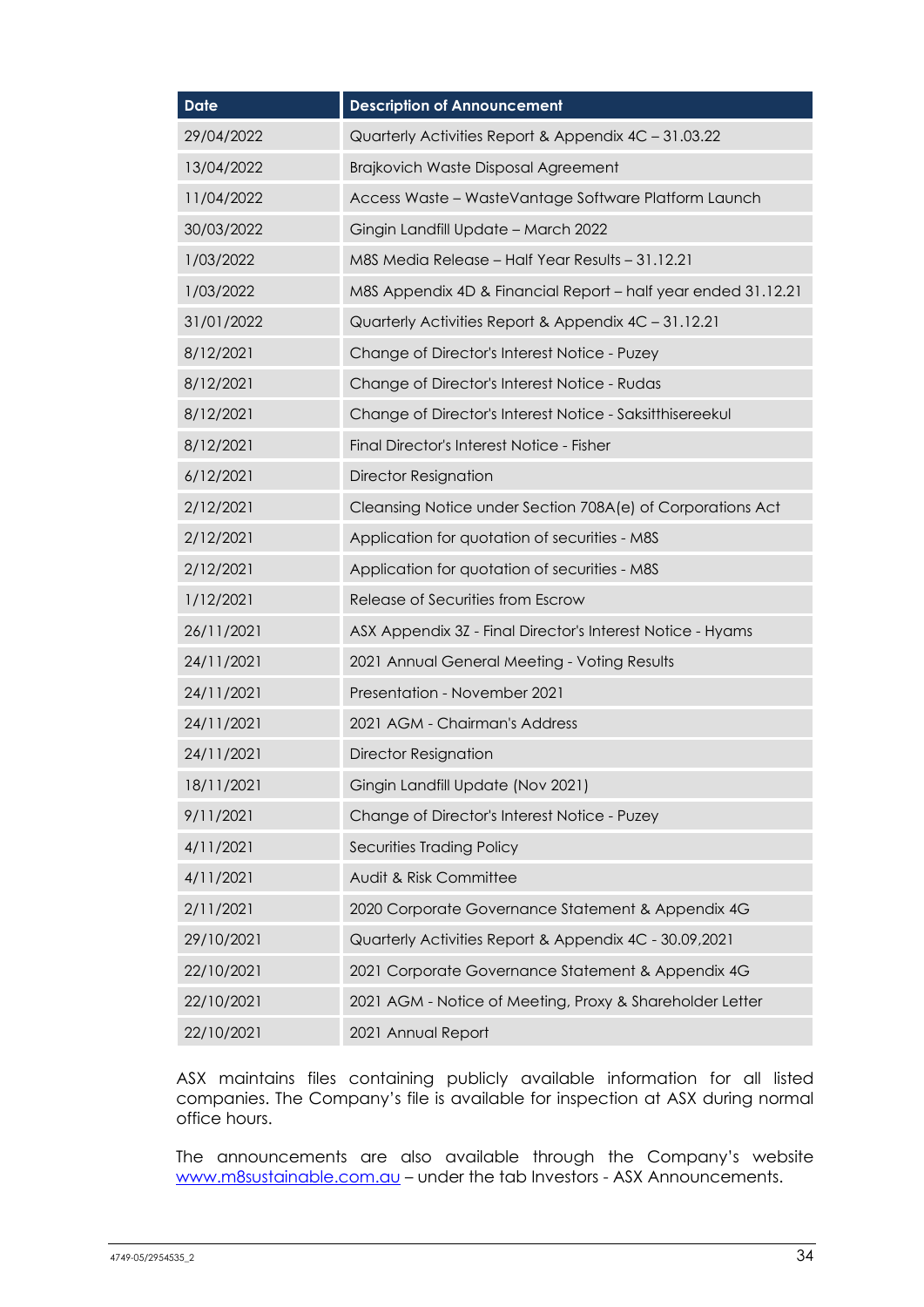| Date | Description of Announcement |
|---|---|
| 29/04/2022 | Quarterly Activities Report & Appendix 4C – 31.03.22 |
| 13/04/2022 | Brajkovich Waste Disposal Agreement |
| 11/04/2022 | Access Waste – WasteVantage Software Platform Launch |
| 30/03/2022 | Gingin Landfill Update – March 2022 |
| 1/03/2022 | M8S Media Release – Half Year Results – 31.12.21 |
| 1/03/2022 | M8S Appendix 4D & Financial Report – half year ended 31.12.21 |
| 31/01/2022 | Quarterly Activities Report & Appendix 4C – 31.12.21 |
| 8/12/2021 | Change of Director's Interest Notice - Puzey |
| 8/12/2021 | Change of Director's Interest Notice - Rudas |
| 8/12/2021 | Change of Director's Interest Notice - Saksitthisereekul |
| 8/12/2021 | Final Director's Interest Notice - Fisher |
| 6/12/2021 | Director Resignation |
| 2/12/2021 | Cleansing Notice under Section 708A(e) of Corporations Act |
| 2/12/2021 | Application for quotation of securities - M8S |
| 2/12/2021 | Application for quotation of securities - M8S |
| 1/12/2021 | Release of Securities from Escrow |
| 26/11/2021 | ASX Appendix 3Z - Final Director's Interest Notice - Hyams |
| 24/11/2021 | 2021 Annual General Meeting - Voting Results |
| 24/11/2021 | Presentation - November 2021 |
| 24/11/2021 | 2021 AGM - Chairman's Address |
| 24/11/2021 | Director Resignation |
| 18/11/2021 | Gingin Landfill Update (Nov 2021) |
| 9/11/2021 | Change of Director's Interest Notice - Puzey |
| 4/11/2021 | Securities Trading Policy |
| 4/11/2021 | Audit & Risk Committee |
| 2/11/2021 | 2020 Corporate Governance Statement & Appendix 4G |
| 29/10/2021 | Quarterly Activities Report & Appendix 4C - 30.09,2021 |
| 22/10/2021 | 2021 Corporate Governance Statement & Appendix 4G |
| 22/10/2021 | 2021 AGM - Notice of Meeting, Proxy & Shareholder Letter |
| 22/10/2021 | 2021 Annual Report |

ASX maintains files containing publicly available information for all listed companies. The Company's file is available for inspection at ASX during normal office hours.

The announcements are also available through the Company's website www.m8sustainable.com.au – under the tab Investors - ASX Announcements.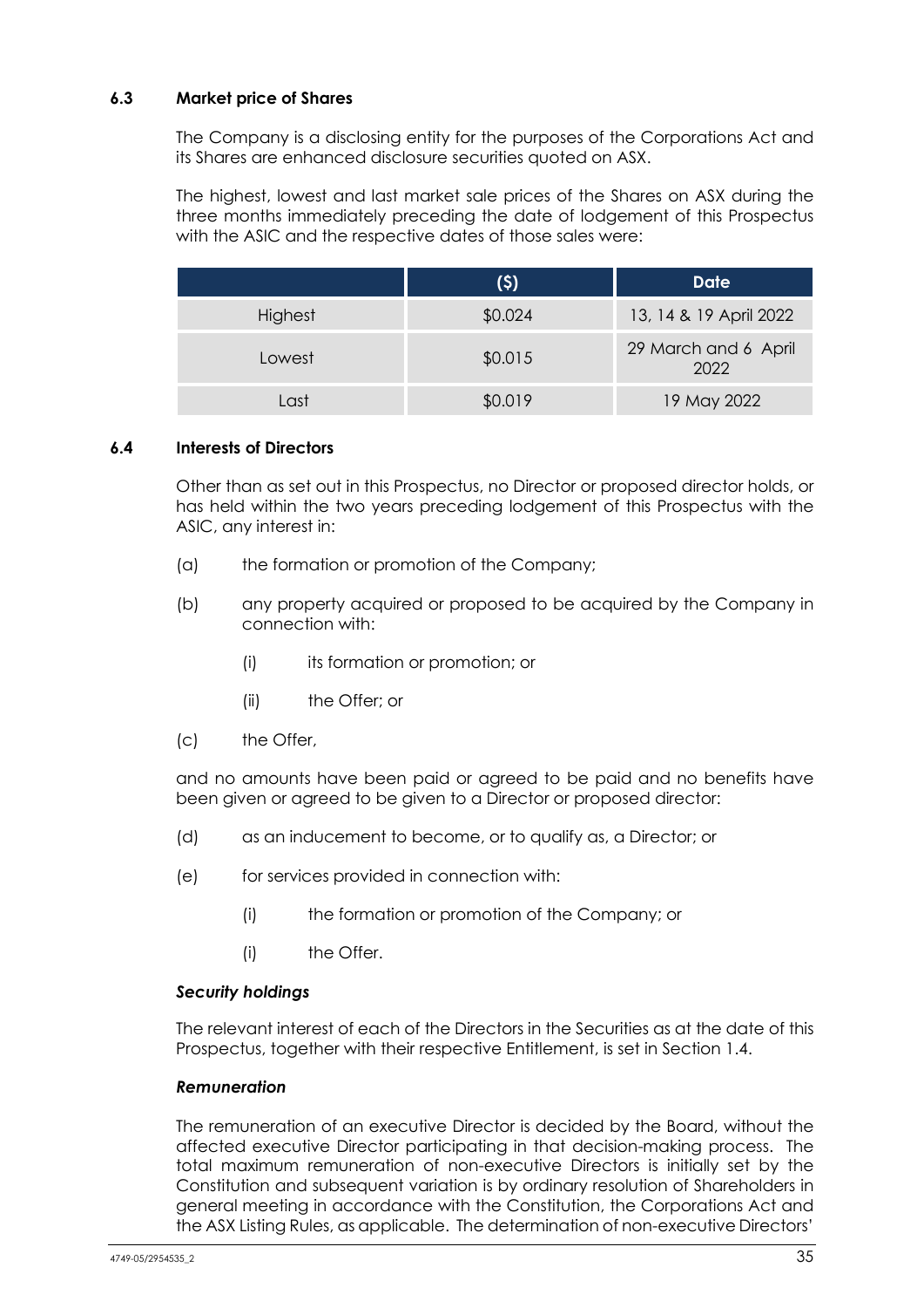### 6.3 Market price of Shares

The Company is a disclosing entity for the purposes of the Corporations Act and its Shares are enhanced disclosure securities quoted on ASX.

The highest, lowest and last market sale prices of the Shares on ASX during the three months immediately preceding the date of lodgement of this Prospectus with the ASIC and the respective dates of those sales were:

| | ($) | Date |
|---|---|---|
| Highest | $0.024 | 13, 14 & 19 April 2022 |
| Lowest | $0.015 | 29 March and 6 April 2022 |
| Last | $0.019 | 19 May 2022 |

### 6.4 Interests of Directors

Other than as set out in this Prospectus, no Director or proposed director holds, or has held within the two years preceding lodgement of this Prospectus with the ASIC, any interest in:

(a) the formation or promotion of the Company;

(b) any property acquired or proposed to be acquired by the Company in connection with:

(i) its formation or promotion; or

(ii) the Offer; or

(c) the Offer,

and no amounts have been paid or agreed to be paid and no benefits have been given or agreed to be given to a Director or proposed director:

(d) as an inducement to become, or to qualify as, a Director; or

(e) for services provided in connection with:

(i) the formation or promotion of the Company; or

(i) the Offer.

***Security holdings***

The relevant interest of each of the Directors in the Securities as at the date of this Prospectus, together with their respective Entitlement, is set in Section 1.4.

***Remuneration***

The remuneration of an executive Director is decided by the Board, without the affected executive Director participating in that decision-making process. The total maximum remuneration of non-executive Directors is initially set by the Constitution and subsequent variation is by ordinary resolution of Shareholders in general meeting in accordance with the Constitution, the Corporations Act and the ASX Listing Rules, as applicable. The determination of non-executive Directors'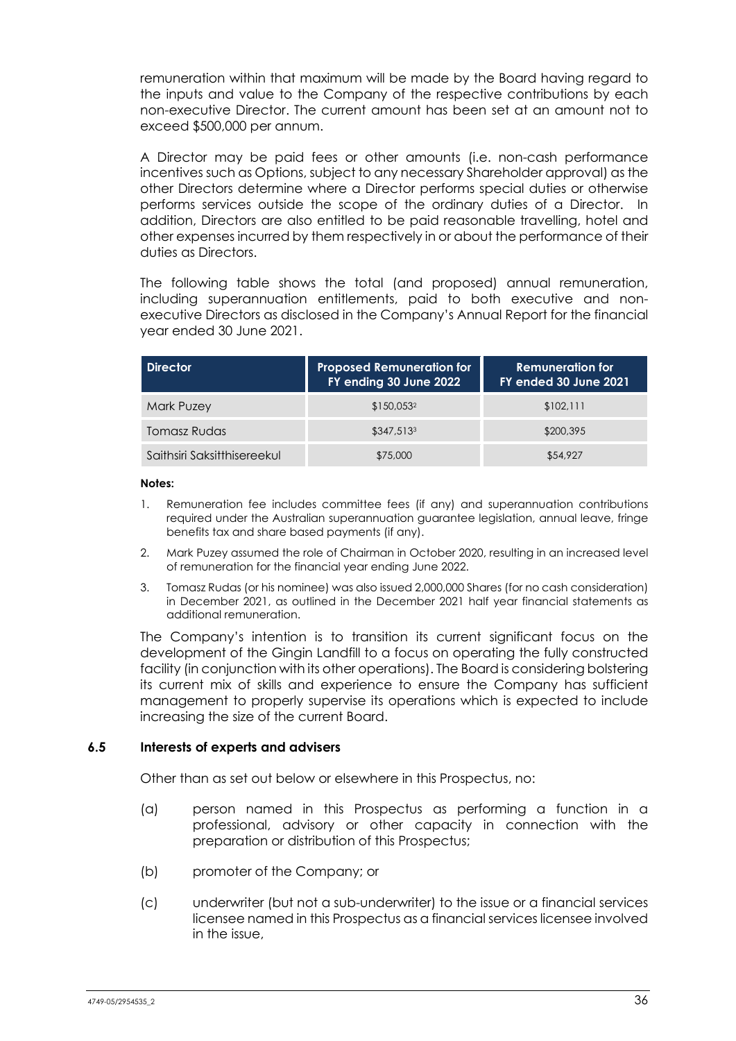remuneration within that maximum will be made by the Board having regard to the inputs and value to the Company of the respective contributions by each non-executive Director. The current amount has been set at an amount not to exceed $500,000 per annum.

A Director may be paid fees or other amounts (i.e. non-cash performance incentives such as Options, subject to any necessary Shareholder approval) as the other Directors determine where a Director performs special duties or otherwise performs services outside the scope of the ordinary duties of a Director. In addition, Directors are also entitled to be paid reasonable travelling, hotel and other expenses incurred by them respectively in or about the performance of their duties as Directors.

The following table shows the total (and proposed) annual remuneration, including superannuation entitlements, paid to both executive and non-executive Directors as disclosed in the Company's Annual Report for the financial year ended 30 June 2021.

| Director | Proposed Remuneration for FY ending 30 June 2022 | Remuneration for FY ended 30 June 2021 |
| --- | --- | --- |
| Mark Puzey | $150,053[2] | $102,111 |
| Tomasz Rudas | $347,513[3] | $200,395 |
| Saithsiri Saksitthisereekul | $75,000 | $54,927 |

**Notes:**

1. Remuneration fee includes committee fees (if any) and superannuation contributions required under the Australian superannuation guarantee legislation, annual leave, fringe benefits tax and share based payments (if any).
2. Mark Puzey assumed the role of Chairman in October 2020, resulting in an increased level of remuneration for the financial year ending June 2022.
3. Tomasz Rudas (or his nominee) was also issued 2,000,000 Shares (for no cash consideration) in December 2021, as outlined in the December 2021 half year financial statements as additional remuneration.

The Company's intention is to transition its current significant focus on the development of the Gingin Landfill to a focus on operating the fully constructed facility (in conjunction with its other operations). The Board is considering bolstering its current mix of skills and experience to ensure the Company has sufficient management to properly supervise its operations which is expected to include increasing the size of the current Board.

### 6.5 Interests of experts and advisers

Other than as set out below or elsewhere in this Prospectus, no:

(a) person named in this Prospectus as performing a function in a professional, advisory or other capacity in connection with the preparation or distribution of this Prospectus;

(b) promoter of the Company; or

(c) underwriter (but not a sub-underwriter) to the issue or a financial services licensee named in this Prospectus as a financial services licensee involved in the issue,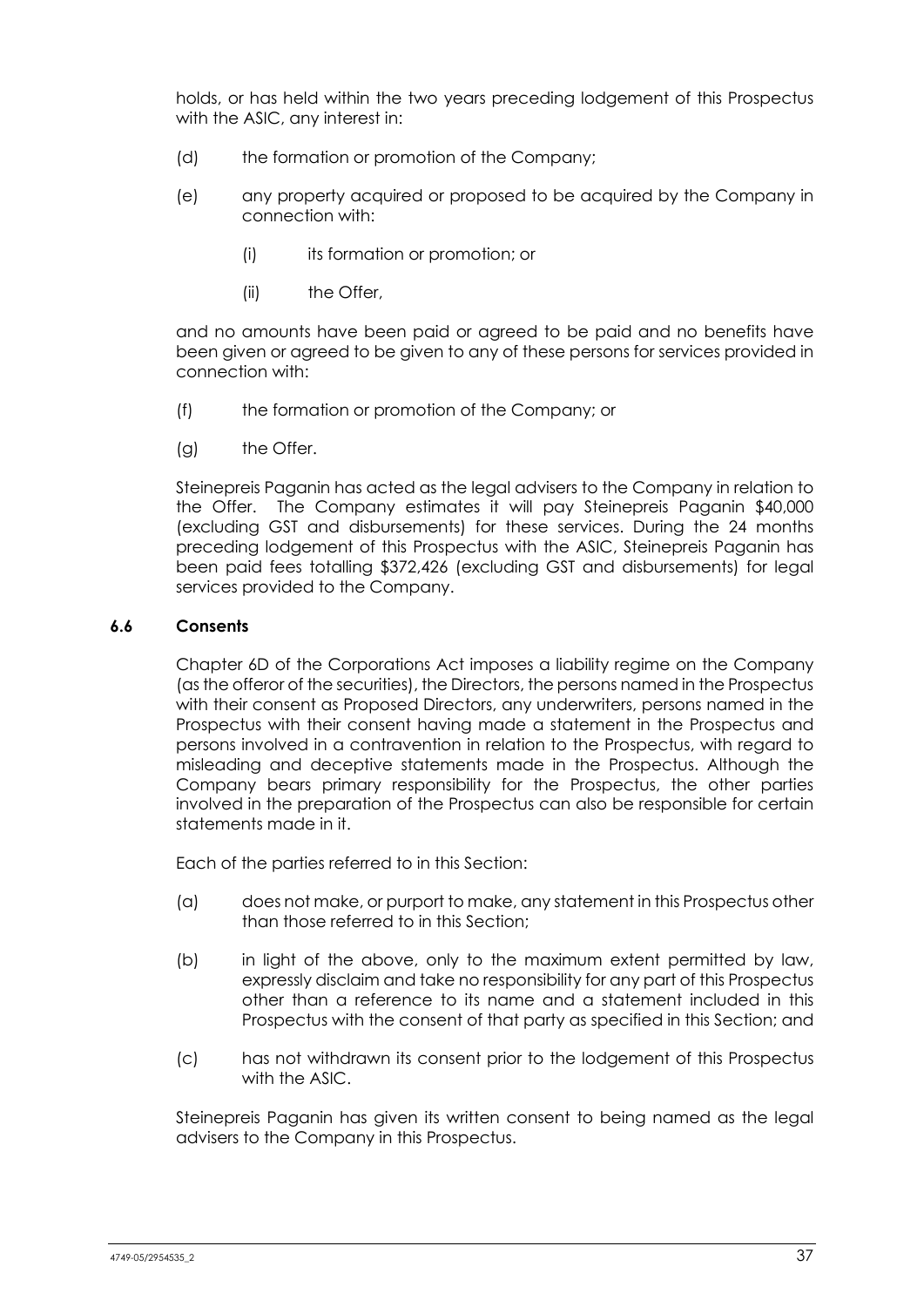holds, or has held within the two years preceding lodgement of this Prospectus with the ASIC, any interest in:

(d) the formation or promotion of the Company;

(e) any property acquired or proposed to be acquired by the Company in connection with:

   (i) its formation or promotion; or

   (ii) the Offer,

and no amounts have been paid or agreed to be paid and no benefits have been given or agreed to be given to any of these persons for services provided in connection with:

(f) the formation or promotion of the Company; or

(g) the Offer.

Steinepreis Paganin has acted as the legal advisers to the Company in relation to the Offer. The Company estimates it will pay Steinepreis Paganin $40,000 (excluding GST and disbursements) for these services. During the 24 months preceding lodgement of this Prospectus with the ASIC, Steinepreis Paganin has been paid fees totalling $372,426 (excluding GST and disbursements) for legal services provided to the Company.

### 6.6 Consents

Chapter 6D of the Corporations Act imposes a liability regime on the Company (as the offeror of the securities), the Directors, the persons named in the Prospectus with their consent as Proposed Directors, any underwriters, persons named in the Prospectus with their consent having made a statement in the Prospectus and persons involved in a contravention in relation to the Prospectus, with regard to misleading and deceptive statements made in the Prospectus. Although the Company bears primary responsibility for the Prospectus, the other parties involved in the preparation of the Prospectus can also be responsible for certain statements made in it.

Each of the parties referred to in this Section:

(a) does not make, or purport to make, any statement in this Prospectus other than those referred to in this Section;

(b) in light of the above, only to the maximum extent permitted by law, expressly disclaim and take no responsibility for any part of this Prospectus other than a reference to its name and a statement included in this Prospectus with the consent of that party as specified in this Section; and

(c) has not withdrawn its consent prior to the lodgement of this Prospectus with the ASIC.

Steinepreis Paganin has given its written consent to being named as the legal advisers to the Company in this Prospectus.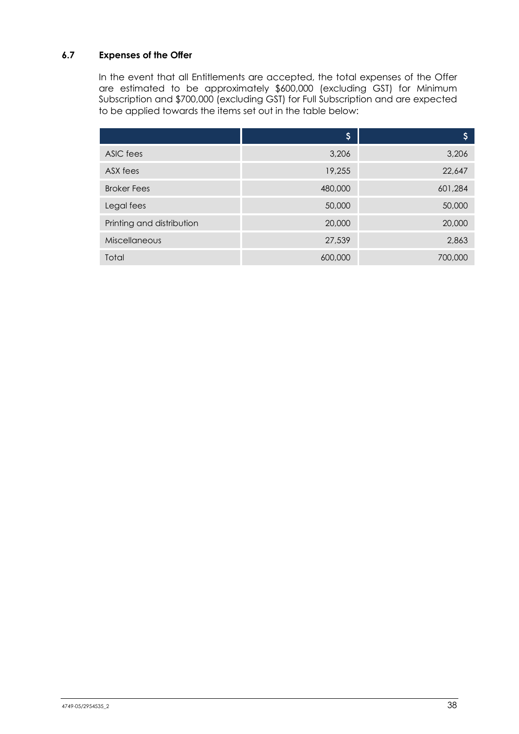### 6.7 Expenses of the Offer

In the event that all Entitlements are accepted, the total expenses of the Offer are estimated to be approximately $600,000 (excluding GST) for Minimum Subscription and $700,000 (excluding GST) for Full Subscription and are expected to be applied towards the items set out in the table below:

| | $ | $ |
|---|---|---|
| ASIC fees | 3,206 | 3,206 |
| ASX fees | 19,255 | 22,647 |
| Broker Fees | 480,000 | 601,284 |
| Legal fees | 50,000 | 50,000 |
| Printing and distribution | 20,000 | 20,000 |
| Miscellaneous | 27,539 | 2,863 |
| Total | 600,000 | 700,000 |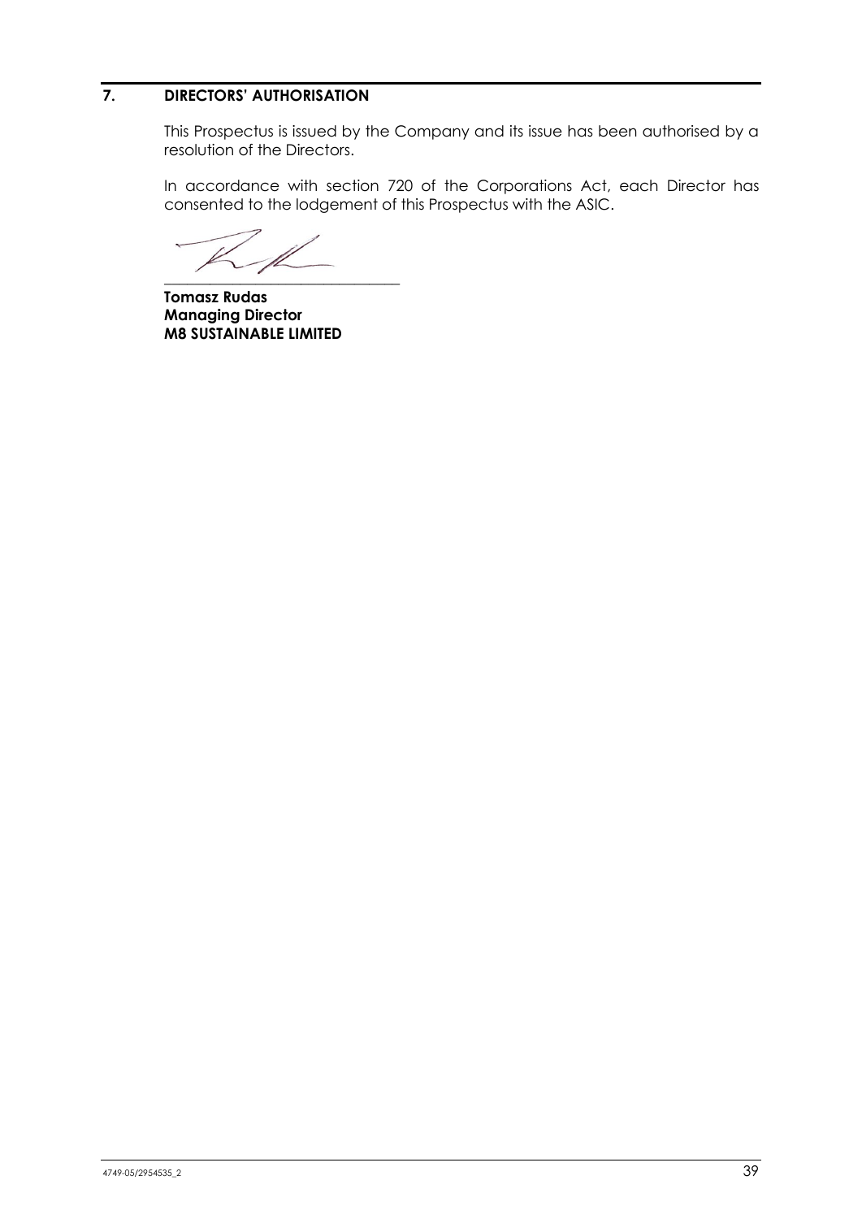## 7. DIRECTORS' AUTHORISATION

This Prospectus is issued by the Company and its issue has been authorised by a resolution of the Directors.

In accordance with section 720 of the Corporations Act, each Director has consented to the lodgement of this Prospectus with the ASIC.

_______________________________

**Tomasz Rudas**
**Managing Director**
**M8 SUSTAINABLE LIMITED**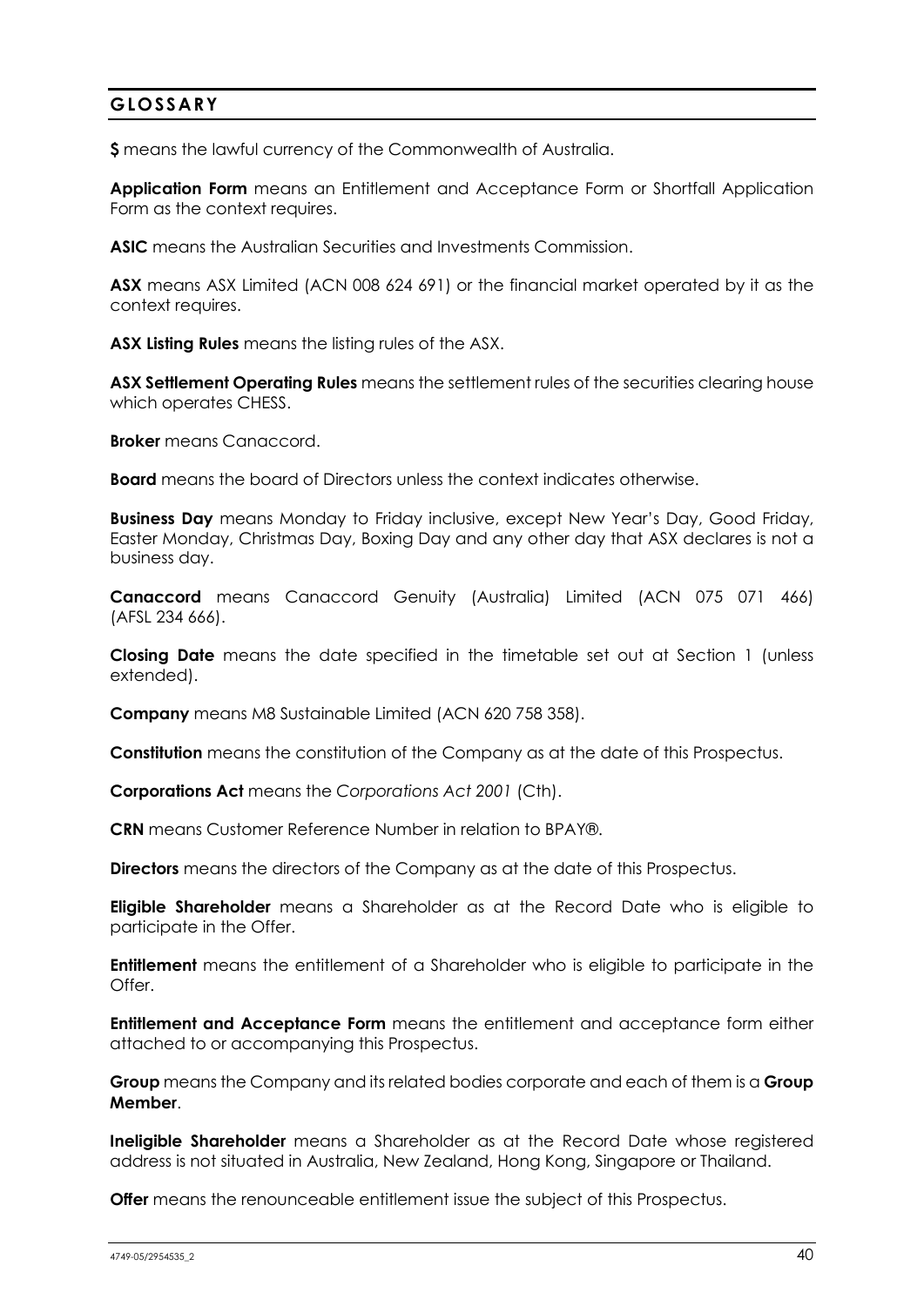## GLOSSARY

**$** means the lawful currency of the Commonwealth of Australia.

**Application Form** means an Entitlement and Acceptance Form or Shortfall Application Form as the context requires.

**ASIC** means the Australian Securities and Investments Commission.

**ASX** means ASX Limited (ACN 008 624 691) or the financial market operated by it as the context requires.

**ASX Listing Rules** means the listing rules of the ASX.

**ASX Settlement Operating Rules** means the settlement rules of the securities clearing house which operates CHESS.

**Broker** means Canaccord.

**Board** means the board of Directors unless the context indicates otherwise.

**Business Day** means Monday to Friday inclusive, except New Year's Day, Good Friday, Easter Monday, Christmas Day, Boxing Day and any other day that ASX declares is not a business day.

**Canaccord** means Canaccord Genuity (Australia) Limited (ACN 075 071 466) (AFSL 234 666).

**Closing Date** means the date specified in the timetable set out at Section 1 (unless extended).

**Company** means M8 Sustainable Limited (ACN 620 758 358).

**Constitution** means the constitution of the Company as at the date of this Prospectus.

**Corporations Act** means the *Corporations Act 2001* (Cth).

**CRN** means Customer Reference Number in relation to BPAY®.

**Directors** means the directors of the Company as at the date of this Prospectus.

**Eligible Shareholder** means a Shareholder as at the Record Date who is eligible to participate in the Offer.

**Entitlement** means the entitlement of a Shareholder who is eligible to participate in the Offer.

**Entitlement and Acceptance Form** means the entitlement and acceptance form either attached to or accompanying this Prospectus.

**Group** means the Company and its related bodies corporate and each of them is a **Group Member**.

**Ineligible Shareholder** means a Shareholder as at the Record Date whose registered address is not situated in Australia, New Zealand, Hong Kong, Singapore or Thailand.

**Offer** means the renounceable entitlement issue the subject of this Prospectus.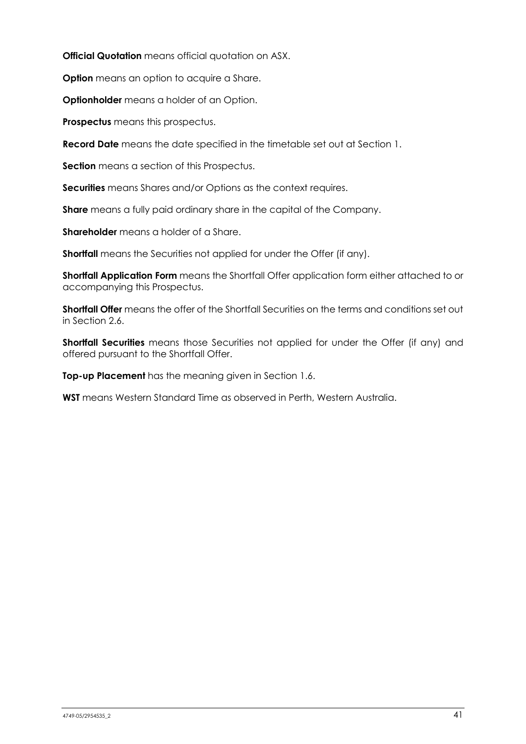**Official Quotation** means official quotation on ASX.

**Option** means an option to acquire a Share.

**Optionholder** means a holder of an Option.

**Prospectus** means this prospectus.

**Record Date** means the date specified in the timetable set out at Section 1.

**Section** means a section of this Prospectus.

**Securities** means Shares and/or Options as the context requires.

**Share** means a fully paid ordinary share in the capital of the Company.

**Shareholder** means a holder of a Share.

**Shortfall** means the Securities not applied for under the Offer (if any).

**Shortfall Application Form** means the Shortfall Offer application form either attached to or accompanying this Prospectus.

**Shortfall Offer** means the offer of the Shortfall Securities on the terms and conditions set out in Section 2.6.

**Shortfall Securities** means those Securities not applied for under the Offer (if any) and offered pursuant to the Shortfall Offer.

**Top-up Placement** has the meaning given in Section 1.6.

**WST** means Western Standard Time as observed in Perth, Western Australia.